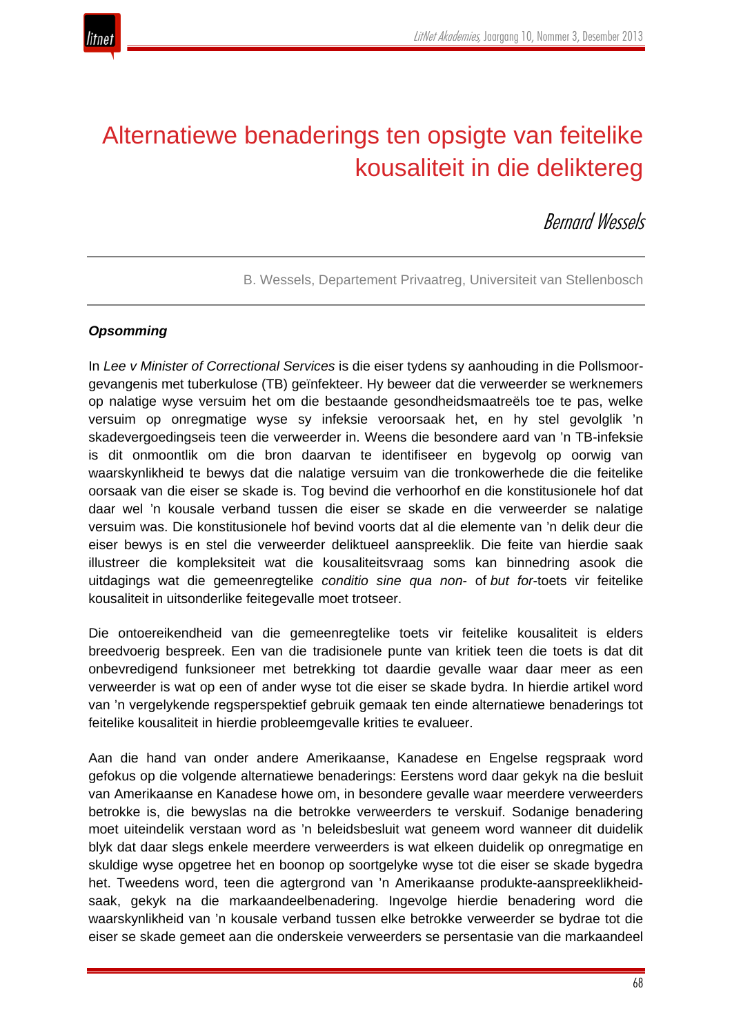# Alternatiewe benaderings ten opsigte van feitelike kousaliteit in die deliktereg

*Bernard Wessels*

B. Wessels, Departement Privaatreg, Universiteit van Stellenbosch

***Opsomming***

In *Lee v Minister of Correctional Services* is die eiser tydens sy aanhouding in die Pollsmoor-gevangenis met tuberkulose (TB) geïnfekteer. Hy beweer dat die verweerder se werknemers op nalatige wyse versuim het om die bestaande gesondheidsmaatreëls toe te pas, welke versuim op onregmatige wyse sy infeksie veroorsaak het, en hy stel gevolglik ’n skadevergoedingseis teen die verweerder in. Weens die besondere aard van ’n TB-infeksie is dit onmoontlik om die bron daarvan te identifiseer en bygevolg op oorwig van waarskynlikheid te bewys dat die nalatige versuim van die tronkowerhede die feitelike oorsaak van die eiser se skade is. Tog bevind die verhoorhof en die konstitusionele hof dat daar wel ’n kousale verband tussen die eiser se skade en die verweerder se nalatige versuim was. Die konstitusionele hof bevind voorts dat al die elemente van ’n delik deur die eiser bewys is en stel die verweerder deliktueel aanspreeklik. Die feite van hierdie saak illustreer die kompleksiteit wat die kousaliteitsvraag soms kan binnedring asook die uitdagings wat die gemeenregtelike *conditio sine qua non-* of *but for*-toets vir feitelike kousaliteit in uitsonderlike feitegevalle moet trotseer.

Die ontoereikendheid van die gemeenregtelike toets vir feitelike kousaliteit is elders breedvoerig bespreek. Een van die tradisionele punte van kritiek teen die toets is dat dit onbevredigend funksioneer met betrekking tot daardie gevalle waar daar meer as een verweerder is wat op een of ander wyse tot die eiser se skade bydra. In hierdie artikel word van ’n vergelykende regsperspektief gebruik gemaak ten einde alternatiewe benaderings tot feitelike kousaliteit in hierdie probleemgevalle krities te evalueer.

Aan die hand van onder andere Amerikaanse, Kanadese en Engelse regspraak word gefokus op die volgende alternatiewe benaderings: Eerstens word daar gekyk na die besluit van Amerikaanse en Kanadese howe om, in besondere gevalle waar meerdere verweerders betrokke is, die bewyslas na die betrokke verweerders te verskuif. Sodanige benadering moet uiteindelik verstaan word as ’n beleidsbesluit wat geneem word wanneer dit duidelik blyk dat daar slegs enkele meerdere verweerders is wat elkeen duidelik op onregmatige en skuldige wyse opgetree het en boonop op soortgelyke wyse tot die eiser se skade bygedra het. Tweedens word, teen die agtergrond van ’n Amerikaanse produkte-aanspreeklikheid-saak, gekyk na die markaandeelbenadering. Ingevolge hierdie benadering word die waarskynlikheid van ’n kousale verband tussen elke betrokke verweerder se bydrae tot die eiser se skade gemeet aan die onderskeie verweerders se persentasie van die markaandeel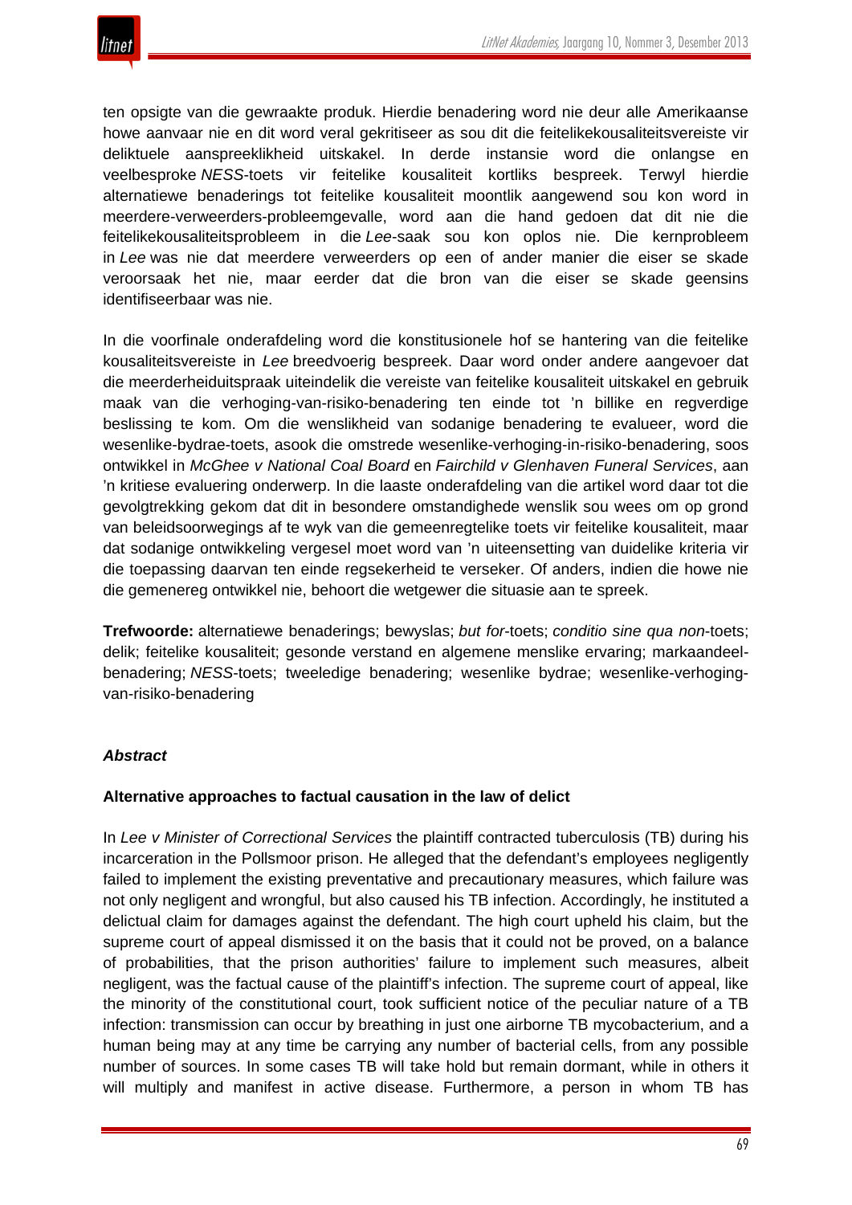ten opsigte van die gewraakte produk. Hierdie benadering word nie deur alle Amerikaanse howe aanvaar nie en dit word veral gekritiseer as sou dit die feitelikekousaliteitsvereiste vir deliktuele aanspreeklikheid uitskakel. In derde instansie word die onlangse en veelbesproke *NESS*-toets vir feitelike kousaliteit kortliks bespreek. Terwyl hierdie alternatiewe benaderings tot feitelike kousaliteit moontlik aangewend sou kon word in meerdere-verweerders-probleemgevalle, word aan die hand gedoen dat dit nie die feitelikekousaliteitsprobleem in die *Lee*-saak sou kon oplos nie. Die kernprobleem in *Lee* was nie dat meerdere verweerders op een of ander manier die eiser se skade veroorsaak het nie, maar eerder dat die bron van die eiser se skade geensins identifiseerbaar was nie.

In die voorfinale onderafdeling word die konstitusionele hof se hantering van die feitelike kousaliteitsvereiste in *Lee* breedvoerig bespreek. Daar word onder andere aangevoer dat die meerderheiduitspraak uiteindelik die vereiste van feitelike kousaliteit uitskakel en gebruik maak van die verhoging-van-risiko-benadering ten einde tot 'n billike en regverdige beslissing te kom. Om die wenslikheid van sodanige benadering te evalueer, word die wesenlike-bydrae-toets, asook die omstrede wesenlike-verhoging-in-risiko-benadering, soos ontwikkel in *McGhee v National Coal Board* en *Fairchild v Glenhaven Funeral Services*, aan 'n kritiese evaluering onderwerp. In die laaste onderafdeling van die artikel word daar tot die gevolgtrekking gekom dat dit in besondere omstandighede wenslik sou wees om op grond van beleidsoorwegings af te wyk van die gemeenregtelike toets vir feitelike kousaliteit, maar dat sodanige ontwikkeling vergesel moet word van 'n uiteensetting van duidelike kriteria vir die toepassing daarvan ten einde regsekerheid te verseker. Of anders, indien die howe nie die gemenereg ontwikkel nie, behoort die wetgewer die situasie aan te spreek.

**Trefwoorde:** alternatiewe benaderings; bewyslas; *but for*-toets; *conditio sine qua non*-toets; delik; feitelike kousaliteit; gesonde verstand en algemene menslike ervaring; markaandeelbenadering; *NESS*-toets; tweeledige benadering; wesenlike bydrae; wesenlike-verhoging-van-risiko-benadering

## *Abstract*

### **Alternative approaches to factual causation in the law of delict**

In *Lee v Minister of Correctional Services* the plaintiff contracted tuberculosis (TB) during his incarceration in the Pollsmoor prison. He alleged that the defendant's employees negligently failed to implement the existing preventative and precautionary measures, which failure was not only negligent and wrongful, but also caused his TB infection. Accordingly, he instituted a delictual claim for damages against the defendant. The high court upheld his claim, but the supreme court of appeal dismissed it on the basis that it could not be proved, on a balance of probabilities, that the prison authorities' failure to implement such measures, albeit negligent, was the factual cause of the plaintiff's infection. The supreme court of appeal, like the minority of the constitutional court, took sufficient notice of the peculiar nature of a TB infection: transmission can occur by breathing in just one airborne TB mycobacterium, and a human being may at any time be carrying any number of bacterial cells, from any possible number of sources. In some cases TB will take hold but remain dormant, while in others it will multiply and manifest in active disease. Furthermore, a person in whom TB has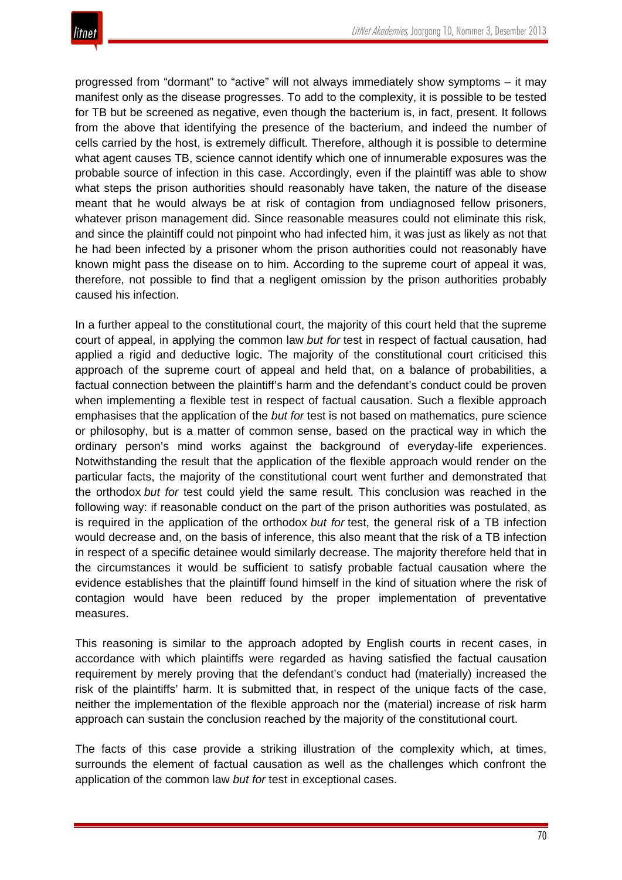progressed from "dormant" to "active" will not always immediately show symptoms – it may manifest only as the disease progresses. To add to the complexity, it is possible to be tested for TB but be screened as negative, even though the bacterium is, in fact, present. It follows from the above that identifying the presence of the bacterium, and indeed the number of cells carried by the host, is extremely difficult. Therefore, although it is possible to determine what agent causes TB, science cannot identify which one of innumerable exposures was the probable source of infection in this case. Accordingly, even if the plaintiff was able to show what steps the prison authorities should reasonably have taken, the nature of the disease meant that he would always be at risk of contagion from undiagnosed fellow prisoners, whatever prison management did. Since reasonable measures could not eliminate this risk, and since the plaintiff could not pinpoint who had infected him, it was just as likely as not that he had been infected by a prisoner whom the prison authorities could not reasonably have known might pass the disease on to him. According to the supreme court of appeal it was, therefore, not possible to find that a negligent omission by the prison authorities probably caused his infection.

In a further appeal to the constitutional court, the majority of this court held that the supreme court of appeal, in applying the common law *but for* test in respect of factual causation, had applied a rigid and deductive logic. The majority of the constitutional court criticised this approach of the supreme court of appeal and held that, on a balance of probabilities, a factual connection between the plaintiff's harm and the defendant's conduct could be proven when implementing a flexible test in respect of factual causation. Such a flexible approach emphasises that the application of the *but for* test is not based on mathematics, pure science or philosophy, but is a matter of common sense, based on the practical way in which the ordinary person's mind works against the background of everyday-life experiences. Notwithstanding the result that the application of the flexible approach would render on the particular facts, the majority of the constitutional court went further and demonstrated that the orthodox *but for* test could yield the same result. This conclusion was reached in the following way: if reasonable conduct on the part of the prison authorities was postulated, as is required in the application of the orthodox *but for* test, the general risk of a TB infection would decrease and, on the basis of inference, this also meant that the risk of a TB infection in respect of a specific detainee would similarly decrease. The majority therefore held that in the circumstances it would be sufficient to satisfy probable factual causation where the evidence establishes that the plaintiff found himself in the kind of situation where the risk of contagion would have been reduced by the proper implementation of preventative measures.

This reasoning is similar to the approach adopted by English courts in recent cases, in accordance with which plaintiffs were regarded as having satisfied the factual causation requirement by merely proving that the defendant's conduct had (materially) increased the risk of the plaintiffs' harm. It is submitted that, in respect of the unique facts of the case, neither the implementation of the flexible approach nor the (material) increase of risk harm approach can sustain the conclusion reached by the majority of the constitutional court.

The facts of this case provide a striking illustration of the complexity which, at times, surrounds the element of factual causation as well as the challenges which confront the application of the common law *but for* test in exceptional cases.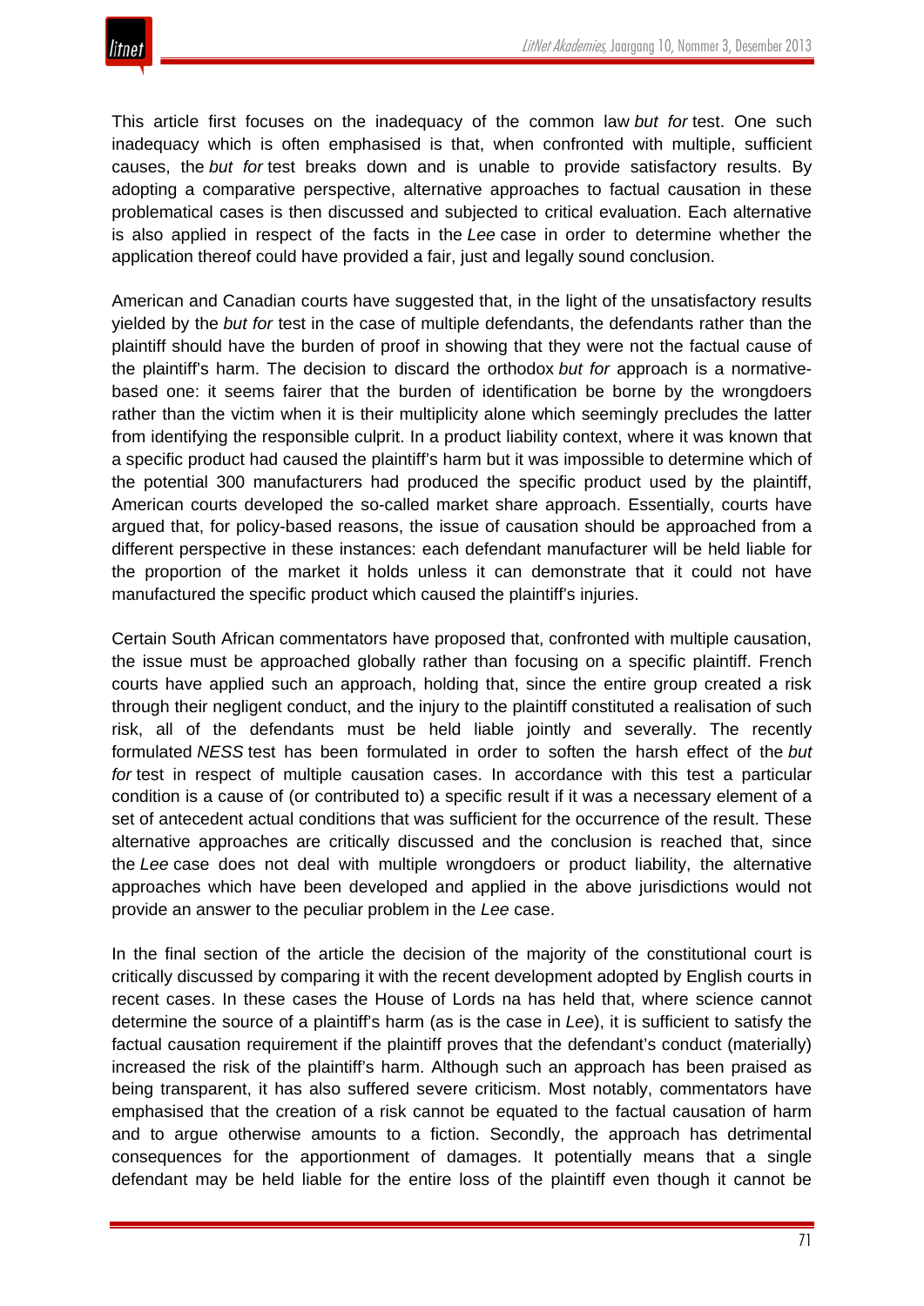This article first focuses on the inadequacy of the common law *but for* test. One such inadequacy which is often emphasised is that, when confronted with multiple, sufficient causes, the *but for* test breaks down and is unable to provide satisfactory results. By adopting a comparative perspective, alternative approaches to factual causation in these problematical cases is then discussed and subjected to critical evaluation. Each alternative is also applied in respect of the facts in the *Lee* case in order to determine whether the application thereof could have provided a fair, just and legally sound conclusion.

American and Canadian courts have suggested that, in the light of the unsatisfactory results yielded by the *but for* test in the case of multiple defendants, the defendants rather than the plaintiff should have the burden of proof in showing that they were not the factual cause of the plaintiff's harm. The decision to discard the orthodox *but for* approach is a normative-based one: it seems fairer that the burden of identification be borne by the wrongdoers rather than the victim when it is their multiplicity alone which seemingly precludes the latter from identifying the responsible culprit. In a product liability context, where it was known that a specific product had caused the plaintiff's harm but it was impossible to determine which of the potential 300 manufacturers had produced the specific product used by the plaintiff, American courts developed the so-called market share approach. Essentially, courts have argued that, for policy-based reasons, the issue of causation should be approached from a different perspective in these instances: each defendant manufacturer will be held liable for the proportion of the market it holds unless it can demonstrate that it could not have manufactured the specific product which caused the plaintiff's injuries.

Certain South African commentators have proposed that, confronted with multiple causation, the issue must be approached globally rather than focusing on a specific plaintiff. French courts have applied such an approach, holding that, since the entire group created a risk through their negligent conduct, and the injury to the plaintiff constituted a realisation of such risk, all of the defendants must be held liable jointly and severally. The recently formulated *NESS* test has been formulated in order to soften the harsh effect of the *but for* test in respect of multiple causation cases. In accordance with this test a particular condition is a cause of (or contributed to) a specific result if it was a necessary element of a set of antecedent actual conditions that was sufficient for the occurrence of the result. These alternative approaches are critically discussed and the conclusion is reached that, since the *Lee* case does not deal with multiple wrongdoers or product liability, the alternative approaches which have been developed and applied in the above jurisdictions would not provide an answer to the peculiar problem in the *Lee* case.

In the final section of the article the decision of the majority of the constitutional court is critically discussed by comparing it with the recent development adopted by English courts in recent cases. In these cases the House of Lords na has held that, where science cannot determine the source of a plaintiff's harm (as is the case in *Lee*), it is sufficient to satisfy the factual causation requirement if the plaintiff proves that the defendant's conduct (materially) increased the risk of the plaintiff's harm. Although such an approach has been praised as being transparent, it has also suffered severe criticism. Most notably, commentators have emphasised that the creation of a risk cannot be equated to the factual causation of harm and to argue otherwise amounts to a fiction. Secondly, the approach has detrimental consequences for the apportionment of damages. It potentially means that a single defendant may be held liable for the entire loss of the plaintiff even though it cannot be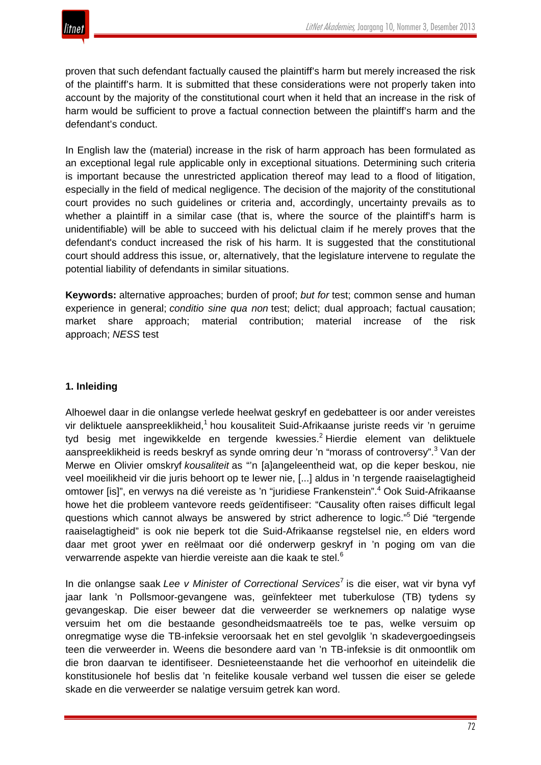proven that such defendant factually caused the plaintiff's harm but merely increased the risk of the plaintiff's harm. It is submitted that these considerations were not properly taken into account by the majority of the constitutional court when it held that an increase in the risk of harm would be sufficient to prove a factual connection between the plaintiff's harm and the defendant's conduct.

In English law the (material) increase in the risk of harm approach has been formulated as an exceptional legal rule applicable only in exceptional situations. Determining such criteria is important because the unrestricted application thereof may lead to a flood of litigation, especially in the field of medical negligence. The decision of the majority of the constitutional court provides no such guidelines or criteria and, accordingly, uncertainty prevails as to whether a plaintiff in a similar case (that is, where the source of the plaintiff's harm is unidentifiable) will be able to succeed with his delictual claim if he merely proves that the defendant's conduct increased the risk of his harm. It is suggested that the constitutional court should address this issue, or, alternatively, that the legislature intervene to regulate the potential liability of defendants in similar situations.

**Keywords:** alternative approaches; burden of proof; *but for* test; common sense and human experience in general; *conditio sine qua non* test; delict; dual approach; factual causation; market share approach; material contribution; material increase of the risk approach; *NESS* test

## 1. Inleiding

Alhoewel daar in die onlangse verlede heelwat geskryf en gedebatteer is oor ander vereistes vir deliktuele aanspreeklikheid,[1] hou kousaliteit Suid-Afrikaanse juriste reeds vir 'n geruime tyd besig met ingewikkelde en tergende kwessies.[2] Hierdie element van deliktuele aanspreeklikheid is reeds beskryf as synde omring deur 'n "morass of controversy".[3] Van der Merwe en Olivier omskryf *kousaliteit* as "'n [a]angeleentheid wat, op die keper beskou, nie veel moeilikheid vir die juris behoort op te lewer nie, [...] aldus in 'n tergende raaiselagtigheid omtower [is]", en verwys na dié vereiste as 'n "juridiese Frankenstein".[4] Ook Suid-Afrikaanse howe het die probleem vantevore reeds geïdentifiseer: "Causality often raises difficult legal questions which cannot always be answered by strict adherence to logic."[5] Dié "tergende raaiselagtigheid" is ook nie beperk tot die Suid-Afrikaanse regstelsel nie, en elders word daar met groot ywer en reëlmaat oor dié onderwerp geskryf in 'n poging om van die verwarrende aspekte van hierdie vereiste aan die kaak te stel.[6]

In die onlangse saak *Lee v Minister of Correctional Services*[7] is die eiser, wat vir byna vyf jaar lank 'n Pollsmoor-gevangene was, geïnfekteer met tuberkulose (TB) tydens sy gevangeskap. Die eiser beweer dat die verweerder se werknemers op nalatige wyse versuim het om die bestaande gesondheidsmaatreëls toe te pas, welke versuim op onregmatige wyse die TB-infeksie veroorsaak het en stel gevolglik 'n skadevergoedingseis teen die verweerder in. Weens die besondere aard van 'n TB-infeksie is dit onmoontlik om die bron daarvan te identifiseer. Desnieteenstaande het die verhoorhof en uiteindelik die konstitusionele hof beslis dat 'n feitelike kousale verband wel tussen die eiser se gelede skade en die verweerder se nalatige versuim getrek kan word.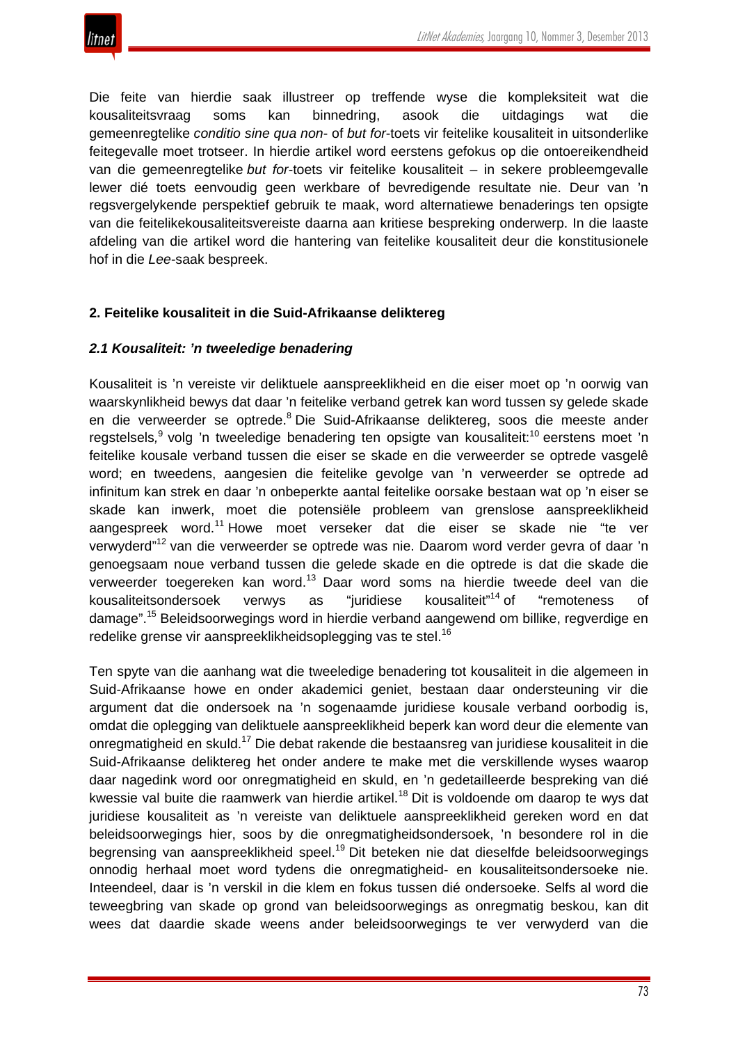Die feite van hierdie saak illustreer op treffende wyse die kompleksiteit wat die kousaliteitsvraag soms kan binnedring, asook die uitdagings wat die gemeenregtelike *conditio sine qua non*- of *but for*-toets vir feitelike kousaliteit in uitsonderlike feitegevalle moet trotseer. In hierdie artikel word eerstens gefokus op die ontoereikendheid van die gemeenregtelike *but for*-toets vir feitelike kousaliteit – in sekere probleemgevalle lewer dié toets eenvoudig geen werkbare of bevredigende resultate nie. Deur van 'n regsvergelykende perspektief gebruik te maak, word alternatiewe benaderings ten opsigte van die feitelikekousaliteitsvereiste daarna aan kritiese bespreking onderwerp. In die laaste afdeling van die artikel word die hantering van feitelike kousaliteit deur die konstitusionele hof in die *Lee*-saak bespreek.

## 2. Feitelike kousaliteit in die Suid-Afrikaanse deliktereg

### *2.1 Kousaliteit: 'n tweeledige benadering*

Kousaliteit is 'n vereiste vir deliktuele aanspreeklikheid en die eiser moet op 'n oorwig van waarskynlikheid bewys dat daar 'n feitelike verband getrek kan word tussen sy gelede skade en die verweerder se optrede.[8] Die Suid-Afrikaanse deliktereg, soos die meeste ander regstelsels,[9] volg 'n tweeledige benadering ten opsigte van kousaliteit:[10] eerstens moet 'n feitelike kousale verband tussen die eiser se skade en die verweerder se optrede vasgelê word; en tweedens, aangesien die feitelike gevolge van 'n verweerder se optrede ad infinitum kan strek en daar 'n onbeperkte aantal feitelike oorsake bestaan wat op 'n eiser se skade kan inwerk, moet die potensiële probleem van grenslose aanspreeklikheid aangespreek word.[11] Howe moet verseker dat die eiser se skade nie "te ver verwyderd"[12] van die verweerder se optrede was nie. Daarom word verder gevra of daar 'n genoegsaam noue verband tussen die gelede skade en die optrede is dat die skade die verweerder toegereken kan word.[13] Daar word soms na hierdie tweede deel van die kousaliteitsondersoek verwys as "juridiese kousaliteit"[14] of "remoteness of damage".[15] Beleidsoorwegings word in hierdie verband aangewend om billike, regverdige en redelike grense vir aanspreeklikheidsoplegging vas te stel.[16]

Ten spyte van die aanhang wat die tweeledige benadering tot kousaliteit in die algemeen in Suid-Afrikaanse howe en onder akademici geniet, bestaan daar ondersteuning vir die argument dat die ondersoek na 'n sogenaamde juridiese kousale verband oorbodig is, omdat die oplegging van deliktuele aanspreeklikheid beperk kan word deur die elemente van onregmatigheid en skuld.[17] Die debat rakende die bestaansreg van juridiese kousaliteit in die Suid-Afrikaanse deliktereg het onder andere te make met die verskillende wyses waarop daar nagedink word oor onregmatigheid en skuld, en 'n gedetailleerde bespreking van dié kwessie val buite die raamwerk van hierdie artikel.[18] Dit is voldoende om daarop te wys dat juridiese kousaliteit as 'n vereiste van deliktuele aanspreeklikheid gereken word en dat beleidsoorwegings hier, soos by die onregmatigheidsondersoek, 'n besondere rol in die begrensing van aanspreeklikheid speel.[19] Dit beteken nie dat dieselfde beleidsoorwegings onnodig herhaal moet word tydens die onregmatigheid- en kousaliteitsondersoeke nie. Inteendeel, daar is 'n verskil in die klem en fokus tussen dié ondersoeke. Selfs al word die teweegbring van skade op grond van beleidsoorwegings as onregmatig beskou, kan dit wees dat daardie skade weens ander beleidsoorwegings te ver verwyderd van die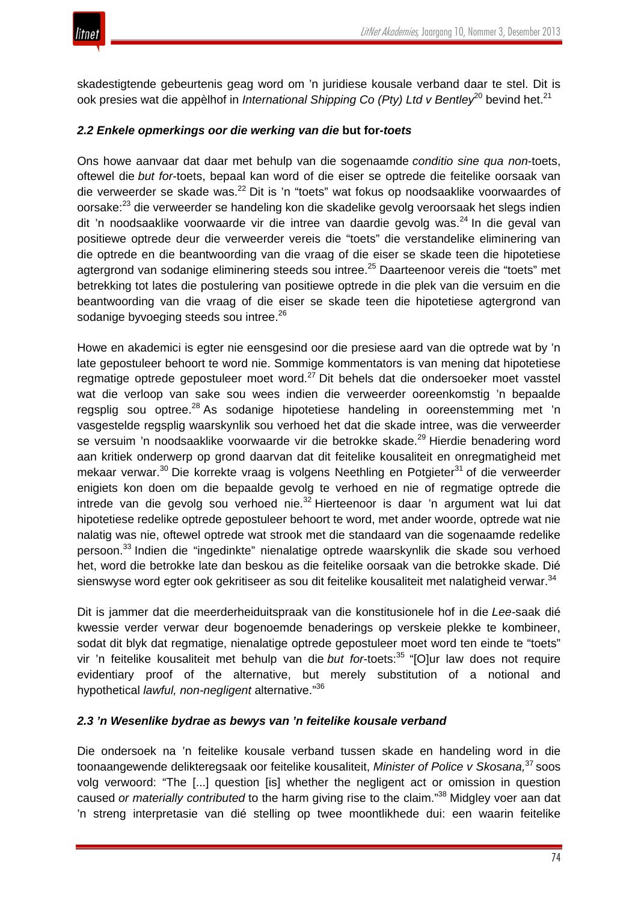skadestigtende gebeurtenis geag word om 'n juridiese kousale verband daar te stel. Dit is ook presies wat die appèlhof in *International Shipping Co (Pty) Ltd v Bentley*[20] bevind het.[21]

### *2.2 Enkele opmerkings oor die werking van die* **but for***-toets*

Ons howe aanvaar dat daar met behulp van die sogenaamde *conditio sine qua non*-toets, oftewel die *but for*-toets, bepaal kan word of die eiser se optrede die feitelike oorsaak van die verweerder se skade was.[22] Dit is 'n "toets" wat fokus op noodsaaklike voorwaardes of oorsake:[23] die verweerder se handeling kon die skadelike gevolg veroorsaak het slegs indien dit 'n noodsaaklike voorwaarde vir die intree van daardie gevolg was.[24] In die geval van positiewe optrede deur die verweerder vereis die "toets" die verstandelike eliminering van die optrede en die beantwoording van die vraag of die eiser se skade teen die hipotetiese agtergrond van sodanige eliminering steeds sou intree.[25] Daarteenoor vereis die "toets" met betrekking tot lates die postulering van positiewe optrede in die plek van die versuim en die beantwoording van die vraag of die eiser se skade teen die hipotetiese agtergrond van sodanige byvoeging steeds sou intree.[26]

Howe en akademici is egter nie eensgesind oor die presiese aard van die optrede wat by 'n late gepostuleer behoort te word nie. Sommige kommentators is van mening dat hipotetiese regmatige optrede gepostuleer moet word.[27] Dit behels dat die ondersoeker moet vasstel wat die verloop van sake sou wees indien die verweerder ooreenkomstig 'n bepaalde regsplig sou optree.[28] As sodanige hipotetiese handeling in ooreenstemming met 'n vasgestelde regsplig waarskynlik sou verhoed het dat die skade intree, was die verweerder se versuim 'n noodsaaklike voorwaarde vir die betrokke skade.[29] Hierdie benadering word aan kritiek onderwerp op grond daarvan dat dit feitelike kousaliteit en onregmatigheid met mekaar verwar.[30] Die korrekte vraag is volgens Neethling en Potgieter[31] of die verweerder enigiets kon doen om die bepaalde gevolg te verhoed en nie of regmatige optrede die intrede van die gevolg sou verhoed nie.[32] Hierteenoor is daar 'n argument wat lui dat hipotetiese redelike optrede gepostuleer behoort te word, met ander woorde, optrede wat nie nalatig was nie, oftewel optrede wat strook met die standaard van die sogenaamde redelike persoon.[33] Indien die "ingedinkte" nienalatige optrede waarskynlik die skade sou verhoed het, word die betrokke late dan beskou as die feitelike oorsaak van die betrokke skade. Dié sienswyse word egter ook gekritiseer as sou dit feitelike kousaliteit met nalatigheid verwar.[34]

Dit is jammer dat die meerderheiduitspraak van die konstitusionele hof in die *Lee*-saak dié kwessie verder verwar deur bogenoemde benaderings op verskeie plekke te kombineer, sodat dit blyk dat regmatige, nienalatige optrede gepostuleer moet word ten einde te "toets" vir 'n feitelike kousaliteit met behulp van die *but for*-toets:[35] "[O]ur law does not require evidentiary proof of the alternative, but merely substitution of a notional and hypothetical *lawful, non-negligent* alternative."[36]

### *2.3 'n Wesenlike bydrae as bewys van 'n feitelike kousale verband*

Die ondersoek na 'n feitelike kousale verband tussen skade en handeling word in die toonaangewende delikteregsaak oor feitelike kousaliteit, *Minister of Police v Skosana,*[37] soos volg verwoord: "The [...] question [is] whether the negligent act or omission in question caused *or materially contributed* to the harm giving rise to the claim."[38] Midgley voer aan dat 'n streng interpretasie van dié stelling op twee moontlikhede dui: een waarin feitelike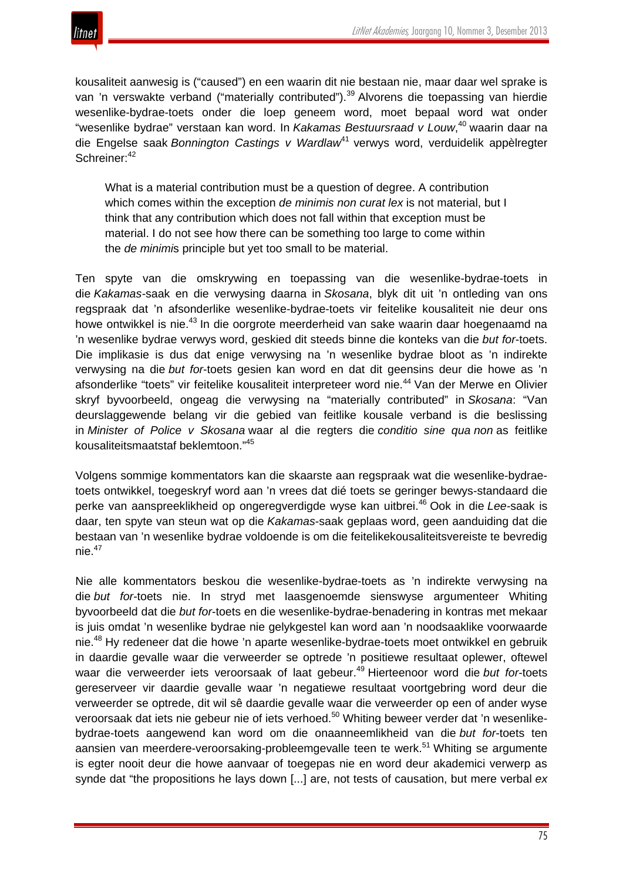kousaliteit aanwesig is ("caused") en een waarin dit nie bestaan nie, maar daar wel sprake is van 'n verswakte verband ("materially contributed").[39] Alvorens die toepassing van hierdie wesenlike-bydrae-toets onder die loep geneem word, moet bepaal word wat onder "wesenlike bydrae" verstaan kan word. In *Kakamas Bestuursraad v Louw*,[40] waarin daar na die Engelse saak *Bonnington Castings v Wardlaw*[41] verwys word, verduidelik appèlregter Schreiner:[42]

> What is a material contribution must be a question of degree. A contribution which comes within the exception *de minimis non curat lex* is not material, but I think that any contribution which does not fall within that exception must be material. I do not see how there can be something too large to come within the *de minimi*s principle but yet too small to be material.

Ten spyte van die omskrywing en toepassing van die wesenlike-bydrae-toets in die *Kakamas*-saak en die verwysing daarna in *Skosana*, blyk dit uit 'n ontleding van ons regspraak dat 'n afsonderlike wesenlike-bydrae-toets vir feitelike kousaliteit nie deur ons howe ontwikkel is nie.[43] In die oorgrote meerderheid van sake waarin daar hoegenaamd na 'n wesenlike bydrae verwys word, geskied dit steeds binne die konteks van die *but for*-toets. Die implikasie is dus dat enige verwysing na 'n wesenlike bydrae bloot as 'n indirekte verwysing na die *but for*-toets gesien kan word en dat dit geensins deur die howe as 'n afsonderlike "toets" vir feitelike kousaliteit interpreteer word nie.[44] Van der Merwe en Olivier skryf byvoorbeeld, ongeag die verwysing na "materially contributed" in *Skosana*: "Van deurslaggewende belang vir die gebied van feitlike kousale verband is die beslissing in *Minister of Police v Skosana* waar al die regters die *conditio sine qua non* as feitlike kousaliteitsmaatstaf beklemtoon."[45]

Volgens sommige kommentators kan die skaarste aan regspraak wat die wesenlike-bydrae-toets ontwikkel, toegeskryf word aan 'n vrees dat dié toets se geringer bewys-standaard die perke van aanspreeklikheid op ongeregverdigde wyse kan uitbrei.[46] Ook in die *Lee*-saak is daar, ten spyte van steun wat op die *Kakamas*-saak geplaas word, geen aanduiding dat die bestaan van 'n wesenlike bydrae voldoende is om die feitelikekousaliteitsvereiste te bevredig nie.[47]

Nie alle kommentators beskou die wesenlike-bydrae-toets as 'n indirekte verwysing na die *but for*-toets nie. In stryd met laasgenoemde sienswyse argumenteer Whiting byvoorbeeld dat die *but for*-toets en die wesenlike-bydrae-benadering in kontras met mekaar is juis omdat 'n wesenlike bydrae nie gelykgestel kan word aan 'n noodsaaklike voorwaarde nie.[48] Hy redeneer dat die howe 'n aparte wesenlike-bydrae-toets moet ontwikkel en gebruik in daardie gevalle waar die verweerder se optrede 'n positiewe resultaat oplewer, oftewel waar die verweerder iets veroorsaak of laat gebeur.[49] Hierteenoor word die *but for*-toets gereserveer vir daardie gevalle waar 'n negatiewe resultaat voortgebring word deur die verweerder se optrede, dit wil sê daardie gevalle waar die verweerder op een of ander wyse veroorsaak dat iets nie gebeur nie of iets verhoed.[50] Whiting beweer verder dat 'n wesenlike-bydrae-toets aangewend kan word om die onaanneemlikheid van die *but for*-toets ten aansien van meerdere-veroorsaking-probleemgevalle teen te werk.[51] Whiting se argumente is egter nooit deur die howe aanvaar of toegepas nie en word deur akademici verwerp as synde dat "the propositions he lays down [...] are, not tests of causation, but mere verbal *ex*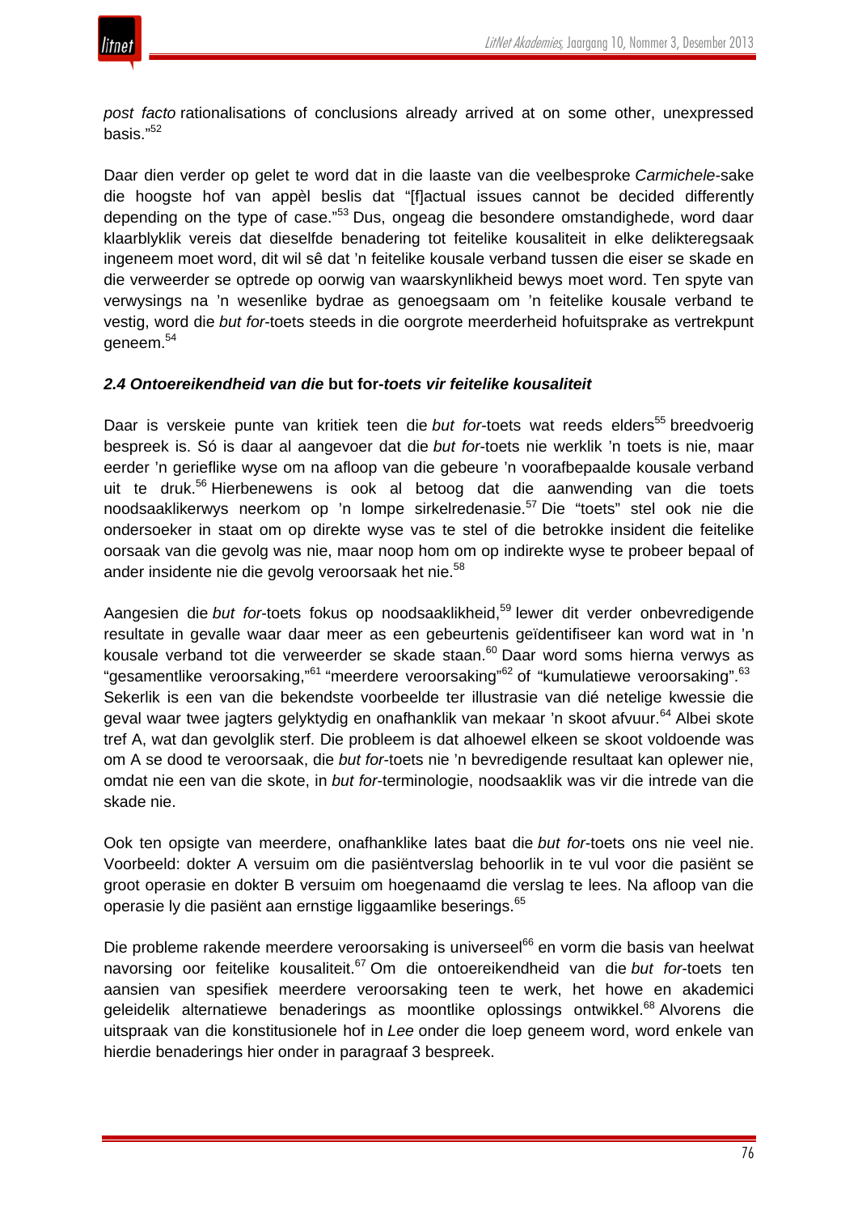*post facto* rationalisations of conclusions already arrived at on some other, unexpressed basis."[52]

Daar dien verder op gelet te word dat in die laaste van die veelbesproke *Carmichele*-sake die hoogste hof van appèl beslis dat "[f]actual issues cannot be decided differently depending on the type of case."[53] Dus, ongeag die besondere omstandighede, word daar klaarblyklik vereis dat dieselfde benadering tot feitelike kousaliteit in elke delikteregsaak ingeneem moet word, dit wil sê dat 'n feitelike kousale verband tussen die eiser se skade en die verweerder se optrede op oorwig van waarskynlikheid bewys moet word. Ten spyte van verwysings na 'n wesenlike bydrae as genoegsaam om 'n feitelike kousale verband te vestig, word die *but for*-toets steeds in die oorgrote meerderheid hofuitsprake as vertrekpunt geneem.[54]

### *2.4 Ontoereikendheid van die* **but for**-*toets vir feitelike kousaliteit*

Daar is verskeie punte van kritiek teen die *but for*-toets wat reeds elders[55] breedvoerig bespreek is. Só is daar al aangevoer dat die *but for*-toets nie werklik 'n toets is nie, maar eerder 'n gerieflike wyse om na afloop van die gebeure 'n voorafbepaalde kousale verband uit te druk.[56] Hierbenewens is ook al betoog dat die aanwending van die toets noodsaaklikerwys neerkom op 'n lompe sirkelredenasie.[57] Die "toets" stel ook nie die ondersoeker in staat om op direkte wyse vas te stel of die betrokke insident die feitelike oorsaak van die gevolg was nie, maar noop hom om op indirekte wyse te probeer bepaal of ander insidente nie die gevolg veroorsaak het nie.[58]

Aangesien die *but for*-toets fokus op noodsaaklikheid,[59] lewer dit verder onbevredigende resultate in gevalle waar daar meer as een gebeurtenis geïdentifiseer kan word wat in 'n kousale verband tot die verweerder se skade staan.[60] Daar word soms hierna verwys as "gesamentlike veroorsaking,"[61] "meerdere veroorsaking"[62] of "kumulatiewe veroorsaking".[63] Sekerlik is een van die bekendste voorbeelde ter illustrasie van dié netelige kwessie die geval waar twee jagters gelyktydig en onafhanklik van mekaar 'n skoot afvuur.[64] Albei skote tref A, wat dan gevolglik sterf. Die probleem is dat alhoewel elkeen se skoot voldoende was om A se dood te veroorsaak, die *but for*-toets nie 'n bevredigende resultaat kan oplewer nie, omdat nie een van die skote, in *but for*-terminologie, noodsaaklik was vir die intrede van die skade nie.

Ook ten opsigte van meerdere, onafhanklike lates baat die *but for*-toets ons nie veel nie. Voorbeeld: dokter A versuim om die pasiëntverslag behoorlik in te vul voor die pasiënt se groot operasie en dokter B versuim om hoegenaamd die verslag te lees. Na afloop van die operasie ly die pasiënt aan ernstige liggaamlike beserings.[65]

Die probleme rakende meerdere veroorsaking is universeel[66] en vorm die basis van heelwat navorsing oor feitelike kousaliteit.[67] Om die ontoereikendheid van die *but for*-toets ten aansien van spesifiek meerdere veroorsaking teen te werk, het howe en akademici geleidelik alternatiewe benaderings as moontlike oplossings ontwikkel.[68] Alvorens die uitspraak van die konstitusionele hof in *Lee* onder die loep geneem word, word enkele van hierdie benaderings hier onder in paragraaf 3 bespreek.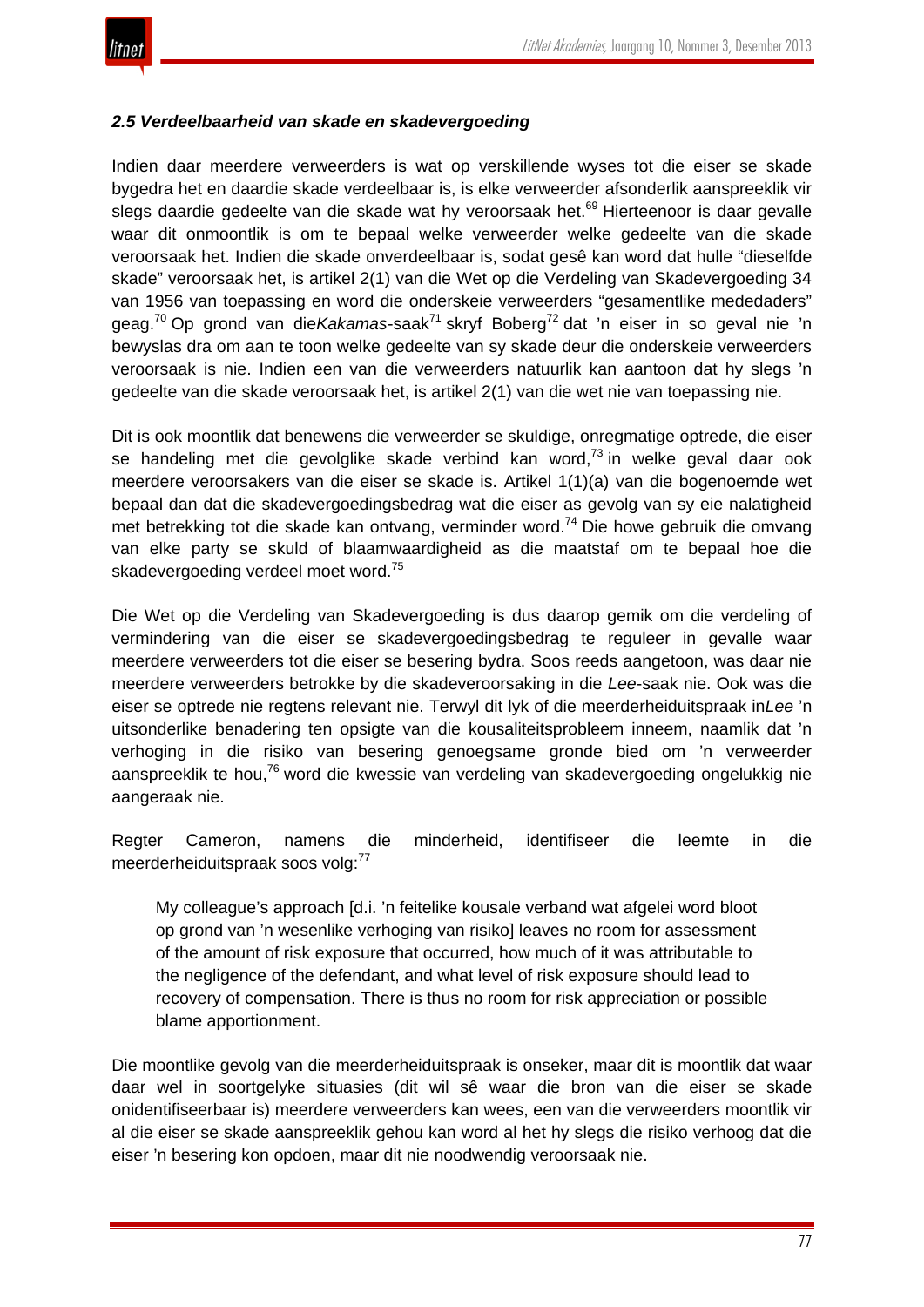### *2.5 Verdeelbaarheid van skade en skadevergoeding*

Indien daar meerdere verweerders is wat op verskillende wyses tot die eiser se skade bygedra het en daardie skade verdeelbaar is, is elke verweerder afsonderlik aanspreeklik vir slegs daardie gedeelte van die skade wat hy veroorsaak het.[69] Hierteenoor is daar gevalle waar dit onmoontlik is om te bepaal welke verweerder welke gedeelte van die skade veroorsaak het. Indien die skade onverdeelbaar is, sodat gesê kan word dat hulle "dieselfde skade" veroorsaak het, is artikel 2(1) van die Wet op die Verdeling van Skadevergoeding 34 van 1956 van toepassing en word die onderskeie verweerders "gesamentlike mededaders" geag.[70] Op grond van die*Kakamas*-saak[71] skryf Boberg[72] dat 'n eiser in so geval nie 'n bewyslas dra om aan te toon welke gedeelte van sy skade deur die onderskeie verweerders veroorsaak is nie. Indien een van die verweerders natuurlik kan aantoon dat hy slegs 'n gedeelte van die skade veroorsaak het, is artikel 2(1) van die wet nie van toepassing nie.

Dit is ook moontlik dat benewens die verweerder se skuldige, onregmatige optrede, die eiser se handeling met die gevolglike skade verbind kan word,[73] in welke geval daar ook meerdere veroorsakers van die eiser se skade is. Artikel 1(1)(a) van die bogenoemde wet bepaal dan dat die skadevergoedingsbedrag wat die eiser as gevolg van sy eie nalatigheid met betrekking tot die skade kan ontvang, verminder word.[74] Die howe gebruik die omvang van elke party se skuld of blaamwaardigheid as die maatstaf om te bepaal hoe die skadevergoeding verdeel moet word.[75]

Die Wet op die Verdeling van Skadevergoeding is dus daarop gemik om die verdeling of vermindering van die eiser se skadevergoedingsbedrag te reguleer in gevalle waar meerdere verweerders tot die eiser se besering bydra. Soos reeds aangetoon, was daar nie meerdere verweerders betrokke by die skadeveroorsaking in die *Lee*-saak nie. Ook was die eiser se optrede nie regtens relevant nie. Terwyl dit lyk of die meerderheiduitspraak in*Lee* 'n uitsonderlike benadering ten opsigte van die kousaliteitsprobleem inneem, naamlik dat 'n verhoging in die risiko van besering genoegsame gronde bied om 'n verweerder aanspreeklik te hou,[76] word die kwessie van verdeling van skadevergoeding ongelukkig nie aangeraak nie.

Regter Cameron, namens die minderheid, identifiseer die leemte in die meerderheiduitspraak soos volg:[77]

> My colleague's approach [d.i. 'n feitelike kousale verband wat afgelei word bloot op grond van 'n wesenlike verhoging van risiko] leaves no room for assessment of the amount of risk exposure that occurred, how much of it was attributable to the negligence of the defendant, and what level of risk exposure should lead to recovery of compensation. There is thus no room for risk appreciation or possible blame apportionment.

Die moontlike gevolg van die meerderheiduitspraak is onseker, maar dit is moontlik dat waar daar wel in soortgelyke situasies (dit wil sê waar die bron van die eiser se skade onidentifiseerbaar is) meerdere verweerders kan wees, een van die verweerders moontlik vir al die eiser se skade aanspreeklik gehou kan word al het hy slegs die risiko verhoog dat die eiser 'n besering kon opdoen, maar dit nie noodwendig veroorsaak nie.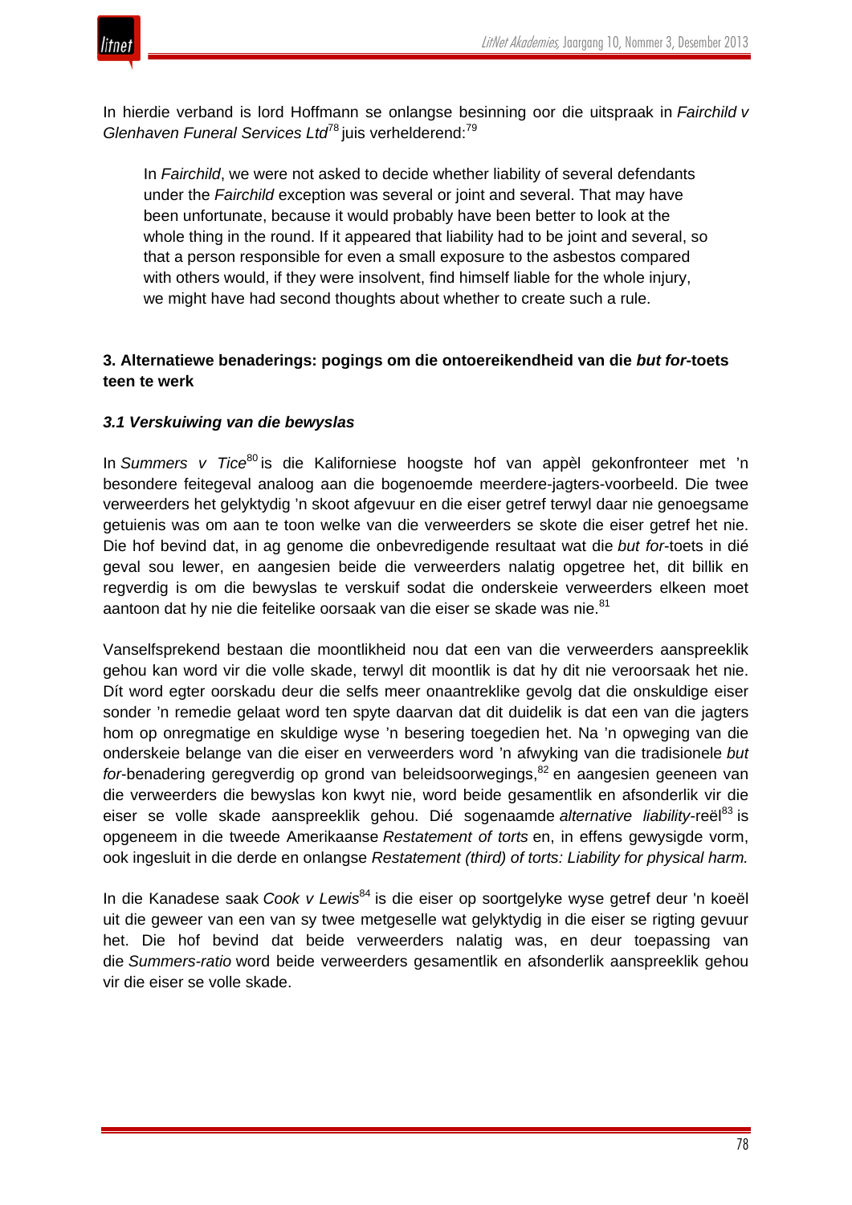In hierdie verband is lord Hoffmann se onlangse besinning oor die uitspraak in *Fairchild v Glenhaven Funeral Services Ltd*[78] juis verhelderend:[79]

> In *Fairchild*, we were not asked to decide whether liability of several defendants under the *Fairchild* exception was several or joint and several. That may have been unfortunate, because it would probably have been better to look at the whole thing in the round. If it appeared that liability had to be joint and several, so that a person responsible for even a small exposure to the asbestos compared with others would, if they were insolvent, find himself liable for the whole injury, we might have had second thoughts about whether to create such a rule.

## 3. Alternatiewe benaderings: pogings om die ontoereikendheid van die *but for*-toets teen te werk

### *3.1 Verskuiwing van die bewyslas*

In *Summers v Tice*[80] is die Kaliforniese hoogste hof van appèl gekonfronteer met 'n besondere feitegeval analoog aan die bogenoemde meerdere-jagters-voorbeeld. Die twee verweerders het gelyktydig 'n skoot afgevuur en die eiser getref terwyl daar nie genoegsame getuienis was om aan te toon welke van die verweerders se skote die eiser getref het nie. Die hof bevind dat, in ag genome die onbevredigende resultaat wat die *but for*-toets in dié geval sou lewer, en aangesien beide die verweerders nalatig opgetree het, dit billik en regverdig is om die bewyslas te verskuif sodat die onderskeie verweerders elkeen moet aantoon dat hy nie die feitelike oorsaak van die eiser se skade was nie.[81]

Vanselfsprekend bestaan die moontlikheid nou dat een van die verweerders aanspreeklik gehou kan word vir die volle skade, terwyl dit moontlik is dat hy dit nie veroorsaak het nie. Dít word egter oorskadu deur die selfs meer onaantreklike gevolg dat die onskuldige eiser sonder 'n remedie gelaat word ten spyte daarvan dat dit duidelik is dat een van die jagters hom op onregmatige en skuldige wyse 'n besering toegedien het. Na 'n opweging van die onderskeie belange van die eiser en verweerders word 'n afwyking van die tradisionele *but for*-benadering geregverdig op grond van beleidsoorwegings,[82] en aangesien geeneen van die verweerders die bewyslas kon kwyt nie, word beide gesamentlik en afsonderlik vir die eiser se volle skade aanspreeklik gehou. Dié sogenaamde *alternative liability*-reël[83] is opgeneem in die tweede Amerikaanse *Restatement of torts* en, in effens gewysigde vorm, ook ingesluit in die derde en onlangse *Restatement (third) of torts: Liability for physical harm.*

In die Kanadese saak *Cook v Lewis*[84] is die eiser op soortgelyke wyse getref deur 'n koeël uit die geweer van een van sy twee metgeselle wat gelyktydig in die eiser se rigting gevuur het. Die hof bevind dat beide verweerders nalatig was, en deur toepassing van die *Summers-ratio* word beide verweerders gesamentlik en afsonderlik aanspreeklik gehou vir die eiser se volle skade.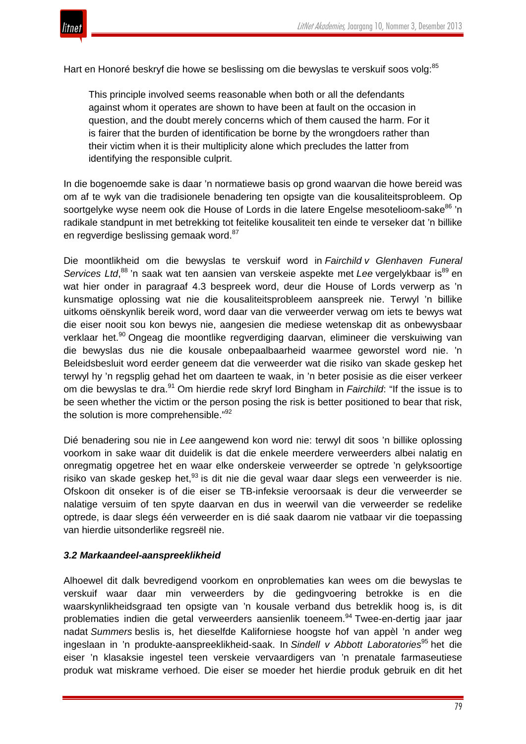Hart en Honoré beskryf die howe se beslissing om die bewyslas te verskuif soos volg:[85]

> This principle involved seems reasonable when both or all the defendants against whom it operates are shown to have been at fault on the occasion in question, and the doubt merely concerns which of them caused the harm. For it is fairer that the burden of identification be borne by the wrongdoers rather than their victim when it is their multiplicity alone which precludes the latter from identifying the responsible culprit.

In die bogenoemde sake is daar 'n normatiewe basis op grond waarvan die howe bereid was om af te wyk van die tradisionele benadering ten opsigte van die kousaliteitsprobleem. Op soortgelyke wyse neem ook die House of Lords in die latere Engelse mesotelioom-sake[86] 'n radikale standpunt in met betrekking tot feitelike kousaliteit ten einde te verseker dat 'n billike en regverdige beslissing gemaak word.[87]

Die moontlikheid om die bewyslas te verskuif word in *Fairchild v Glenhaven Funeral Services Ltd*,[88] 'n saak wat ten aansien van verskeie aspekte met *Lee* vergelykbaar is[89] en wat hier onder in paragraaf 4.3 bespreek word, deur die House of Lords verwerp as 'n kunsmatige oplossing wat nie die kousaliteitsprobleem aanspreek nie. Terwyl 'n billike uitkoms oënskynlik bereik word, word daar van die verweerder verwag om iets te bewys wat die eiser nooit sou kon bewys nie, aangesien die mediese wetenskap dit as onbewysbaar verklaar het.[90] Ongeag die moontlike regverdiging daarvan, elimineer die verskuiwing van die bewyslas dus nie die kousale onbepaalbaarheid waarmee geworstel word nie. 'n Beleidsbesluit word eerder geneem dat die verweerder wat die risiko van skade geskep het terwyl hy 'n regsplig gehad het om daarteen te waak, in 'n beter posisie as die eiser verkeer om die bewyslas te dra.[91] Om hierdie rede skryf lord Bingham in *Fairchild*: "If the issue is to be seen whether the victim or the person posing the risk is better positioned to bear that risk, the solution is more comprehensible."[92]

Dié benadering sou nie in *Lee* aangewend kon word nie: terwyl dit soos 'n billike oplossing voorkom in sake waar dit duidelik is dat die enkele meerdere verweerders albei nalatig en onregmatig opgetree het en waar elke onderskeie verweerder se optrede 'n gelyksoortige risiko van skade geskep het,[93] is dit nie die geval waar daar slegs een verweerder is nie. Ofskoon dit onseker is of die eiser se TB-infeksie veroorsaak is deur die verweerder se nalatige versuim of ten spyte daarvan en dus in weerwil van die verweerder se redelike optrede, is daar slegs één verweerder en is dié saak daarom nie vatbaar vir die toepassing van hierdie uitsonderlike regsreël nie.

### *3.2 Markaandeel-aanspreeklikheid*

Alhoewel dit dalk bevredigend voorkom en onproblematies kan wees om die bewyslas te verskuif waar daar min verweerders by die gedingvoering betrokke is en die waarskynlikheidsgraad ten opsigte van 'n kousale verband dus betreklik hoog is, is dit problematies indien die getal verweerders aansienlik toeneem.[94] Twee-en-dertig jaar jaar nadat *Summers* beslis is, het dieselfde Kaliforniese hoogste hof van appèl 'n ander weg ingeslaan in 'n produkte-aanspreeklikheid-saak. In *Sindell v Abbott Laboratories*[95] het die eiser 'n klasaksie ingestel teen verskeie vervaardigers van 'n prenatale farmaseutiese produk wat miskrame verhoed. Die eiser se moeder het hierdie produk gebruik en dit het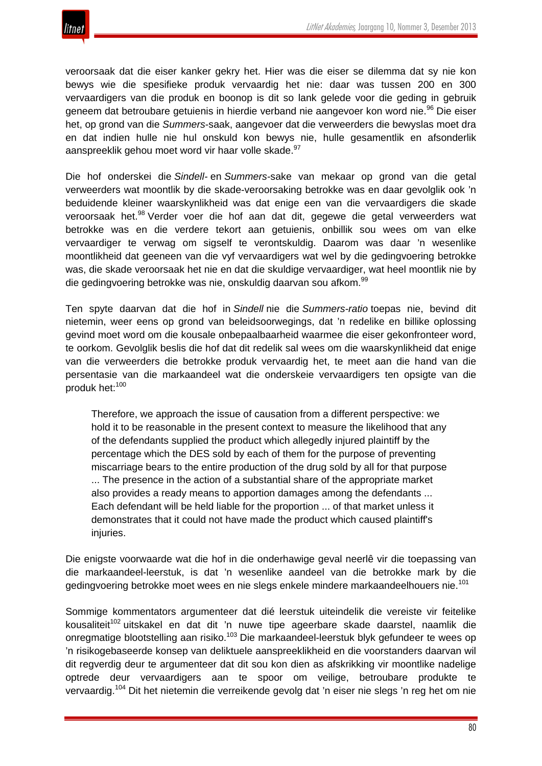veroorsaak dat die eiser kanker gekry het. Hier was die eiser se dilemma dat sy nie kon bewys wie die spesifieke produk vervaardig het nie: daar was tussen 200 en 300 vervaardigers van die produk en boonop is dit so lank gelede voor die geding in gebruik geneem dat betroubare getuienis in hierdie verband nie aangevoer kon word nie.[96] Die eiser het, op grond van die *Summers*-saak, aangevoer dat die verweerders die bewyslas moet dra en dat indien hulle nie hul onskuld kon bewys nie, hulle gesamentlik en afsonderlik aanspreeklik gehou moet word vir haar volle skade.[97]

Die hof onderskei die *Sindell*- en *Summers*-sake van mekaar op grond van die getal verweerders wat moontlik by die skade-veroorsaking betrokke was en daar gevolglik ook 'n beduidende kleiner waarskynlikheid was dat enige een van die vervaardigers die skade veroorsaak het.[98] Verder voer die hof aan dat dit, gegewe die getal verweerders wat betrokke was en die verdere tekort aan getuienis, onbillik sou wees om van elke vervaardiger te verwag om sigself te verontskuldig. Daarom was daar 'n wesenlike moontlikheid dat geeneen van die vyf vervaardigers wat wel by die gedingvoering betrokke was, die skade veroorsaak het nie en dat die skuldige vervaardiger, wat heel moontlik nie by die gedingvoering betrokke was nie, onskuldig daarvan sou afkom.[99]

Ten spyte daarvan dat die hof in *Sindell* nie die *Summers-ratio* toepas nie, bevind dit nietemin, weer eens op grond van beleidsoorwegings, dat 'n redelike en billike oplossing gevind moet word om die kousale onbepaalbaarheid waarmee die eiser gekonfronteer word, te oorkom. Gevolglik beslis die hof dat dit redelik sal wees om die waarskynlikheid dat enige van die verweerders die betrokke produk vervaardig het, te meet aan die hand van die persentasie van die markaandeel wat die onderskeie vervaardigers ten opsigte van die produk het:[100]

> Therefore, we approach the issue of causation from a different perspective: we hold it to be reasonable in the present context to measure the likelihood that any of the defendants supplied the product which allegedly injured plaintiff by the percentage which the DES sold by each of them for the purpose of preventing miscarriage bears to the entire production of the drug sold by all for that purpose ... The presence in the action of a substantial share of the appropriate market also provides a ready means to apportion damages among the defendants ... Each defendant will be held liable for the proportion ... of that market unless it demonstrates that it could not have made the product which caused plaintiff's injuries.

Die enigste voorwaarde wat die hof in die onderhawige geval neerlê vir die toepassing van die markaandeel-leerstuk, is dat 'n wesenlike aandeel van die betrokke mark by die gedingvoering betrokke moet wees en nie slegs enkele mindere markaandeelhouers nie.[101]

Sommige kommentators argumenteer dat dié leerstuk uiteindelik die vereiste vir feitelike kousaliteit[102] uitskakel en dat dit 'n nuwe tipe ageerbare skade daarstel, naamlik die onregmatige blootstelling aan risiko.[103] Die markaandeel-leerstuk blyk gefundeer te wees op 'n risikogebaseerde konsep van deliktuele aanspreeklikheid en die voorstanders daarvan wil dit regverdig deur te argumenteer dat dit sou kon dien as afskrikking vir moontlike nadelige optrede deur vervaardigers aan te spoor om veilige, betroubare produkte te vervaardig.[104] Dit het nietemin die verreikende gevolg dat 'n eiser nie slegs 'n reg het om nie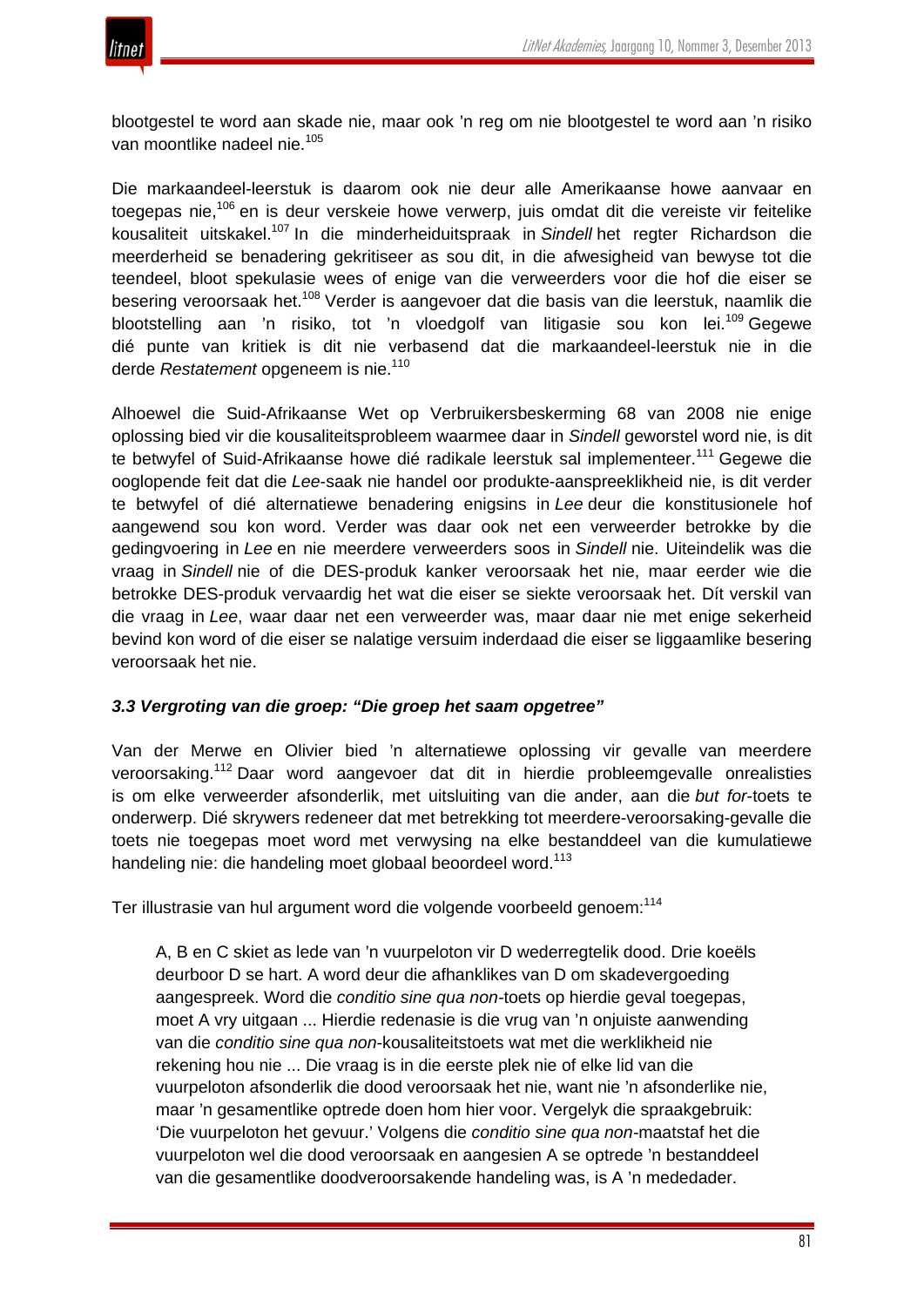blootgestel te word aan skade nie, maar ook ’n reg om nie blootgestel te word aan ’n risiko van moontlike nadeel nie.[105]

Die markaandeel-leerstuk is daarom ook nie deur alle Amerikaanse howe aanvaar en toegepas nie,[106] en is deur verskeie howe verwerp, juis omdat dit die vereiste vir feitelike kousaliteit uitskakel.[107] In die minderheiduitspraak in *Sindell* het regter Richardson die meerderheid se benadering gekritiseer as sou dit, in die afwesigheid van bewyse tot die teendeel, bloot spekulasie wees of enige van die verweerders voor die hof die eiser se besering veroorsaak het.[108] Verder is aangevoer dat die basis van die leerstuk, naamlik die blootstelling aan ’n risiko, tot ’n vloedgolf van litigasie sou kon lei.[109] Gegewe dié punte van kritiek is dit nie verbasend dat die markaandeel-leerstuk nie in die derde *Restatement* opgeneem is nie.[110]

Alhoewel die Suid-Afrikaanse Wet op Verbruikersbeskerming 68 van 2008 nie enige oplossing bied vir die kousaliteitsprobleem waarmee daar in *Sindell* geworstel word nie, is dit te betwyfel of Suid-Afrikaanse howe dié radikale leerstuk sal implementeer.[111] Gegewe die ooglopende feit dat die *Lee*-saak nie handel oor produkte-aanspreeklikheid nie, is dit verder te betwyfel of dié alternatiewe benadering enigsins in *Lee* deur die konstitusionele hof aangewend sou kon word. Verder was daar ook net een verweerder betrokke by die gedingvoering in *Lee* en nie meerdere verweerders soos in *Sindell* nie. Uiteindelik was die vraag in *Sindell* nie of die DES-produk kanker veroorsaak het nie, maar eerder wie die betrokke DES-produk vervaardig het wat die eiser se siekte veroorsaak het. Dít verskil van die vraag in *Lee*, waar daar net een verweerder was, maar daar nie met enige sekerheid bevind kon word of die eiser se nalatige versuim inderdaad die eiser se liggaamlike besering veroorsaak het nie.

### *3.3 Vergroting van die groep: “Die groep het saam opgetree”*

Van der Merwe en Olivier bied ’n alternatiewe oplossing vir gevalle van meerdere veroorsaking.[112] Daar word aangevoer dat dit in hierdie probleemgevalle onrealisties is om elke verweerder afsonderlik, met uitsluiting van die ander, aan die *but for*-toets te onderwerp. Dié skrywers redeneer dat met betrekking tot meerdere-veroorsaking-gevalle die toets nie toegepas moet word met verwysing na elke bestanddeel van die kumulatiewe handeling nie: die handeling moet globaal beoordeel word.[113]

Ter illustrasie van hul argument word die volgende voorbeeld genoem:[114]

> A, B en C skiet as lede van ’n vuurpeloton vir D wederregtelik dood. Drie koeëls deurboor D se hart. A word deur die afhanklikes van D om skadevergoeding aangespreek. Word die *conditio sine qua non*-toets op hierdie geval toegepas, moet A vry uitgaan ... Hierdie redenasie is die vrug van ’n onjuiste aanwending van die *conditio sine qua non*-kousaliteitstoets wat met die werklikheid nie rekening hou nie ... Die vraag is in die eerste plek nie of elke lid van die vuurpeloton afsonderlik die dood veroorsaak het nie, want nie ’n afsonderlike nie, maar ’n gesamentlike optrede doen hom hier voor. Vergelyk die spraakgebruik: ‘Die vuurpeloton het gevuur.’ Volgens die *conditio sine qua non*-maatstaf het die vuurpeloton wel die dood veroorsaak en aangesien A se optrede ’n bestanddeel van die gesamentlike doodveroorsakende handeling was, is A ’n mededader.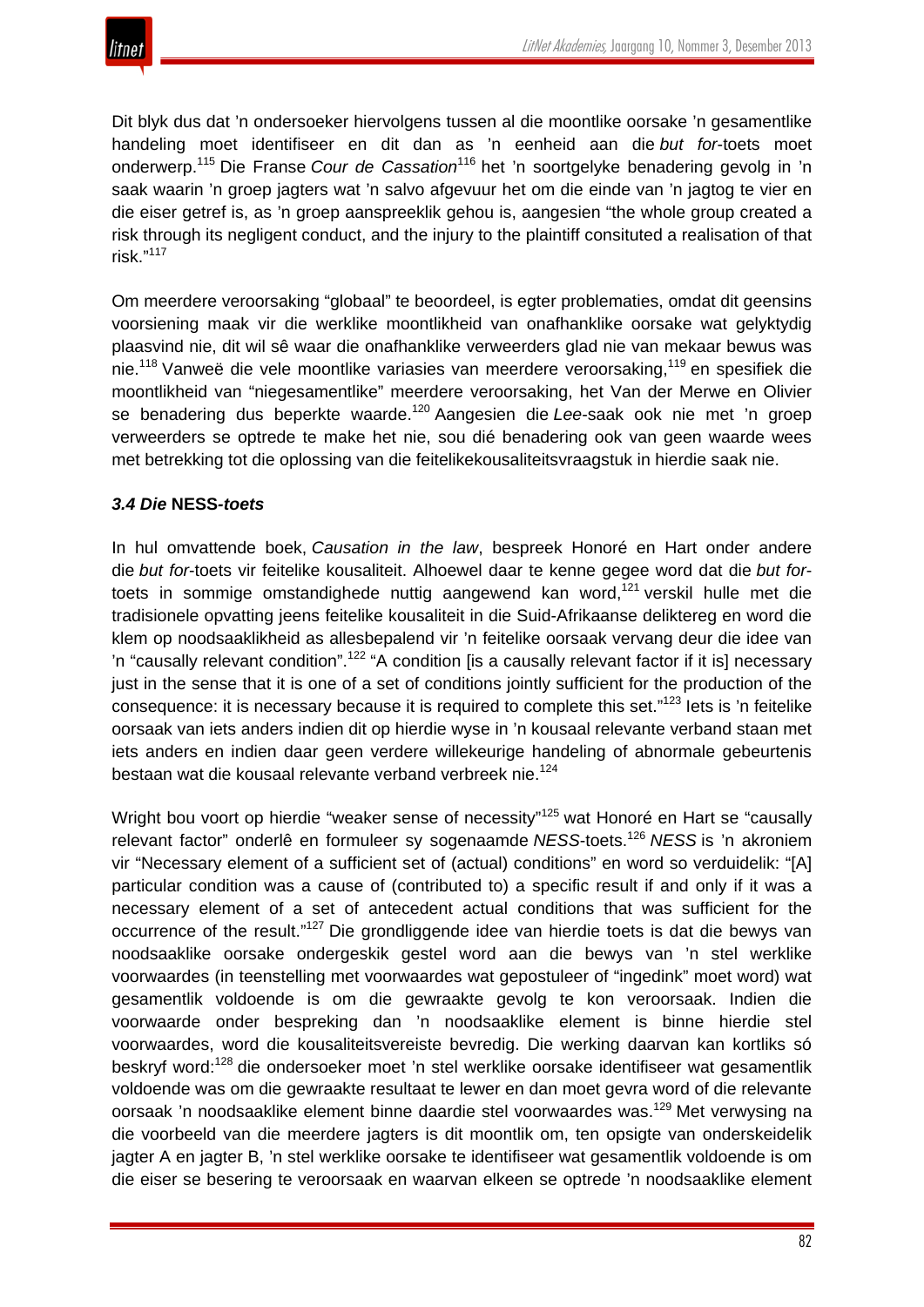Dit blyk dus dat 'n ondersoeker hiervolgens tussen al die moontlike oorsake 'n gesamentlike handeling moet identifiseer en dit dan as 'n eenheid aan die *but for*-toets moet onderwerp.[115] Die Franse *Cour de Cassation*[116] het 'n soortgelyke benadering gevolg in 'n saak waarin 'n groep jagters wat 'n salvo afgevuur het om die einde van 'n jagtog te vier en die eiser getref is, as 'n groep aanspreeklik gehou is, aangesien "the whole group created a risk through its negligent conduct, and the injury to the plaintiff consituted a realisation of that risk."[117]

Om meerdere veroorsaking "globaal" te beoordeel, is egter problematies, omdat dit geensins voorsiening maak vir die werklike moontlikheid van onafhanklike oorsake wat gelyktydig plaasvind nie, dit wil sê waar die onafhanklike verweerders glad nie van mekaar bewus was nie.[118] Vanweë die vele moontlike variasies van meerdere veroorsaking,[119] en spesifiek die moontlikheid van "niegesamentlike" meerdere veroorsaking, het Van der Merwe en Olivier se benadering dus beperkte waarde.[120] Aangesien die *Lee*-saak ook nie met 'n groep verweerders se optrede te make het nie, sou dié benadering ook van geen waarde wees met betrekking tot die oplossing van die feitelikekousaliteitsvraagstuk in hierdie saak nie.

### *3.4 Die* NESS*-toets*

In hul omvattende boek, *Causation in the law*, bespreek Honoré en Hart onder andere die *but for*-toets vir feitelike kousaliteit. Alhoewel daar te kenne gegee word dat die *but for*-toets in sommige omstandighede nuttig aangewend kan word,[121] verskil hulle met die tradisionele opvatting jeens feitelike kousaliteit in die Suid-Afrikaanse deliktereg en word die klem op noodsaaklikheid as allesbepalend vir 'n feitelike oorsaak vervang deur die idee van 'n "causally relevant condition".[122] "A condition [is a causally relevant factor if it is] necessary just in the sense that it is one of a set of conditions jointly sufficient for the production of the consequence: it is necessary because it is required to complete this set."[123] Iets is 'n feitelike oorsaak van iets anders indien dit op hierdie wyse in 'n kousaal relevante verband staan met iets anders en indien daar geen verdere willekeurige handeling of abnormale gebeurtenis bestaan wat die kousaal relevante verband verbreek nie.[124]

Wright bou voort op hierdie "weaker sense of necessity"[125] wat Honoré en Hart se "causally relevant factor" onderlê en formuleer sy sogenaamde *NESS*-toets.[126] *NESS* is 'n akroniem vir "Necessary element of a sufficient set of (actual) conditions" en word so verduidelik: "[A] particular condition was a cause of (contributed to) a specific result if and only if it was a necessary element of a set of antecedent actual conditions that was sufficient for the occurrence of the result."[127] Die grondliggende idee van hierdie toets is dat die bewys van noodsaaklike oorsake ondergeskik gestel word aan die bewys van 'n stel werklike voorwaardes (in teenstelling met voorwaardes wat gepostuleer of "ingedink" moet word) wat gesamentlik voldoende is om die gewraakte gevolg te kon veroorsaak. Indien die voorwaarde onder bespreking dan 'n noodsaaklike element is binne hierdie stel voorwaardes, word die kousaliteitsvereiste bevredig. Die werking daarvan kan kortliks só beskryf word:[128] die ondersoeker moet 'n stel werklike oorsake identifiseer wat gesamentlik voldoende was om die gewraakte resultaat te lewer en dan moet gevra word of die relevante oorsaak 'n noodsaaklike element binne daardie stel voorwaardes was.[129] Met verwysing na die voorbeeld van die meerdere jagters is dit moontlik om, ten opsigte van onderskeidelik jagter A en jagter B, 'n stel werklike oorsake te identifiseer wat gesamentlik voldoende is om die eiser se besering te veroorsaak en waarvan elkeen se optrede 'n noodsaaklike element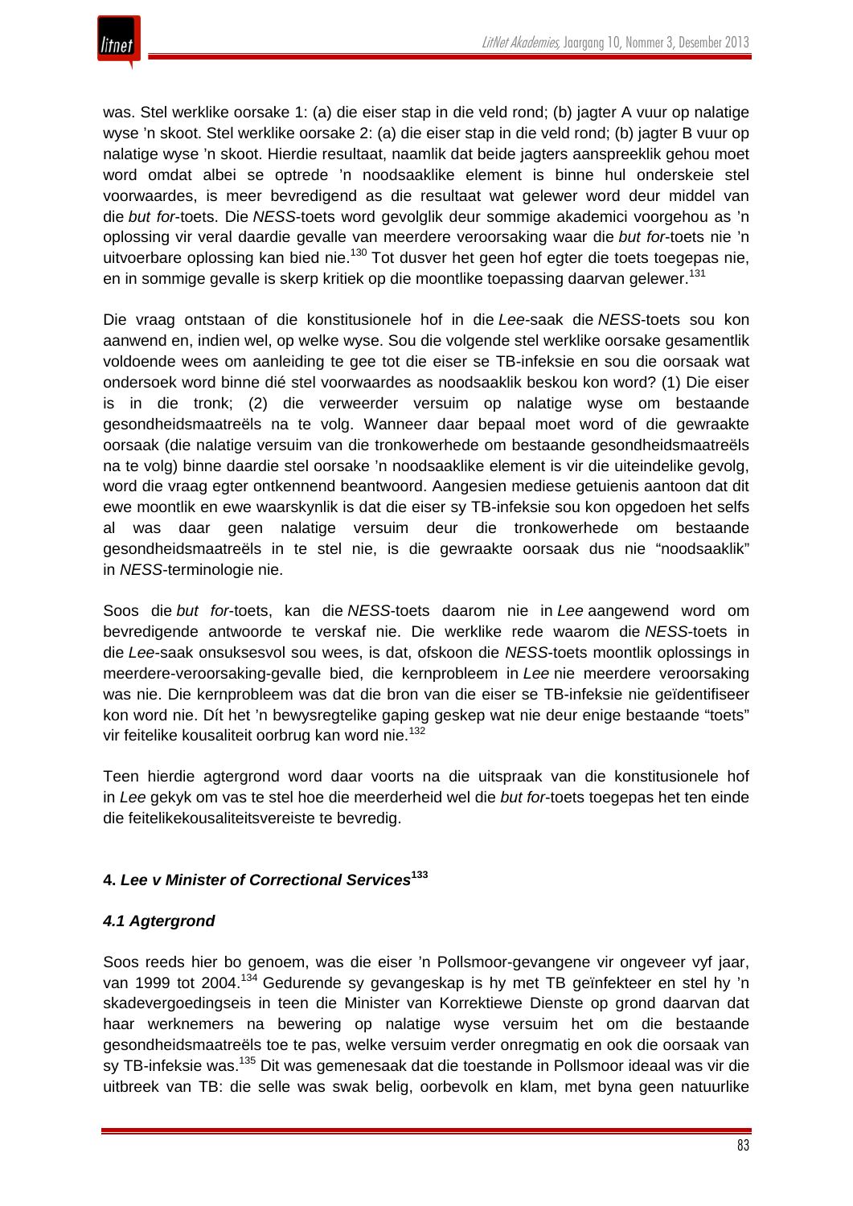was. Stel werklike oorsake 1: (a) die eiser stap in die veld rond; (b) jagter A vuur op nalatige wyse ’n skoot. Stel werklike oorsake 2: (a) die eiser stap in die veld rond; (b) jagter B vuur op nalatige wyse ’n skoot. Hierdie resultaat, naamlik dat beide jagters aanspreeklik gehou moet word omdat albei se optrede ’n noodsaaklike element is binne hul onderskeie stel voorwaardes, is meer bevredigend as die resultaat wat gelewer word deur middel van die *but for*-toets. Die *NESS*-toets word gevolglik deur sommige akademici voorgehou as ’n oplossing vir veral daardie gevalle van meerdere veroorsaking waar die *but for*-toets nie ’n uitvoerbare oplossing kan bied nie.[130] Tot dusver het geen hof egter die toets toegepas nie, en in sommige gevalle is skerp kritiek op die moontlike toepassing daarvan gelewer.[131]

Die vraag ontstaan of die konstitusionele hof in die *Lee*-saak die *NESS*-toets sou kon aanwend en, indien wel, op welke wyse. Sou die volgende stel werklike oorsake gesamentlik voldoende wees om aanleiding te gee tot die eiser se TB-infeksie en sou die oorsaak wat ondersoek word binne dié stel voorwaardes as noodsaaklik beskou kon word? (1) Die eiser is in die tronk; (2) die verweerder versuim op nalatige wyse om bestaande gesondheidsmaatreëls na te volg. Wanneer daar bepaal moet word of die gewraakte oorsaak (die nalatige versuim van die tronkowerhede om bestaande gesondheidsmaatreëls na te volg) binne daardie stel oorsake ’n noodsaaklike element is vir die uiteindelike gevolg, word die vraag egter ontkennend beantwoord. Aangesien mediese getuienis aantoon dat dit ewe moontlik en ewe waarskynlik is dat die eiser sy TB-infeksie sou kon opgedoen het selfs al was daar geen nalatige versuim deur die tronkowerhede om bestaande gesondheidsmaatreëls in te stel nie, is die gewraakte oorsaak dus nie “noodsaaklik” in *NESS*-terminologie nie.

Soos die *but for*-toets, kan die *NESS*-toets daarom nie in *Lee* aangewend word om bevredigende antwoorde te verskaf nie. Die werklike rede waarom die *NESS*-toets in die *Lee*-saak onsuksesvol sou wees, is dat, ofskoon die *NESS*-toets moontlik oplossings in meerdere-veroorsaking-gevalle bied, die kernprobleem in *Lee* nie meerdere veroorsaking was nie. Die kernprobleem was dat die bron van die eiser se TB-infeksie nie geïdentifiseer kon word nie. Dít het ’n bewysregtelike gaping geskep wat nie deur enige bestaande “toets” vir feitelike kousaliteit oorbrug kan word nie.[132]

Teen hierdie agtergrond word daar voorts na die uitspraak van die konstitusionele hof in *Lee* gekyk om vas te stel hoe die meerderheid wel die *but for*-toets toegepas het ten einde die feitelikekousaliteitsvereiste te bevredig.

## 4. *Lee v Minister of Correctional Services*[133]

### *4.1 Agtergrond*

Soos reeds hier bo genoem, was die eiser ’n Pollsmoor-gevangene vir ongeveer vyf jaar, van 1999 tot 2004.[134] Gedurende sy gevangeskap is hy met TB geïnfekteer en stel hy ’n skadevergoedingseis in teen die Minister van Korrektiewe Dienste op grond daarvan dat haar werknemers na bewering op nalatige wyse versuim het om die bestaande gesondheidsmaatreëls toe te pas, welke versuim verder onregmatig en ook die oorsaak van sy TB-infeksie was.[135] Dit was gemenesaak dat die toestande in Pollsmoor ideaal was vir die uitbreek van TB: die selle was swak belig, oorbevolk en klam, met byna geen natuurlike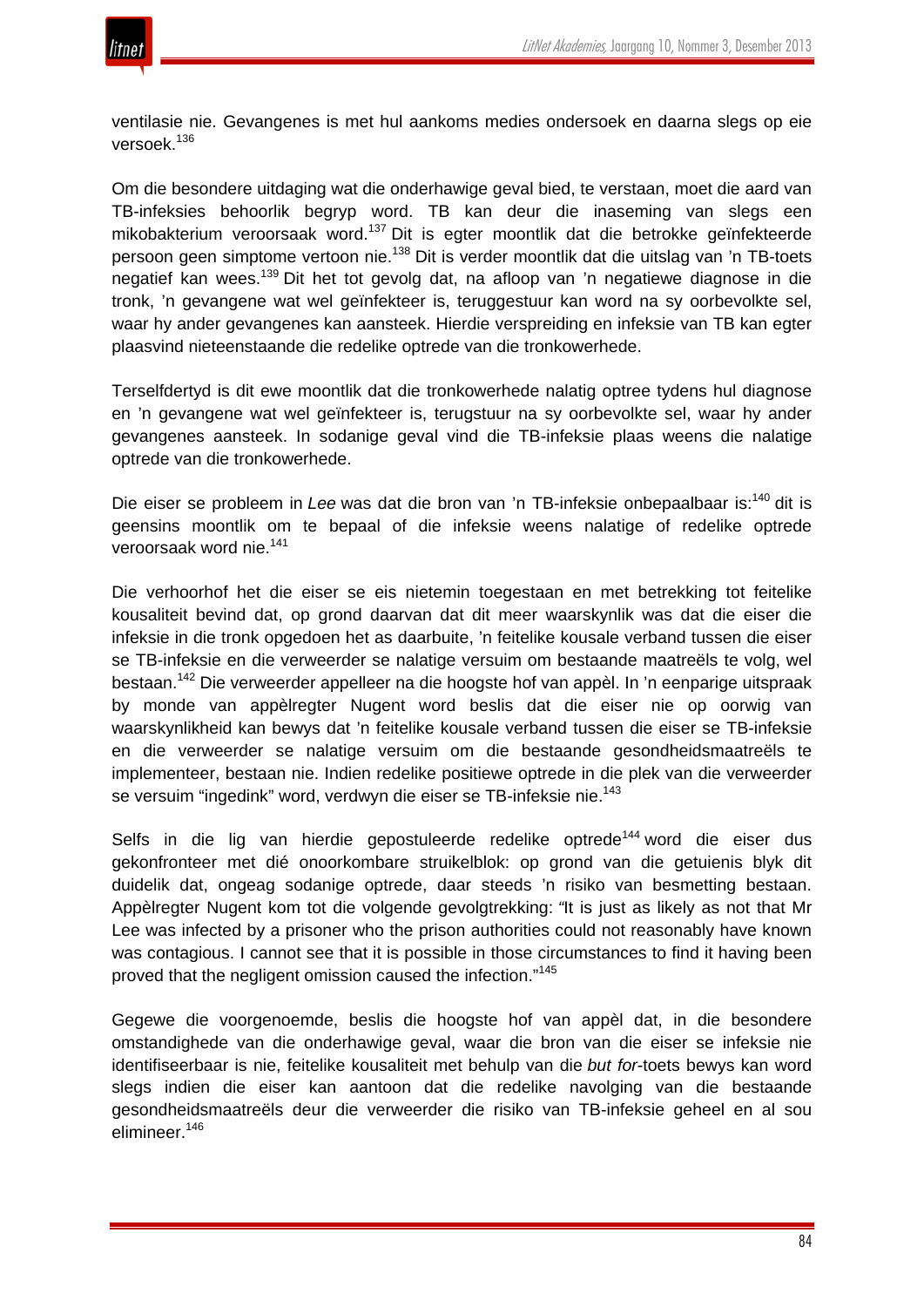ventilasie nie. Gevangenes is met hul aankoms medies ondersoek en daarna slegs op eie versoek.[136]

Om die besondere uitdaging wat die onderhawige geval bied, te verstaan, moet die aard van TB-infeksies behoorlik begryp word. TB kan deur die inaseming van slegs een mikobakterium veroorsaak word.[137] Dit is egter moontlik dat die betrokke geïnfekteerde persoon geen simptome vertoon nie.[138] Dit is verder moontlik dat die uitslag van 'n TB-toets negatief kan wees.[139] Dit het tot gevolg dat, na afloop van 'n negatiewe diagnose in die tronk, 'n gevangene wat wel geïnfekteer is, teruggestuur kan word na sy oorbevolkte sel, waar hy ander gevangenes kan aansteek. Hierdie verspreiding en infeksie van TB kan egter plaasvind nieteenstaande die redelike optrede van die tronkowerhede.

Terselfdertyd is dit ewe moontlik dat die tronkowerhede nalatig optree tydens hul diagnose en 'n gevangene wat wel geïnfekteer is, terugstuur na sy oorbevolkte sel, waar hy ander gevangenes aansteek. In sodanige geval vind die TB-infeksie plaas weens die nalatige optrede van die tronkowerhede.

Die eiser se probleem in *Lee* was dat die bron van 'n TB-infeksie onbepaalbaar is:[140] dit is geensins moontlik om te bepaal of die infeksie weens nalatige of redelike optrede veroorsaak word nie.[141]

Die verhoorhof het die eiser se eis nietemin toegestaan en met betrekking tot feitelike kousaliteit bevind dat, op grond daarvan dat dit meer waarskynlik was dat die eiser die infeksie in die tronk opgedoen het as daarbuite, 'n feitelike kousale verband tussen die eiser se TB-infeksie en die verweerder se nalatige versuim om bestaande maatreëls te volg, wel bestaan.[142] Die verweerder appelleer na die hoogste hof van appèl. In 'n eenparige uitspraak by monde van appèlregter Nugent word beslis dat die eiser nie op oorwig van waarskynlikheid kan bewys dat 'n feitelike kousale verband tussen die eiser se TB-infeksie en die verweerder se nalatige versuim om die bestaande gesondheidsmaatreëls te implementeer, bestaan nie. Indien redelike positiewe optrede in die plek van die verweerder se versuim "ingedink" word, verdwyn die eiser se TB-infeksie nie.[143]

Selfs in die lig van hierdie gepostuleerde redelike optrede[144] word die eiser dus gekonfronteer met dié onoorkombare struikelblok: op grond van die getuienis blyk dit duidelik dat, ongeag sodanige optrede, daar steeds 'n risiko van besmetting bestaan. Appèlregter Nugent kom tot die volgende gevolgtrekking: "It is just as likely as not that Mr Lee was infected by a prisoner who the prison authorities could not reasonably have known was contagious. I cannot see that it is possible in those circumstances to find it having been proved that the negligent omission caused the infection."[145]

Gegewe die voorgenoemde, beslis die hoogste hof van appèl dat, in die besondere omstandighede van die onderhawige geval, waar die bron van die eiser se infeksie nie identifiseerbaar is nie, feitelike kousaliteit met behulp van die *but for*-toets bewys kan word slegs indien die eiser kan aantoon dat die redelike navolging van die bestaande gesondheidsmaatreëls deur die verweerder die risiko van TB-infeksie geheel en al sou elimineer.[146]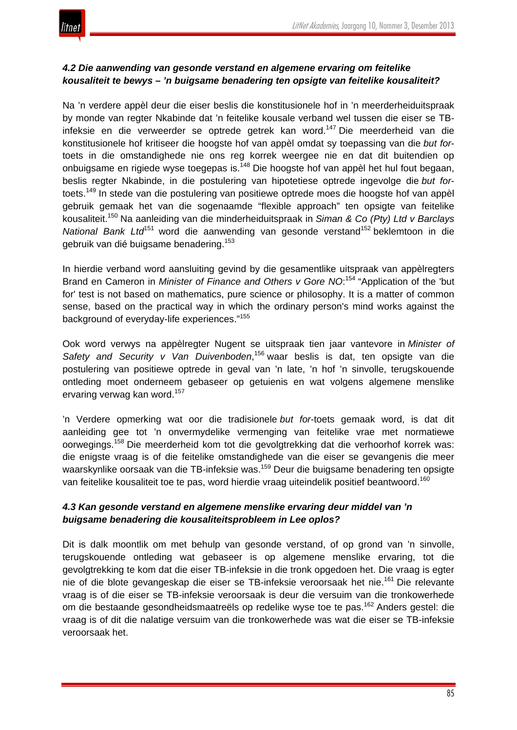### *4.2 Die aanwending van gesonde verstand en algemene ervaring om feitelike kousaliteit te bewys – 'n buigsame benadering ten opsigte van feitelike kousaliteit?*

Na 'n verdere appèl deur die eiser beslis die konstitusionele hof in 'n meerderheiduitspraak by monde van regter Nkabinde dat 'n feitelike kousale verband wel tussen die eiser se TB-infeksie en die verweerder se optrede getrek kan word.[147] Die meerderheid van die konstitusionele hof kritiseer die hoogste hof van appèl omdat sy toepassing van die *but for*-toets in die omstandighede nie ons reg korrek weergee nie en dat dit buitendien op onbuigsame en rigiede wyse toegepas is.[148] Die hoogste hof van appèl het hul fout begaan, beslis regter Nkabinde, in die postulering van hipotetiese optrede ingevolge die *but for*-toets.[149] In stede van die postulering van positiewe optrede moes die hoogste hof van appèl gebruik gemaak het van die sogenaamde "flexible approach" ten opsigte van feitelike kousaliteit.[150] Na aanleiding van die minderheiduitspraak in *Siman & Co (Pty) Ltd v Barclays National Bank Ltd*[151] word die aanwending van gesonde verstand[152] beklemtoon in die gebruik van dié buigsame benadering.[153]

In hierdie verband word aansluiting gevind by die gesamentlike uitspraak van appèlregters Brand en Cameron in *Minister of Finance and Others v Gore NO*:[154] "Application of the 'but for' test is not based on mathematics, pure science or philosophy. It is a matter of common sense, based on the practical way in which the ordinary person's mind works against the background of everyday-life experiences."[155]

Ook word verwys na appèlregter Nugent se uitspraak tien jaar vantevore in *Minister of Safety and Security v Van Duivenboden*,[156] waar beslis is dat, ten opsigte van die postulering van positiewe optrede in geval van 'n late, 'n hof 'n sinvolle, terugskouende ontleding moet onderneem gebaseer op getuienis en wat volgens algemene menslike ervaring verwag kan word.[157]

'n Verdere opmerking wat oor die tradisionele *but for*-toets gemaak word, is dat dit aanleiding gee tot 'n onvermydelike vermenging van feitelike vrae met normatiewe oorwegings.[158] Die meerderheid kom tot die gevolgtrekking dat die verhoorhof korrek was: die enigste vraag is of die feitelike omstandighede van die eiser se gevangenis die meer waarskynlike oorsaak van die TB-infeksie was.[159] Deur die buigsame benadering ten opsigte van feitelike kousaliteit toe te pas, word hierdie vraag uiteindelik positief beantwoord.[160]

### *4.3 Kan gesonde verstand en algemene menslike ervaring deur middel van 'n buigsame benadering die kousaliteitsprobleem in Lee oplos?*

Dit is dalk moontlik om met behulp van gesonde verstand, of op grond van 'n sinvolle, terugskouende ontleding wat gebaseer is op algemene menslike ervaring, tot die gevolgtrekking te kom dat die eiser TB-infeksie in die tronk opgedoen het. Die vraag is egter nie of die blote gevangeskap die eiser se TB-infeksie veroorsaak het nie.[161] Die relevante vraag is of die eiser se TB-infeksie veroorsaak is deur die versuim van die tronkowerhede om die bestaande gesondheidsmaatreëls op redelike wyse toe te pas.[162] Anders gestel: die vraag is of dit die nalatige versuim van die tronkowerhede was wat die eiser se TB-infeksie veroorsaak het.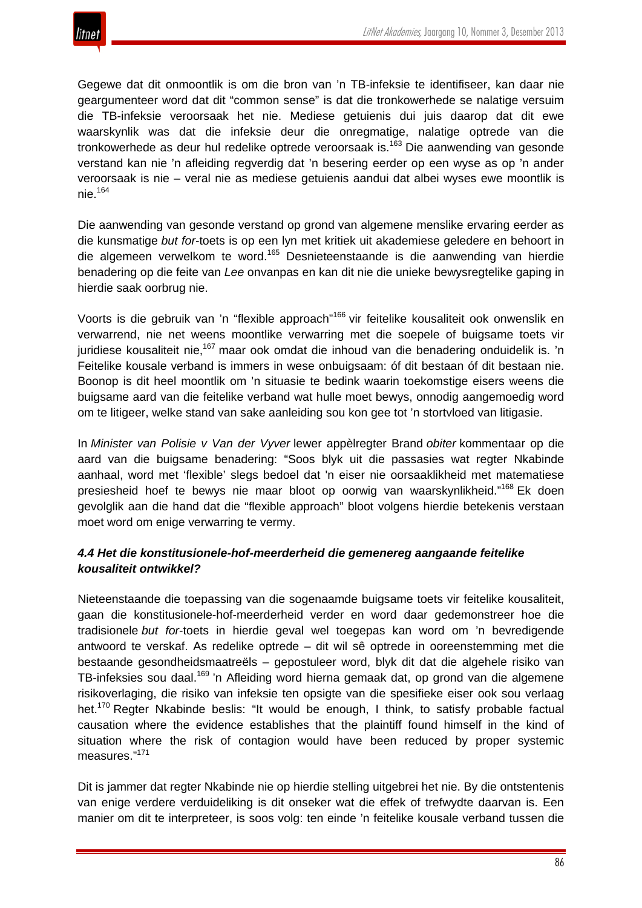Gegewe dat dit onmoontlik is om die bron van 'n TB-infeksie te identifiseer, kan daar nie geargumenteer word dat dit "common sense" is dat die tronkowerhede se nalatige versuim die TB-infeksie veroorsaak het nie. Mediese getuienis dui juis daarop dat dit ewe waarskynlik was dat die infeksie deur die onregmatige, nalatige optrede van die tronkowerhede as deur hul redelike optrede veroorsaak is.[163] Die aanwending van gesonde verstand kan nie 'n afleiding regverdig dat 'n besering eerder op een wyse as op 'n ander veroorsaak is nie – veral nie as mediese getuienis aandui dat albei wyses ewe moontlik is nie.[164]

Die aanwending van gesonde verstand op grond van algemene menslike ervaring eerder as die kunsmatige *but for*-toets is op een lyn met kritiek uit akademiese geledere en behoort in die algemeen verwelkom te word.[165] Desnieteenstaande is die aanwending van hierdie benadering op die feite van *Lee* onvanpas en kan dit nie die unieke bewysregtelike gaping in hierdie saak oorbrug nie.

Voorts is die gebruik van 'n "flexible approach"[166] vir feitelike kousaliteit ook onwenslik en verwarrend, nie net weens moontlike verwarring met die soepele of buigsame toets vir juridiese kousaliteit nie,[167] maar ook omdat die inhoud van die benadering onduidelik is. 'n Feitelike kousale verband is immers in wese onbuigsaam: óf dit bestaan óf dit bestaan nie. Boonop is dit heel moontlik om 'n situasie te bedink waarin toekomstige eisers weens die buigsame aard van die feitelike verband wat hulle moet bewys, onnodig aangemoedig word om te litigeer, welke stand van sake aanleiding sou kon gee tot 'n stortvloed van litigasie.

In *Minister van Polisie v Van der Vyver* lewer appèlregter Brand *obiter* kommentaar op die aard van die buigsame benadering: "Soos blyk uit die passasies wat regter Nkabinde aanhaal, word met 'flexible' slegs bedoel dat 'n eiser nie oorsaaklikheid met matematiese presiesheid hoef te bewys nie maar bloot op oorwig van waarskynlikheid."[168] Ek doen gevolglik aan die hand dat die "flexible approach" bloot volgens hierdie betekenis verstaan moet word om enige verwarring te vermy.

### *4.4 Het die konstitusionele-hof-meerderheid die gemenereg aangaande feitelike kousaliteit ontwikkel?*

Nieteenstaande die toepassing van die sogenaamde buigsame toets vir feitelike kousaliteit, gaan die konstitusionele-hof-meerderheid verder en word daar gedemonstreer hoe die tradisionele *but for*-toets in hierdie geval wel toegepas kan word om 'n bevredigende antwoord te verskaf. As redelike optrede – dit wil sê optrede in ooreenstemming met die bestaande gesondheidsmaatreëls – gepostuleer word, blyk dit dat die algehele risiko van TB-infeksies sou daal.[169] 'n Afleiding word hierna gemaak dat, op grond van die algemene risikoverlaging, die risiko van infeksie ten opsigte van die spesifieke eiser ook sou verlaag het.[170] Regter Nkabinde beslis: "It would be enough, I think, to satisfy probable factual causation where the evidence establishes that the plaintiff found himself in the kind of situation where the risk of contagion would have been reduced by proper systemic measures."[171]

Dit is jammer dat regter Nkabinde nie op hierdie stelling uitgebrei het nie. By die ontstentenis van enige verdere verduideliking is dit onseker wat die effek of trefwydte daarvan is. Een manier om dit te interpreteer, is soos volg: ten einde 'n feitelike kousale verband tussen die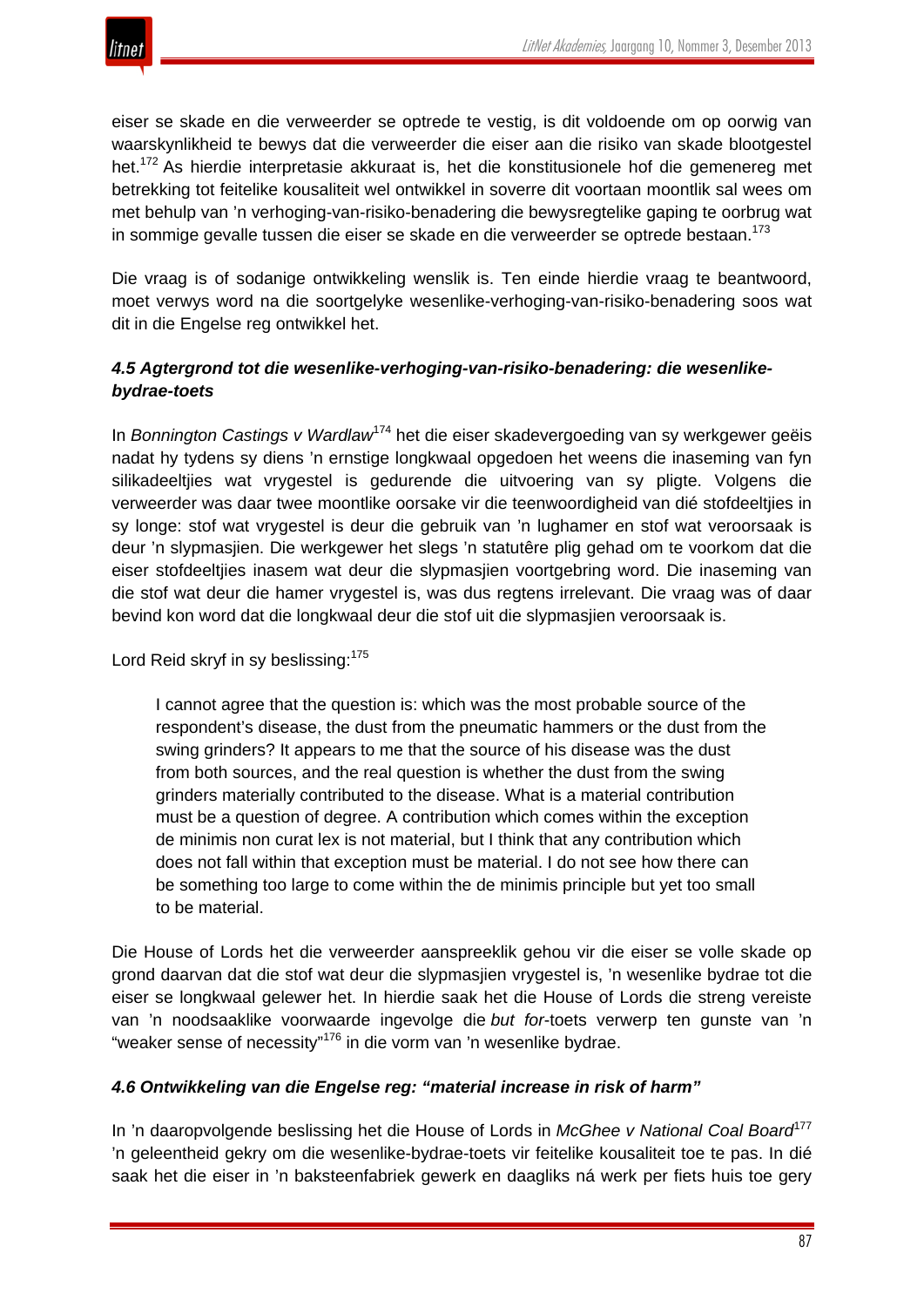eiser se skade en die verweerder se optrede te vestig, is dit voldoende om op oorwig van waarskynlikheid te bewys dat die verweerder die eiser aan die risiko van skade blootgestel het.[172] As hierdie interpretasie akkuraat is, het die konstitusionele hof die gemenereg met betrekking tot feitelike kousaliteit wel ontwikkel in soverre dit voortaan moontlik sal wees om met behulp van 'n verhoging-van-risiko-benadering die bewysregtelike gaping te oorbrug wat in sommige gevalle tussen die eiser se skade en die verweerder se optrede bestaan.[173]

Die vraag is of sodanige ontwikkeling wenslik is. Ten einde hierdie vraag te beantwoord, moet verwys word na die soortgelyke wesenlike-verhoging-van-risiko-benadering soos wat dit in die Engelse reg ontwikkel het.

### *4.5 Agtergrond tot die wesenlike-verhoging-van-risiko-benadering: die wesenlike-bydrae-toets*

In *Bonnington Castings v Wardlaw*[174] het die eiser skadevergoeding van sy werkgewer geëis nadat hy tydens sy diens 'n ernstige longkwaal opgedoen het weens die inaseming van fyn silikadeeltjies wat vrygestel is gedurende die uitvoering van sy pligte. Volgens die verweerder was daar twee moontlike oorsake vir die teenwoordigheid van dié stofdeeltjies in sy longe: stof wat vrygestel is deur die gebruik van 'n lughamer en stof wat veroorsaak is deur 'n slypmasjien. Die werkgewer het slegs 'n statutêre plig gehad om te voorkom dat die eiser stofdeeltjies inasem wat deur die slypmasjien voortgebring word. Die inaseming van die stof wat deur die hamer vrygestel is, was dus regtens irrelevant. Die vraag was of daar bevind kon word dat die longkwaal deur die stof uit die slypmasjien veroorsaak is.

Lord Reid skryf in sy beslissing:[175]

> I cannot agree that the question is: which was the most probable source of the respondent's disease, the dust from the pneumatic hammers or the dust from the swing grinders? It appears to me that the source of his disease was the dust from both sources, and the real question is whether the dust from the swing grinders materially contributed to the disease. What is a material contribution must be a question of degree. A contribution which comes within the exception de minimis non curat lex is not material, but I think that any contribution which does not fall within that exception must be material. I do not see how there can be something too large to come within the de minimis principle but yet too small to be material.

Die House of Lords het die verweerder aanspreeklik gehou vir die eiser se volle skade op grond daarvan dat die stof wat deur die slypmasjien vrygestel is, 'n wesenlike bydrae tot die eiser se longkwaal gelewer het. In hierdie saak het die House of Lords die streng vereiste van 'n noodsaaklike voorwaarde ingevolge die *but for*-toets verwerp ten gunste van 'n "weaker sense of necessity"[176] in die vorm van 'n wesenlike bydrae.

### *4.6 Ontwikkeling van die Engelse reg: "material increase in risk of harm"*

In 'n daaropvolgende beslissing het die House of Lords in *McGhee v National Coal Board*[177] 'n geleentheid gekry om die wesenlike-bydrae-toets vir feitelike kousaliteit toe te pas. In dié saak het die eiser in 'n baksteenfabriek gewerk en daagliks ná werk per fiets huis toe gery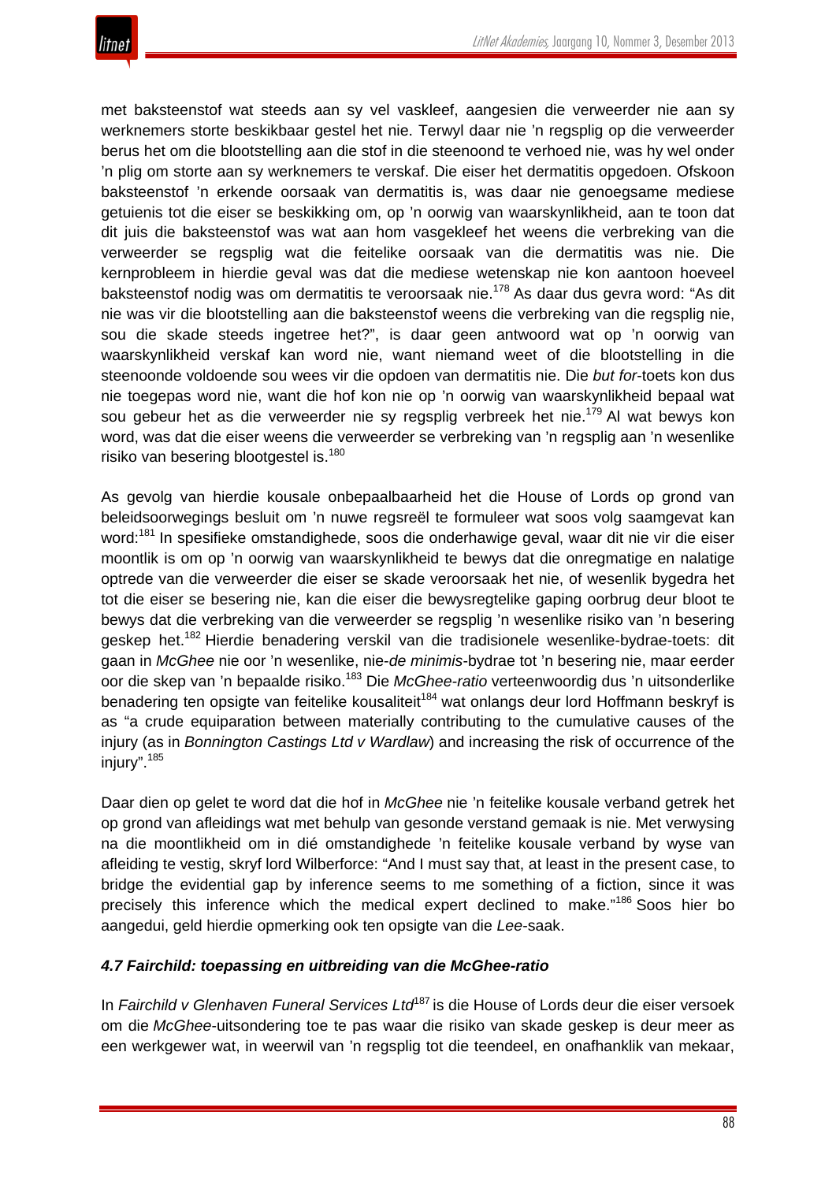met baksteenstof wat steeds aan sy vel vasklееf, aangesien die verweerder nie aan sy werknemers storte beskikbaar gestel het nie. Terwyl daar nie 'n regsplig op die verweerder berus het om die blootstelling aan die stof in die steenoond te verhoed nie, was hy wel onder 'n plig om storte aan sy werknemers te verskaf. Die eiser het dermatitis opgedoen. Ofskoon baksteenstof 'n erkende oorsaak van dermatitis is, was daar nie genoegsame mediese getuienis tot die eiser se beskikking om, op 'n oorwig van waarskynlikheid, aan te toon dat dit juis die baksteenstof was wat aan hom vasgekleef het weens die verbreking van die verweerder se regsplig wat die feitelike oorsaak van die dermatitis was nie. Die kernprobleem in hierdie geval was dat die mediese wetenskap nie kon aantoon hoeveel baksteenstof nodig was om dermatitis te veroorsaak nie.[178] As daar dus gevra word: "As dit nie was vir die blootstelling aan die baksteenstof weens die verbreking van die regsplig nie, sou die skade steeds ingetree het?", is daar geen antwoord wat op 'n oorwig van waarskynlikheid verskaf kan word nie, want niemand weet of die blootstelling in die steenoonde voldoende sou wees vir die opdoen van dermatitis nie. Die *but for*-toets kon dus nie toegepas word nie, want die hof kon nie op 'n oorwig van waarskynlikheid bepaal wat sou gebeur het as die verweerder nie sy regsplig verbreek het nie.[179] Al wat bewys kon word, was dat die eiser weens die verweerder se verbreking van 'n regsplig aan 'n wesenlike risiko van besering blootgestel is.[180]

As gevolg van hierdie kousale onbepaalbaarheid het die House of Lords op grond van beleidsoorwegings besluit om 'n nuwe regsreël te formuleer wat soos volg saamgevat kan word:[181] In spesifieke omstandighede, soos die onderhawige geval, waar dit nie vir die eiser moontlik is om op 'n oorwig van waarskynlikheid te bewys dat die onregmatige en nalatige optrede van die verweerder die eiser se skade veroorsaak het nie, of wesenlik bygedra het tot die eiser se besering nie, kan die eiser die bewysregtelike gaping oorbrug deur bloot te bewys dat die verbreking van die verweerder se regsplig 'n wesenlike risiko van 'n besering geskep het.[182] Hierdie benadering verskil van die tradisionele wesenlike-bydrae-toets: dit gaan in *McGhee* nie oor 'n wesenlike, nie-*de minimis*-bydrae tot 'n besering nie, maar eerder oor die skep van 'n bepaalde risiko.[183] Die *McGhee-ratio* verteenwoordig dus 'n uitsonderlike benadering ten opsigte van feitelike kousaliteit[184] wat onlangs deur lord Hoffmann beskryf is as "a crude equiparation between materially contributing to the cumulative causes of the injury (as in *Bonnington Castings Ltd v Wardlaw*) and increasing the risk of occurrence of the injury".[185]

Daar dien op gelet te word dat die hof in *McGhee* nie 'n feitelike kousale verband getrek het op grond van afleidings wat met behulp van gesonde verstand gemaak is nie. Met verwysing na die moontlikheid om in dié omstandighede 'n feitelike kousale verband by wyse van afleiding te vestig, skryf lord Wilberforce: "And I must say that, at least in the present case, to bridge the evidential gap by inference seems to me something of a fiction, since it was precisely this inference which the medical expert declined to make."[186] Soos hier bo aangedui, geld hierdie opmerking ook ten opsigte van die *Lee*-saak.

### *4.7 Fairchild: toepassing en uitbreiding van die McGhee-ratio*

In *Fairchild v Glenhaven Funeral Services Ltd*[187] is die House of Lords deur die eiser versoek om die *McGhee*-uitsondering toe te pas waar die risiko van skade geskep is deur meer as een werkgewer wat, in weerwil van 'n regsplig tot die teendeel, en onafhanklik van mekaar,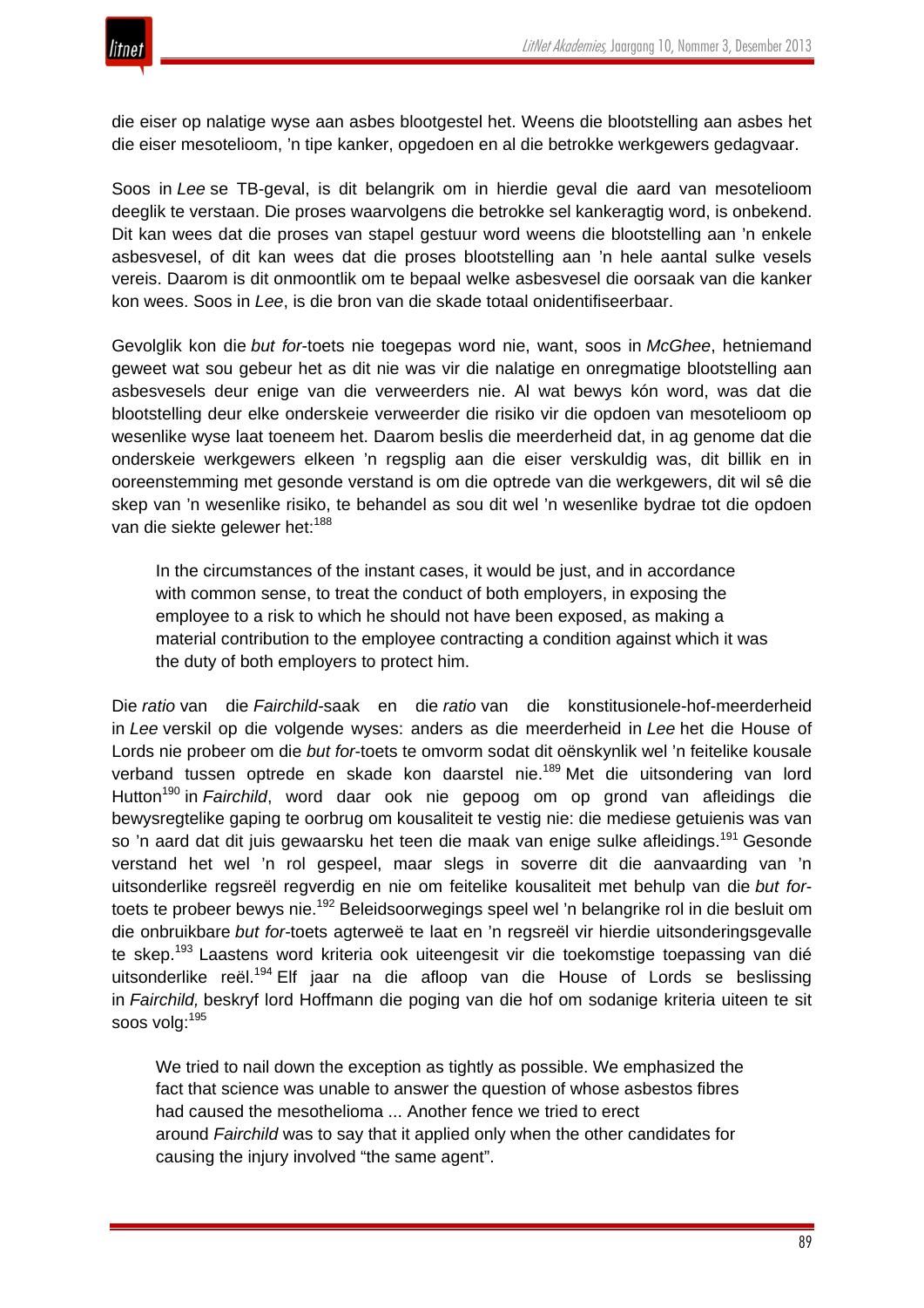die eiser op nalatige wyse aan asbes blootgestel het. Weens die blootstelling aan asbes het die eiser mesotelioom, 'n tipe kanker, opgedoen en al die betrokke werkgewers gedagvaar.

Soos in *Lee* se TB-geval, is dit belangrik om in hierdie geval die aard van mesotelioom deeglik te verstaan. Die proses waarvolgens die betrokke sel kankeragtig word, is onbekend. Dit kan wees dat die proses van stapel gestuur word weens die blootstelling aan 'n enkele asbesvesel, of dit kan wees dat die proses blootstelling aan 'n hele aantal sulke vesels vereis. Daarom is dit onmoontlik om te bepaal welke asbesvesel die oorsaak van die kanker kon wees. Soos in *Lee*, is die bron van die skade totaal onidentifiseerbaar.

Gevolglik kon die *but for*-toets nie toegepas word nie, want, soos in *McGhee*, het niemand geweet wat sou gebeur het as dit nie was vir die nalatige en onregmatige blootstelling aan asbesvesels deur enige van die verweerders nie. Al wat bewys kón word, was dat die blootstelling deur elke onderskeie verweerder die risiko vir die opdoen van mesotelioom op wesenlike wyse laat toeneem het. Daarom beslis die meerderheid dat, in ag genome dat die onderskeie werkgewers elkeen 'n regsplig aan die eiser verskuldig was, dit billik en in ooreenstemming met gesonde verstand is om die optrede van die werkgewers, dit wil sê die skep van 'n wesenlike risiko, te behandel as sou dit wel 'n wesenlike bydrae tot die opdoen van die siekte gelewer het:[188]

> In the circumstances of the instant cases, it would be just, and in accordance with common sense, to treat the conduct of both employers, in exposing the employee to a risk to which he should not have been exposed, as making a material contribution to the employee contracting a condition against which it was the duty of both employers to protect him.

Die *ratio* van die *Fairchild*-saak en die *ratio* van die konstitusionele-hof-meerderheid in *Lee* verskil op die volgende wyses: anders as die meerderheid in *Lee* het die House of Lords nie probeer om die *but for*-toets te omvorm sodat dit oënskynlik wel 'n feitelike kousale verband tussen optrede en skade kon daarstel nie.[189] Met die uitsondering van lord Hutton[190] in *Fairchild*, word daar ook nie gepoog om op grond van afleidings die bewysregtelike gaping te oorbrug om kousaliteit te vestig nie: die mediese getuienis was van so 'n aard dat dit juis gewaarsku het teen die maak van enige sulke afleidings.[191] Gesonde verstand het wel 'n rol gespeel, maar slegs in soverre dit die aanvaarding van 'n uitsonderlike regsreël regverdig en nie om feitelike kousaliteit met behulp van die *but for*-toets te probeer bewys nie.[192] Beleidsoorwegings speel wel 'n belangrike rol in die besluit om die onbruikbare *but for*-toets agterweë te laat en 'n regsreël vir hierdie uitsonderingsgevalle te skep.[193] Laastens word kriteria ook uiteengesit vir die toekomstige toepassing van dié uitsonderlike reël.[194] Elf jaar na die afloop van die House of Lords se beslissing in *Fairchild,* beskryf lord Hoffmann die poging van die hof om sodanige kriteria uiteen te sit soos volg:[195]

> We tried to nail down the exception as tightly as possible. We emphasized the fact that science was unable to answer the question of whose asbestos fibres had caused the mesothelioma ... Another fence we tried to erect around *Fairchild* was to say that it applied only when the other candidates for causing the injury involved "the same agent".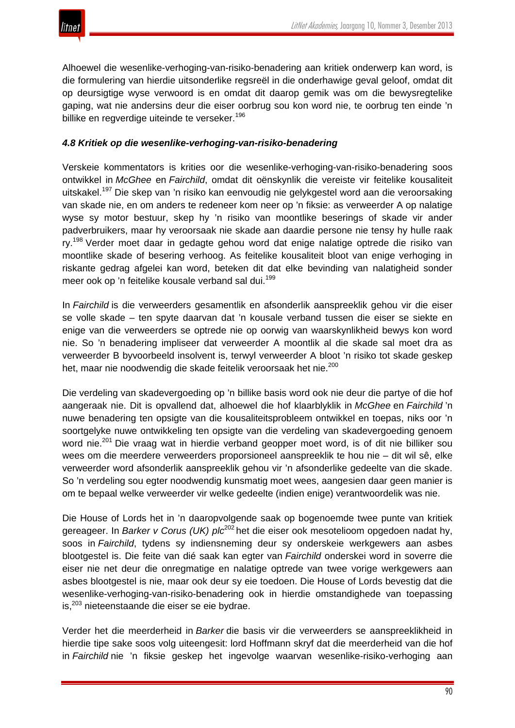Alhoewel die wesenlike-verhoging-van-risiko-benadering aan kritiek onderwerp kan word, is die formulering van hierdie uitsonderlike regsreël in die onderhawige geval geloof, omdat dit op deursigtige wyse verwoord is en omdat dit daarop gemik was om die bewysregtelike gaping, wat nie andersins deur die eiser oorbrug sou kon word nie, te oorbrug ten einde 'n billike en regverdige uiteinde te verseker.[196]

#### *4.8 Kritiek op die wesenlike-verhoging-van-risiko-benadering*

Verskeie kommentators is krities oor die wesenlike-verhoging-van-risiko-benadering soos ontwikkel in *McGhee* en *Fairchild*, omdat dit oënskynlik die vereiste vir feitelike kousaliteit uitskakel.[197] Die skep van 'n risiko kan eenvoudig nie gelykgestel word aan die veroorsaking van skade nie, en om anders te redeneer kom neer op 'n fiksie: as verweerder A op nalatige wyse sy motor bestuur, skep hy 'n risiko van moontlike beserings of skade vir ander padverbruikers, maar hy veroorsaak nie skade aan daardie persone nie tensy hy hulle raak ry.[198] Verder moet daar in gedagte gehou word dat enige nalatige optrede die risiko van moontlike skade of besering verhoog. As feitelike kousaliteit bloot van enige verhoging in riskante gedrag afgelei kan word, beteken dit dat elke bevinding van nalatigheid sonder meer ook op 'n feitelike kousale verband sal dui.[199]

In *Fairchild* is die verweerders gesamentlik en afsonderlik aanspreeklik gehou vir die eiser se volle skade – ten spyte daarvan dat 'n kousale verband tussen die eiser se siekte en enige van die verweerders se optrede nie op oorwig van waarskynlikheid bewys kon word nie. So 'n benadering impliseer dat verweerder A moontlik al die skade sal moet dra as verweerder B byvoorbeeld insolvent is, terwyl verweerder A bloot 'n risiko tot skade geskep het, maar nie noodwendig die skade feitelik veroorsaak het nie.[200]

Die verdeling van skadevergoeding op 'n billike basis word ook nie deur die partye of die hof aangeraak nie. Dit is opvallend dat, alhoewel die hof klaarblyklik in *McGhee* en *Fairchild* 'n nuwe benadering ten opsigte van die kousaliteitsprobleem ontwikkel en toepas, niks oor 'n soortgelyke nuwe ontwikkeling ten opsigte van die verdeling van skadevergoeding genoem word nie.[201] Die vraag wat in hierdie verband geopper moet word, is of dit nie billiker sou wees om die meerdere verweerders proporsioneel aanspreeklik te hou nie – dit wil sê, elke verweerder word afsonderlik aanspreeklik gehou vir 'n afsonderlike gedeelte van die skade. So 'n verdeling sou egter noodwendig kunsmatig moet wees, aangesien daar geen manier is om te bepaal welke verweerder vir welke gedeelte (indien enige) verantwoordelik was nie.

Die House of Lords het in 'n daaropvolgende saak op bogenoemde twee punte van kritiek gereageer. In *Barker v Corus (UK) plc*[202] het die eiser ook mesotelioom opgedoen nadat hy, soos in *Fairchild*, tydens sy indiensneming deur sy onderskeie werkgewers aan asbes blootgestel is. Die feite van dié saak kan egter van *Fairchild* onderskei word in soverre die eiser nie net deur die onregmatige en nalatige optrede van twee vorige werkgewers aan asbes blootgestel is nie, maar ook deur sy eie toedoen. Die House of Lords bevestig dat die wesenlike-verhoging-van-risiko-benadering ook in hierdie omstandighede van toepassing is,[203] nieteenstaande die eiser se eie bydrae.

Verder het die meerderheid in *Barker* die basis vir die verweerders se aanspreeklikheid in hierdie tipe sake soos volg uiteengesit: lord Hoffmann skryf dat die meerderheid van die hof in *Fairchild* nie 'n fiksie geskep het ingevolge waarvan wesenlike-risiko-verhoging aan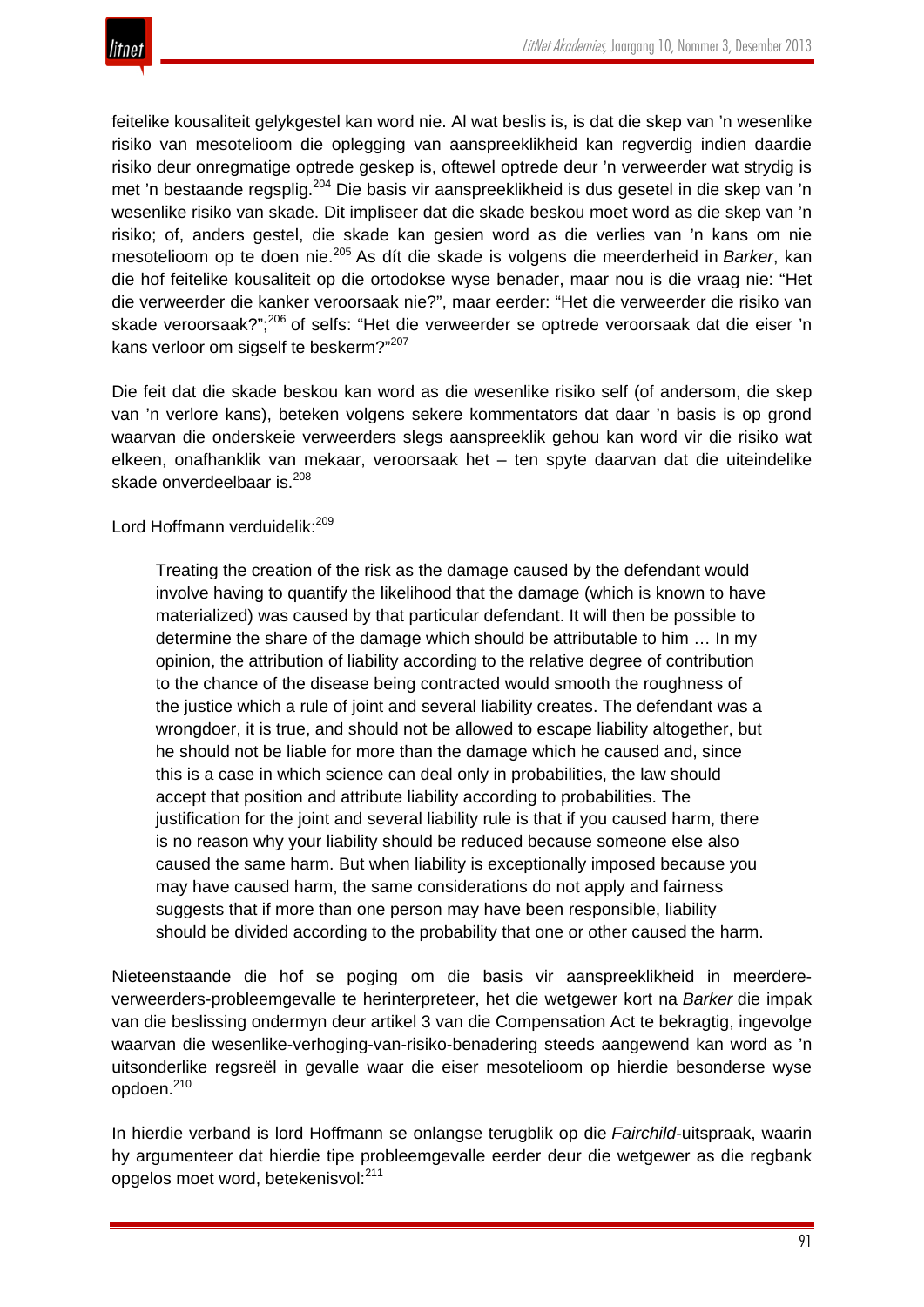feitelike kousaliteit gelykgestel kan word nie. Al wat beslis is, is dat die skep van 'n wesenlike risiko van mesotelioom die oplegging van aanspreeklikheid kan regverdig indien daardie risiko deur onregmatige optrede geskep is, oftewel optrede deur 'n verweerder wat strydig is met 'n bestaande regsplig.[204] Die basis vir aanspreeklikheid is dus gesetel in die skep van 'n wesenlike risiko van skade. Dit impliseer dat die skade beskou moet word as die skep van 'n risiko; of, anders gestel, die skade kan gesien word as die verlies van 'n kans om nie mesotelioom op te doen nie.[205] As dít die skade is volgens die meerderheid in *Barker*, kan die hof feitelike kousaliteit op die ortodokse wyse benader, maar nou is die vraag nie: "Het die verweerder die kanker veroorsaak nie?", maar eerder: "Het die verweerder die risiko van skade veroorsaak?";[206] of selfs: "Het die verweerder se optrede veroorsaak dat die eiser 'n kans verloor om sigself te beskerm?"[207]

Die feit dat die skade beskou kan word as die wesenlike risiko self (of andersom, die skep van 'n verlore kans), beteken volgens sekere kommentators dat daar 'n basis is op grond waarvan die onderskeie verweerders slegs aanspreeklik gehou kan word vir die risiko wat elkeen, onafhanklik van mekaar, veroorsaak het – ten spyte daarvan dat die uiteindelike skade onverdeelbaar is.[208]

Lord Hoffmann verduidelik:[209]

> Treating the creation of the risk as the damage caused by the defendant would involve having to quantify the likelihood that the damage (which is known to have materialized) was caused by that particular defendant. It will then be possible to determine the share of the damage which should be attributable to him … In my opinion, the attribution of liability according to the relative degree of contribution to the chance of the disease being contracted would smooth the roughness of the justice which a rule of joint and several liability creates. The defendant was a wrongdoer, it is true, and should not be allowed to escape liability altogether, but he should not be liable for more than the damage which he caused and, since this is a case in which science can deal only in probabilities, the law should accept that position and attribute liability according to probabilities. The justification for the joint and several liability rule is that if you caused harm, there is no reason why your liability should be reduced because someone else also caused the same harm. But when liability is exceptionally imposed because you may have caused harm, the same considerations do not apply and fairness suggests that if more than one person may have been responsible, liability should be divided according to the probability that one or other caused the harm.

Nieteenstaande die hof se poging om die basis vir aanspreeklikheid in meerdere-verweerders-probleemgevalle te herinterpreteer, het die wetgewer kort na *Barker* die impak van die beslissing ondermyn deur artikel 3 van die Compensation Act te bekragtig, ingevolge waarvan die wesenlike-verhoging-van-risiko-benadering steeds aangewend kan word as 'n uitsonderlike regsreël in gevalle waar die eiser mesotelioom op hierdie besondere wyse opdoen.[210]

In hierdie verband is lord Hoffmann se onlangse terugblik op die *Fairchild*-uitspraak, waarin hy argumenteer dat hierdie tipe probleemgevalle eerder deur die wetgewer as die regbank opgelos moet word, betekenisvol:[211]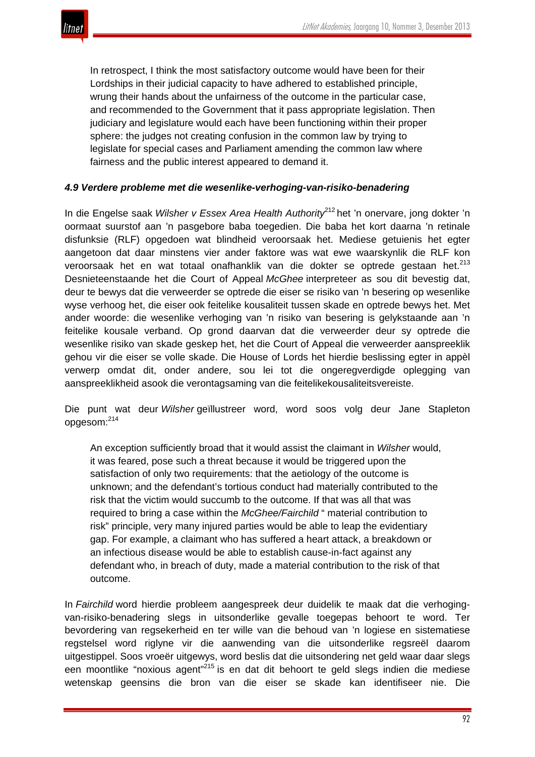> In retrospect, I think the most satisfactory outcome would have been for their Lordships in their judicial capacity to have adhered to established principle, wrung their hands about the unfairness of the outcome in the particular case, and recommended to the Government that it pass appropriate legislation. Then judiciary and legislature would each have been functioning within their proper sphere: the judges not creating confusion in the common law by trying to legislate for special cases and Parliament amending the common law where fairness and the public interest appeared to demand it.

### *4.9 Verdere probleme met die wesenlike-verhoging-van-risiko-benadering*

In die Engelse saak *Wilsher v Essex Area Health Authority*[212] het 'n onervare, jong dokter 'n oormaat suurstof aan 'n pasgebore baba toegedien. Die baba het kort daarna 'n retinale disfunksie (RLF) opgedoen wat blindheid veroorsaak het. Mediese getuienis het egter aangetoon dat daar minstens vier ander faktore was wat ewe waarskynlik die RLF kon veroorsaak het en wat totaal onafhanklik van die dokter se optrede gestaan het.[213] Desnieteenstaande het die Court of Appeal *McGhee* interpreteer as sou dit bevestig dat, deur te bewys dat die verweerder se optrede die eiser se risiko van 'n besering op wesenlike wyse verhoog het, die eiser ook feitelike kousaliteit tussen skade en optrede bewys het. Met ander woorde: die wesenlike verhoging van 'n risiko van besering is gelykstaande aan 'n feitelike kousale verband. Op grond daarvan dat die verweerder deur sy optrede die wesenlike risiko van skade geskep het, het die Court of Appeal die verweerder aanspreeklik gehou vir die eiser se volle skade. Die House of Lords het hierdie beslissing egter in appèl verwerp omdat dit, onder andere, sou lei tot die ongeregverdigde oplegging van aanspreeklikheid asook die verontagsaming van die feitelikekousaliteitsvereiste.

Die punt wat deur *Wilsher* geïllustreer word, word soos volg deur Jane Stapleton opgesom:[214]

> An exception sufficiently broad that it would assist the claimant in *Wilsher* would, it was feared, pose such a threat because it would be triggered upon the satisfaction of only two requirements: that the aetiology of the outcome is unknown; and the defendant's tortious conduct had materially contributed to the risk that the victim would succumb to the outcome. If that was all that was required to bring a case within the *McGhee/Fairchild* " material contribution to risk" principle, very many injured parties would be able to leap the evidentiary gap. For example, a claimant who has suffered a heart attack, a breakdown or an infectious disease would be able to establish cause-in-fact against any defendant who, in breach of duty, made a material contribution to the risk of that outcome.

In *Fairchild* word hierdie probleem aangespreek deur duidelik te maak dat die verhoging-van-risiko-benadering slegs in uitsonderlike gevalle toegepas behoort te word. Ter bevordering van regsekerheid en ter wille van die behoud van 'n logiese en sistematiese regstelsel word riglyne vir die aanwending van die uitsonderlike regsreël daarom uitgestippel. Soos vroeër uitgewys, word beslis dat die uitsondering net geld waar daar slegs een moontlike "noxious agent"[215] is en dat dit behoort te geld slegs indien die mediese wetenskap geensins die bron van die eiser se skade kan identifiseer nie. Die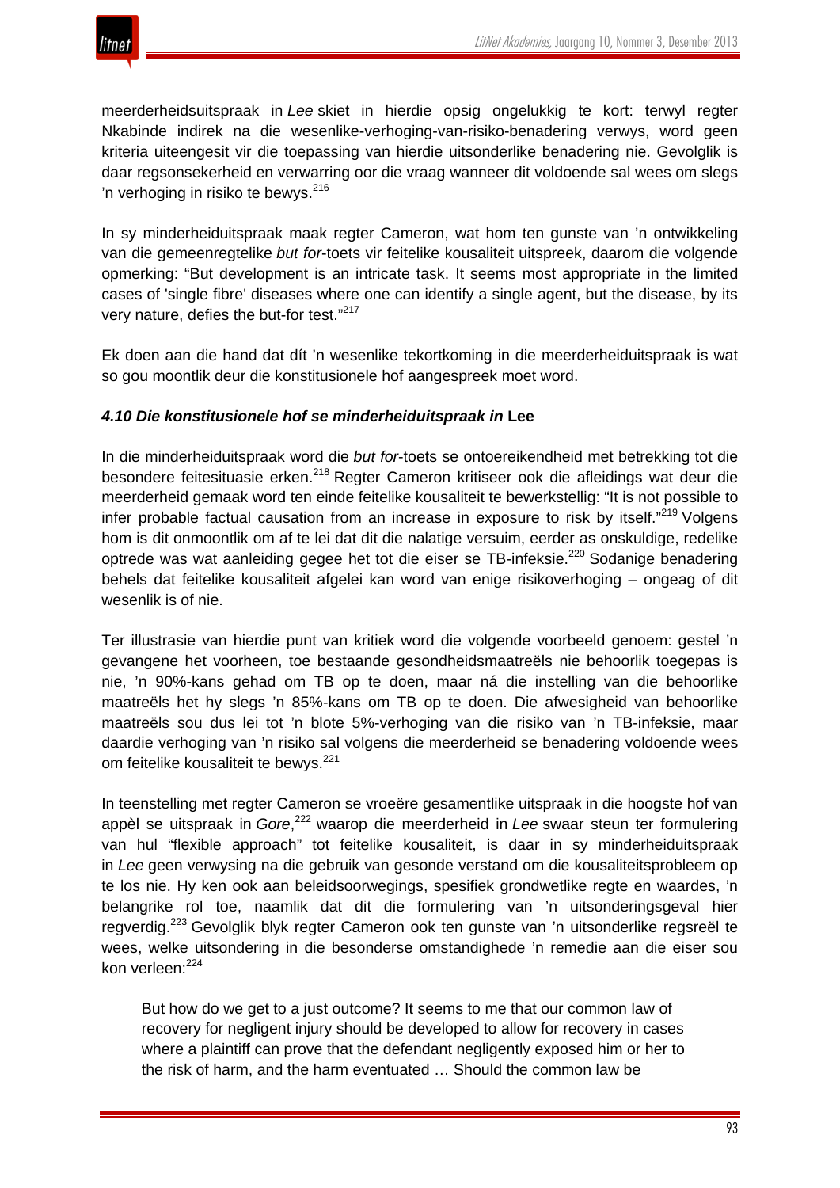meerderheidsuitspraak in *Lee* skiet in hierdie opsig ongelukkig te kort: terwyl regter Nkabinde indirek na die wesenlike-verhoging-van-risiko-benadering verwys, word geen kriteria uiteengesit vir die toepassing van hierdie uitsonderlike benadering nie. Gevolglik is daar regsonsekerheid en verwarring oor die vraag wanneer dit voldoende sal wees om slegs 'n verhoging in risiko te bewys.[216]

In sy minderheiduitspraak maak regter Cameron, wat hom ten gunste van 'n ontwikkeling van die gemeenregtelike *but for*-toets vir feitelike kousaliteit uitspreek, daarom die volgende opmerking: "But development is an intricate task. It seems most appropriate in the limited cases of 'single fibre' diseases where one can identify a single agent, but the disease, by its very nature, defies the but-for test."[217]

Ek doen aan die hand dat dít 'n wesenlike tekortkoming in die meerderheiduitspraak is wat so gou moontlik deur die konstitusionele hof aangespreek moet word.

### *4.10 Die konstitusionele hof se minderheiduitspraak in* **Lee**

In die minderheiduitspraak word die *but for*-toets se ontoereikendheid met betrekking tot die besondere feitesituasie erken.[218] Regter Cameron kritiseer ook die afleidings wat deur die meerderheid gemaak word ten einde feitelike kousaliteit te bewerkstellig: "It is not possible to infer probable factual causation from an increase in exposure to risk by itself."[219] Volgens hom is dit onmoontlik om af te lei dat dit die nalatige versuim, eerder as onskuldige, redelike optrede was wat aanleiding gegee het tot die eiser se TB-infeksie.[220] Sodanige benadering behels dat feitelike kousaliteit afgelei kan word van enige risikoverhoging – ongeag of dit wesenlik is of nie.

Ter illustrasie van hierdie punt van kritiek word die volgende voorbeeld genoem: gestel 'n gevangene het voorheen, toe bestaande gesondheidsmaatreëls nie behoorlik toegepas is nie, 'n 90%-kans gehad om TB op te doen, maar ná die instelling van die behoorlike maatreëls het hy slegs 'n 85%-kans om TB op te doen. Die afwesigheid van behoorlike maatreëls sou dus lei tot 'n blote 5%-verhoging van die risiko van 'n TB-infeksie, maar daardie verhoging van 'n risiko sal volgens die meerderheid se benadering voldoende wees om feitelike kousaliteit te bewys.[221]

In teenstelling met regter Cameron se vroeëre gesamentlike uitspraak in die hoogste hof van appèl se uitspraak in *Gore*,[222] waarop die meerderheid in *Lee* swaar steun ter formulering van hul "flexible approach" tot feitelike kousaliteit, is daar in sy minderheiduitspraak in *Lee* geen verwysing na die gebruik van gesonde verstand om die kousaliteitsprobleem op te los nie. Hy ken ook aan beleidsoorwegings, spesifiek grondwetlike regte en waardes, 'n belangrike rol toe, naamlik dat dit die formulering van 'n uitsonderingsgeval hier regverdig.[223] Gevolglik blyk regter Cameron ook ten gunste van 'n uitsonderlike regsreël te wees, welke uitsondering in die besonderse omstandighede 'n remedie aan die eiser sou kon verleen:[224]

> But how do we get to a just outcome? It seems to me that our common law of recovery for negligent injury should be developed to allow for recovery in cases where a plaintiff can prove that the defendant negligently exposed him or her to the risk of harm, and the harm eventuated … Should the common law be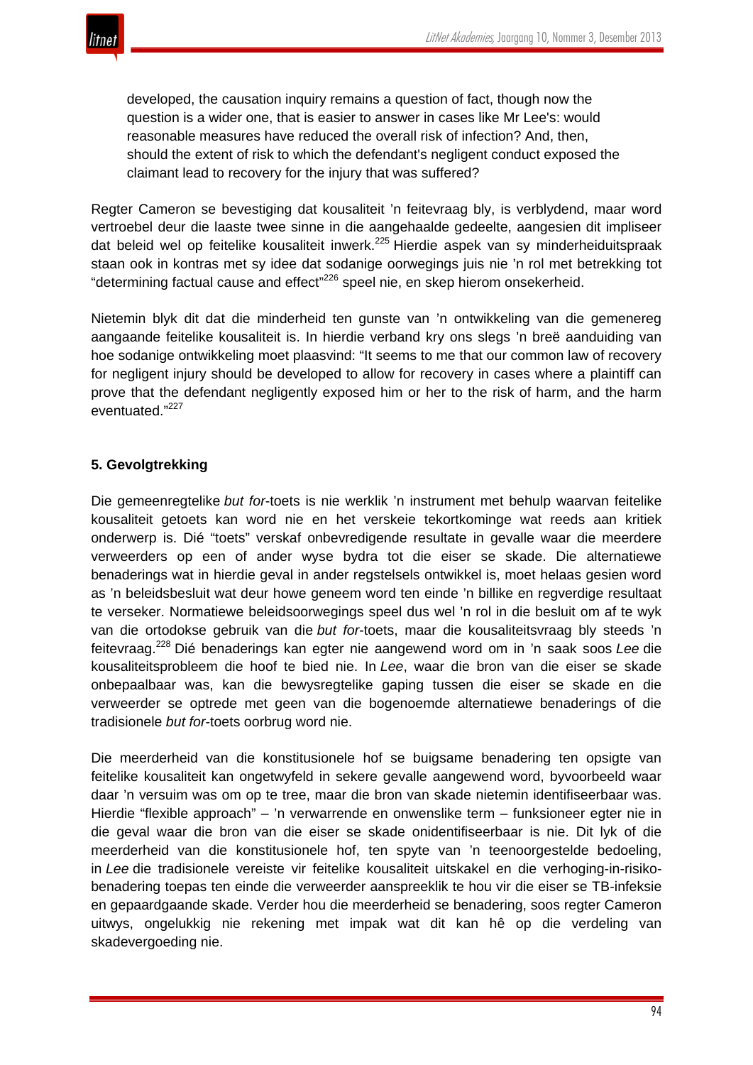> developed, the causation inquiry remains a question of fact, though now the question is a wider one, that is easier to answer in cases like Mr Lee's: would reasonable measures have reduced the overall risk of infection? And, then, should the extent of risk to which the defendant's negligent conduct exposed the claimant lead to recovery for the injury that was suffered?

Regter Cameron se bevestiging dat kousaliteit 'n feitevraag bly, is verblydend, maar word vertroebel deur die laaste twee sinne in die aangehaalde gedeelte, aangesien dit impliseer dat beleid wel op feitelike kousaliteit inwerk.[225] Hierdie aspek van sy minderheiduitspraak staan ook in kontras met sy idee dat sodanige oorwegings juis nie 'n rol met betrekking tot "determining factual cause and effect"[226] speel nie, en skep hierom onsekerheid.

Nietemin blyk dit dat die minderheid ten gunste van 'n ontwikkeling van die gemenereg aangaande feitelike kousaliteit is. In hierdie verband kry ons slegs 'n breë aanduiding van hoe sodanige ontwikkeling moet plaasvind: "It seems to me that our common law of recovery for negligent injury should be developed to allow for recovery in cases where a plaintiff can prove that the defendant negligently exposed him or her to the risk of harm, and the harm eventuated."[227]

## 5. Gevolgtrekking

Die gemeenregtelike *but for*-toets is nie werklik 'n instrument met behulp waarvan feitelike kousaliteit getoets kan word nie en het verskeie tekortkominge wat reeds aan kritiek onderwerp is. Dié "toets" verskaf onbevredigende resultate in gevalle waar die meerdere verweerders op een of ander wyse bydra tot die eiser se skade. Die alternatiewe benaderings wat in hierdie geval in ander regstelsels ontwikkel is, moet helaas gesien word as 'n beleidsbesluit wat deur howe geneem word ten einde 'n billike en regverdige resultaat te verseker. Normatiewe beleidsoorwegings speel dus wel 'n rol in die besluit om af te wyk van die ortodokse gebruik van die *but for*-toets, maar die kousaliteitsvraag bly steeds 'n feitevraag.[228] Dié benaderings kan egter nie aangewend word om in 'n saak soos *Lee* die kousaliteitsprobleem die hoof te bied nie. In *Lee*, waar die bron van die eiser se skade onbepaalbaar was, kan die bewysregtelike gaping tussen die eiser se skade en die verweerder se optrede met geen van die bogenoemde alternatiewe benaderings of die tradisionele *but for*-toets oorbrug word nie.

Die meerderheid van die konstitusionele hof se buigsame benadering ten opsigte van feitelike kousaliteit kan ongetwyfeld in sekere gevalle aangewend word, byvoorbeeld waar daar 'n versuim was om op te tree, maar die bron van skade nietemin identifiseerbaar was. Hierdie "flexible approach" – 'n verwarrende en onwenslike term – funksioneer egter nie in die geval waar die bron van die eiser se skade onidentifiseerbaar is nie. Dit lyk of die meerderheid van die konstitusionele hof, ten spyte van 'n teenoorgestelde bedoeling, in *Lee* die tradisionele vereiste vir feitelike kousaliteit uitskakel en die verhoging-in-risiko-benadering toepas ten einde die verweerder aanspreeklik te hou vir die eiser se TB-infeksie en gepaardgaande skade. Verder hou die meerderheid se benadering, soos regter Cameron uitwys, ongelukkig nie rekening met impak wat dit kan hê op die verdeling van skadevergoeding nie.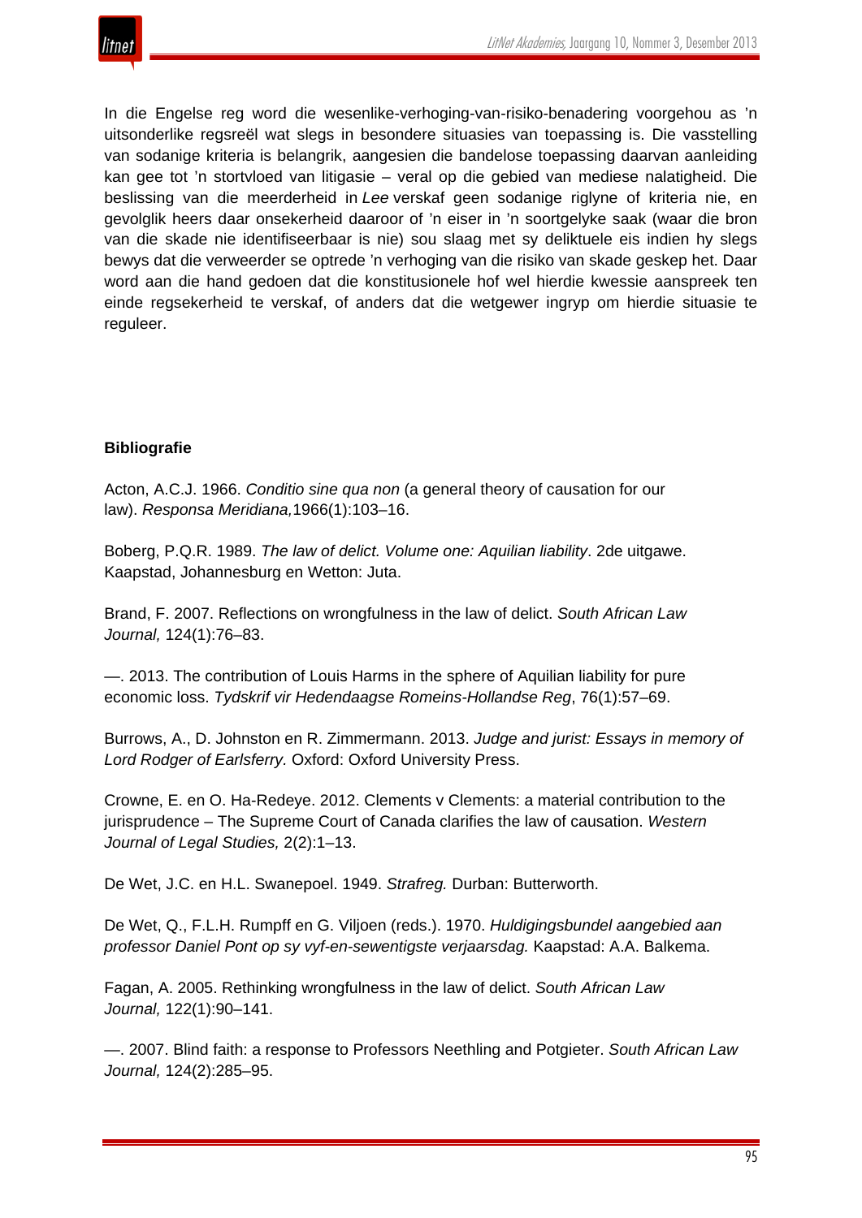In die Engelse reg word die wesenlike-verhoging-van-risiko-benadering voorgehou as ’n uitsonderlike regsreël wat slegs in besondere situasies van toepassing is. Die vasstelling van sodanige kriteria is belangrik, aangesien die bandelose toepassing daarvan aanleiding kan gee tot ’n stortvloed van litigasie – veral op die gebied van mediese nalatigheid. Die beslissing van die meerderheid in *Lee* verskaf geen sodanige riglyne of kriteria nie, en gevolglik heers daar onsekerheid daaroor of ’n eiser in ’n soortgelyke saak (waar die bron van die skade nie identifiseerbaar is nie) sou slaag met sy deliktuele eis indien hy slegs bewys dat die verweerder se optrede ’n verhoging van die risiko van skade geskep het. Daar word aan die hand gedoen dat die konstitusionele hof wel hierdie kwessie aanspreek ten einde regsekerheid te verskaf, of anders dat die wetgewer ingryp om hierdie situasie te reguleer.

**Bibliografie**

Acton, A.C.J. 1966. *Conditio sine qua non* (a general theory of causation for our law). *Responsa Meridiana,*1966(1):103–16.

Boberg, P.Q.R. 1989. *The law of delict. Volume one: Aquilian liability*. 2de uitgawe. Kaapstad, Johannesburg en Wetton: Juta.

Brand, F. 2007. Reflections on wrongfulness in the law of delict. *South African Law Journal,* 124(1):76–83.

—. 2013. The contribution of Louis Harms in the sphere of Aquilian liability for pure economic loss. *Tydskrif vir Hedendaagse Romeins-Hollandse Reg*, 76(1):57–69.

Burrows, A., D. Johnston en R. Zimmermann. 2013. *Judge and jurist: Essays in memory of Lord Rodger of Earlsferry.* Oxford: Oxford University Press.

Crowne, E. en O. Ha-Redeye. 2012. Clements v Clements: a material contribution to the jurisprudence – The Supreme Court of Canada clarifies the law of causation. *Western Journal of Legal Studies,* 2(2):1–13.

De Wet, J.C. en H.L. Swanepoel. 1949. *Strafreg.* Durban: Butterworth.

De Wet, Q., F.L.H. Rumpff en G. Viljoen (reds.). 1970. *Huldigingsbundel aangebied aan professor Daniel Pont op sy vyf-en-sewentigste verjaarsdag.* Kaapstad: A.A. Balkema.

Fagan, A. 2005. Rethinking wrongfulness in the law of delict. *South African Law Journal,* 122(1):90–141.

—. 2007. Blind faith: a response to Professors Neethling and Potgieter. *South African Law Journal,* 124(2):285–95.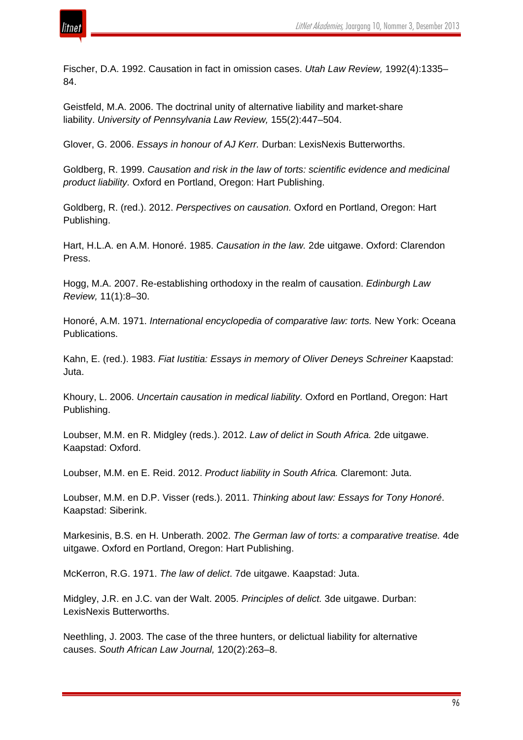Fischer, D.A. 1992. Causation in fact in omission cases. *Utah Law Review,* 1992(4):1335–84.

Geistfeld, M.A. 2006. The doctrinal unity of alternative liability and market-share liability. *University of Pennsylvania Law Review,* 155(2):447–504.

Glover, G. 2006. *Essays in honour of AJ Kerr.* Durban: LexisNexis Butterworths.

Goldberg, R. 1999. *Causation and risk in the law of torts: scientific evidence and medicinal product liability.* Oxford en Portland, Oregon: Hart Publishing.

Goldberg, R. (red.). 2012. *Perspectives on causation.* Oxford en Portland, Oregon: Hart Publishing.

Hart, H.L.A. en A.M. Honoré. 1985. *Causation in the law.* 2de uitgawe. Oxford: Clarendon Press.

Hogg, M.A. 2007. Re-establishing orthodoxy in the realm of causation. *Edinburgh Law Review,* 11(1):8–30.

Honoré, A.M. 1971. *International encyclopedia of comparative law: torts.* New York: Oceana Publications.

Kahn, E. (red.). 1983. *Fiat Iustitia: Essays in memory of Oliver Deneys Schreiner* Kaapstad: Juta.

Khoury, L. 2006. *Uncertain causation in medical liability.* Oxford en Portland, Oregon: Hart Publishing.

Loubser, M.M. en R. Midgley (reds.). 2012. *Law of delict in South Africa.* 2de uitgawe. Kaapstad: Oxford.

Loubser, M.M. en E. Reid. 2012. *Product liability in South Africa.* Claremont: Juta.

Loubser, M.M. en D.P. Visser (reds.). 2011. *Thinking about law: Essays for Tony Honoré*. Kaapstad: Siberink.

Markesinis, B.S. en H. Unberath. 2002. *The German law of torts: a comparative treatise.* 4de uitgawe. Oxford en Portland, Oregon: Hart Publishing.

McKerron, R.G. 1971. *The law of delict*. 7de uitgawe. Kaapstad: Juta.

Midgley, J.R. en J.C. van der Walt. 2005. *Principles of delict.* 3de uitgawe. Durban: LexisNexis Butterworths.

Neethling, J. 2003. The case of the three hunters, or delictual liability for alternative causes. *South African Law Journal,* 120(2):263–8.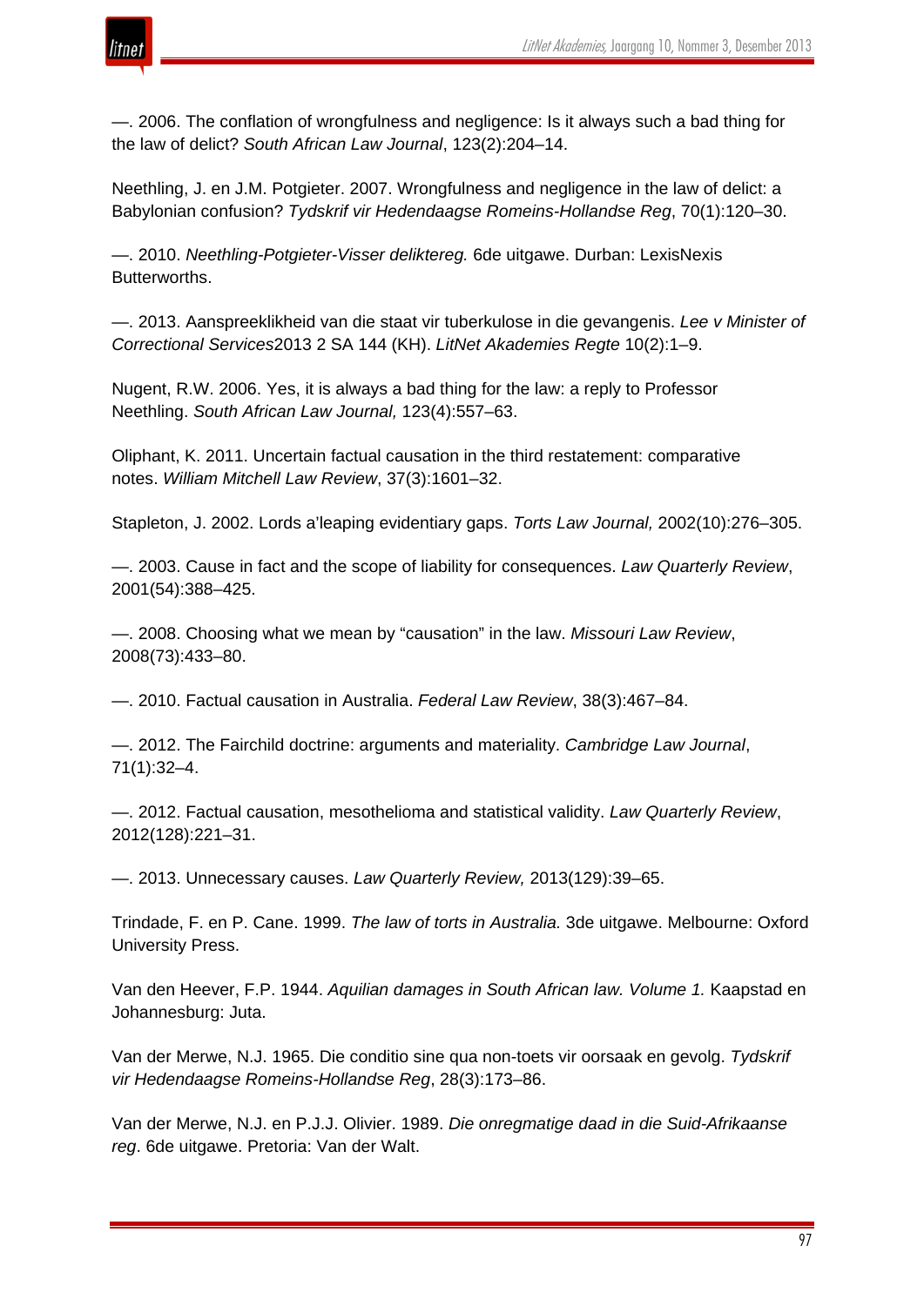—. 2006. The conflation of wrongfulness and negligence: Is it always such a bad thing for the law of delict? *South African Law Journal*, 123(2):204–14.

Neethling, J. en J.M. Potgieter. 2007. Wrongfulness and negligence in the law of delict: a Babylonian confusion? *Tydskrif vir Hedendaagse Romeins-Hollandse Reg*, 70(1):120–30.

—. 2010. *Neethling-Potgieter-Visser deliktereg.* 6de uitgawe. Durban: LexisNexis Butterworths.

—. 2013. Aanspreeklikheid van die staat vir tuberkulose in die gevangenis. *Lee v Minister of Correctional Services*2013 2 SA 144 (KH). *LitNet Akademies Regte* 10(2):1–9.

Nugent, R.W. 2006. Yes, it is always a bad thing for the law: a reply to Professor Neethling. *South African Law Journal,* 123(4):557–63.

Oliphant, K. 2011. Uncertain factual causation in the third restatement: comparative notes. *William Mitchell Law Review*, 37(3):1601–32.

Stapleton, J. 2002. Lords a'leaping evidentiary gaps. *Torts Law Journal,* 2002(10):276–305.

—. 2003. Cause in fact and the scope of liability for consequences. *Law Quarterly Review*, 2001(54):388–425.

—. 2008. Choosing what we mean by "causation" in the law. *Missouri Law Review*, 2008(73):433–80.

—. 2010. Factual causation in Australia. *Federal Law Review*, 38(3):467–84.

—. 2012. The Fairchild doctrine: arguments and materiality. *Cambridge Law Journal*, 71(1):32–4.

—. 2012. Factual causation, mesothelioma and statistical validity. *Law Quarterly Review*, 2012(128):221–31.

—. 2013. Unnecessary causes. *Law Quarterly Review,* 2013(129):39–65.

Trindade, F. en P. Cane. 1999. *The law of torts in Australia.* 3de uitgawe. Melbourne: Oxford University Press.

Van den Heever, F.P. 1944. *Aquilian damages in South African law. Volume 1.* Kaapstad en Johannesburg: Juta.

Van der Merwe, N.J. 1965. Die conditio sine qua non-toets vir oorsaak en gevolg. *Tydskrif vir Hedendaagse Romeins-Hollandse Reg*, 28(3):173–86.

Van der Merwe, N.J. en P.J.J. Olivier. 1989. *Die onregmatige daad in die Suid-Afrikaanse reg*. 6de uitgawe. Pretoria: Van der Walt.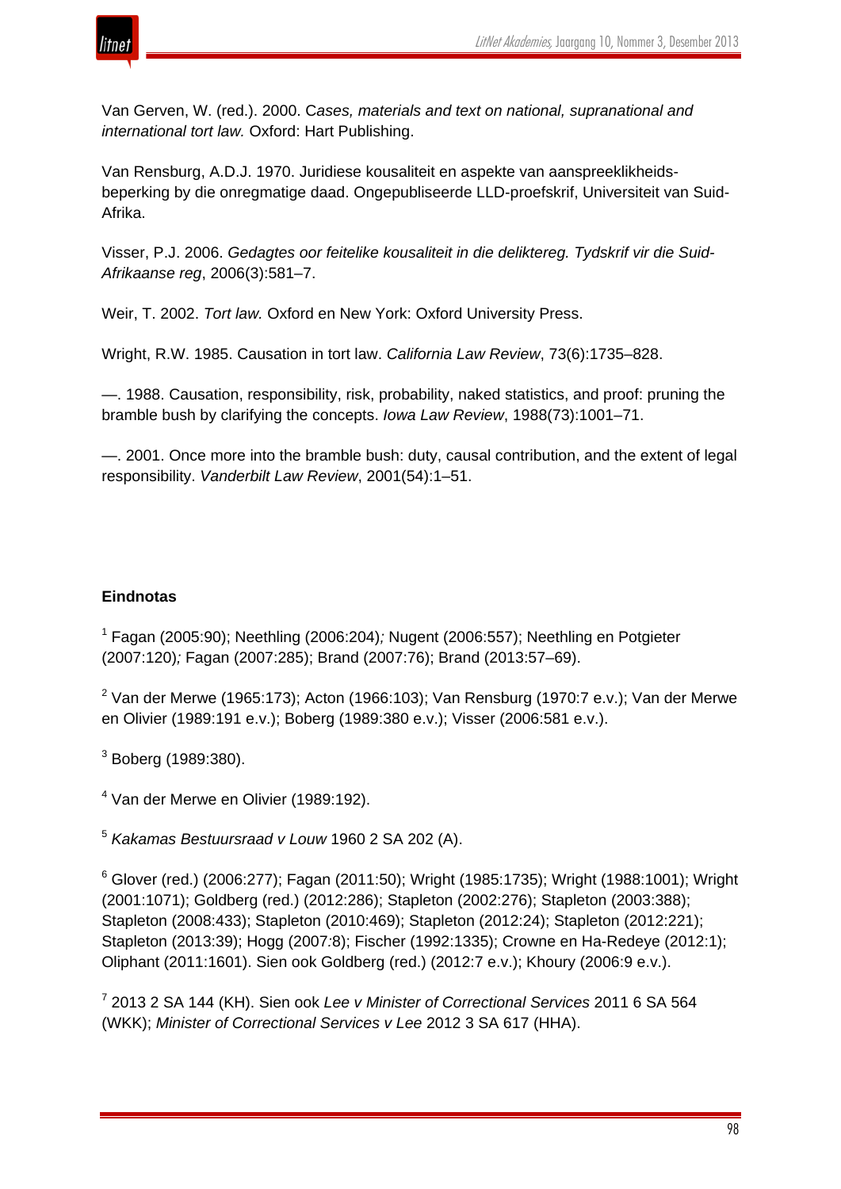Van Gerven, W. (red.). 2000. C*ases, materials and text on national, supranational and international tort law.* Oxford: Hart Publishing.

Van Rensburg, A.D.J. 1970. Juridiese kousaliteit en aspekte van aanspreeklikheids-beperking by die onregmatige daad. Ongepubliseerde LLD-proefskrif, Universiteit van Suid-Afrika.

Visser, P.J. 2006. *Gedagtes oor feitelike kousaliteit in die deliktereg. Tydskrif vir die Suid-Afrikaanse reg*, 2006(3):581–7.

Weir, T. 2002. *Tort law.* Oxford en New York: Oxford University Press.

Wright, R.W. 1985. Causation in tort law. *California Law Review*, 73(6):1735–828.

—. 1988. Causation, responsibility, risk, probability, naked statistics, and proof: pruning the bramble bush by clarifying the concepts. *Iowa Law Review*, 1988(73):1001–71.

—. 2001. Once more into the bramble bush: duty, causal contribution, and the extent of legal responsibility. *Vanderbilt Law Review*, 2001(54):1–51.

**Eindnotas**

[1] Fagan (2005:90); Neethling (2006:204)*;* Nugent (2006:557); Neethling en Potgieter (2007:120)*;* Fagan (2007:285); Brand (2007:76); Brand (2013:57–69).

[2] Van der Merwe (1965:173); Acton (1966:103); Van Rensburg (1970:7 e.v.); Van der Merwe en Olivier (1989:191 e.v.); Boberg (1989:380 e.v.); Visser (2006:581 e.v.).

[3] Boberg (1989:380).

[4] Van der Merwe en Olivier (1989:192).

[5] *Kakamas Bestuursraad v Louw* 1960 2 SA 202 (A).

[6] Glover (red.) (2006:277); Fagan (2011:50); Wright (1985:1735); Wright (1988:1001); Wright (2001:1071); Goldberg (red.) (2012:286); Stapleton (2002:276); Stapleton (2003:388); Stapleton (2008:433); Stapleton (2010:469); Stapleton (2012:24); Stapleton (2012:221); Stapleton (2013:39); Hogg (2007:8); Fischer (1992:1335); Crowne en Ha-Redeye (2012:1); Oliphant (2011:1601). Sien ook Goldberg (red.) (2012:7 e.v.); Khoury (2006:9 e.v.).

[7] 2013 2 SA 144 (KH). Sien ook *Lee v Minister of Correctional Services* 2011 6 SA 564 (WKK); *Minister of Correctional Services v Lee* 2012 3 SA 617 (HHA).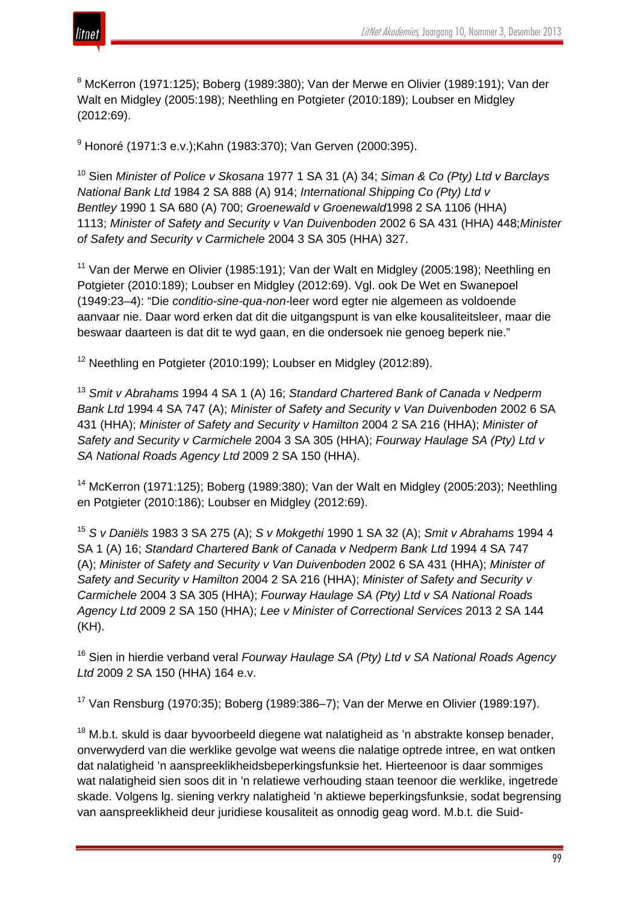[8] McKerron (1971:125); Boberg (1989:380); Van der Merwe en Olivier (1989:191); Van der Walt en Midgley (2005:198); Neethling en Potgieter (2010:189); Loubser en Midgley (2012:69).

[9] Honoré (1971:3 e.v.);Kahn (1983:370); Van Gerven (2000:395).

[10] Sien *Minister of Police v Skosana* 1977 1 SA 31 (A) 34; *Siman & Co (Pty) Ltd v Barclays National Bank Ltd* 1984 2 SA 888 (A) 914; *International Shipping Co (Pty) Ltd v Bentley* 1990 1 SA 680 (A) 700; *Groenewald v Groenewald*1998 2 SA 1106 (HHA) 1113; *Minister of Safety and Security v Van Duivenboden* 2002 6 SA 431 (HHA) 448;*Minister of Safety and Security v Carmichele* 2004 3 SA 305 (HHA) 327.

[11] Van der Merwe en Olivier (1985:191); Van der Walt en Midgley (2005:198); Neethling en Potgieter (2010:189); Loubser en Midgley (2012:69). Vgl. ook De Wet en Swanepoel (1949:23–4): "Die *conditio-sine-qua-non*-leer word egter nie algemeen as voldoende aanvaar nie. Daar word erken dat dit die uitgangspunt is van elke kousaliteitsleer, maar die beswaar daarteen is dat dit te wyd gaan, en die ondersoek nie genoeg beperk nie."

[12] Neethling en Potgieter (2010:199); Loubser en Midgley (2012:89).

[13] *Smit v Abrahams* 1994 4 SA 1 (A) 16; *Standard Chartered Bank of Canada v Nedperm Bank Ltd* 1994 4 SA 747 (A); *Minister of Safety and Security v Van Duivenboden* 2002 6 SA 431 (HHA); *Minister of Safety and Security v Hamilton* 2004 2 SA 216 (HHA); *Minister of Safety and Security v Carmichele* 2004 3 SA 305 (HHA); *Fourway Haulage SA (Pty) Ltd v SA National Roads Agency Ltd* 2009 2 SA 150 (HHA).

[14] McKerron (1971:125); Boberg (1989:380); Van der Walt en Midgley (2005:203); Neethling en Potgieter (2010:186); Loubser en Midgley (2012:69).

[15] *S v Daniëls* 1983 3 SA 275 (A); *S v Mokgethi* 1990 1 SA 32 (A); *Smit v Abrahams* 1994 4 SA 1 (A) 16; *Standard Chartered Bank of Canada v Nedperm Bank Ltd* 1994 4 SA 747 (A); *Minister of Safety and Security v Van Duivenboden* 2002 6 SA 431 (HHA); *Minister of Safety and Security v Hamilton* 2004 2 SA 216 (HHA); *Minister of Safety and Security v Carmichele* 2004 3 SA 305 (HHA); *Fourway Haulage SA (Pty) Ltd v SA National Roads Agency Ltd* 2009 2 SA 150 (HHA); *Lee v Minister of Correctional Services* 2013 2 SA 144 (KH).

[16] Sien in hierdie verband veral *Fourway Haulage SA (Pty) Ltd v SA National Roads Agency Ltd* 2009 2 SA 150 (HHA) 164 e.v.

[17] Van Rensburg (1970:35); Boberg (1989:386–7); Van der Merwe en Olivier (1989:197).

[18] M.b.t. skuld is daar byvoorbeeld diegene wat nalatigheid as 'n abstrakte konsep benader, onverwyderd van die werklike gevolge wat weens die nalatige optrede intree, en wat ontken dat nalatigheid 'n aanspreeklikheidsbeperkingsfunksie het. Hierteenoor is daar sommiges wat nalatigheid sien soos dit in 'n relatiewe verhouding staan teenoor die werklike, ingetrede skade. Volgens lg. siening verkry nalatigheid 'n aktiewe beperkingsfunksie, sodat begrensing van aanspreeklikheid deur juridiese kousaliteit as onnodig geag word. M.b.t. die Suid-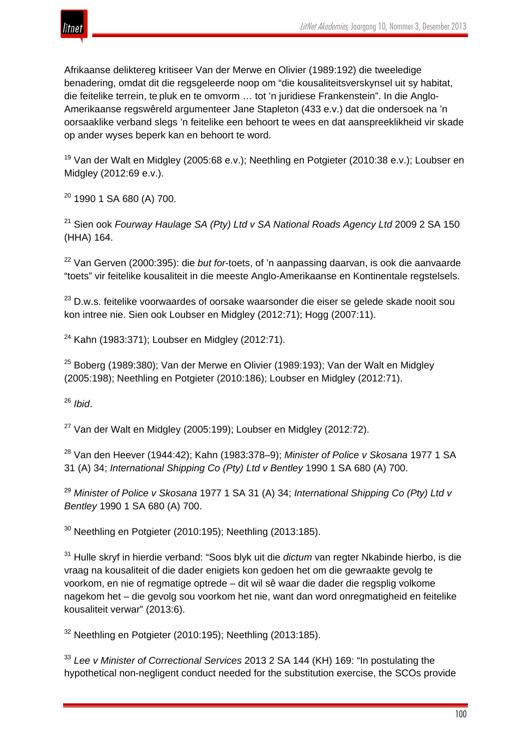Afrikaanse deliktereg kritiseer Van der Merwe en Olivier (1989:192) die tweeledige benadering, omdat dit die regsgeleerde noop om "die kousaliteitsverskynsel uit sy habitat, die feitelike terrein, te pluk en te omvorm … tot 'n juridiese Frankenstein". In die Anglo-Amerikaanse regswêreld argumenteer Jane Stapleton (433 e.v.) dat die ondersoek na 'n oorsaaklike verband slegs 'n feitelike een behoort te wees en dat aanspreeklikheid vir skade op ander wyses beperk kan en behoort te word.

[19] Van der Walt en Midgley (2005:68 e.v.); Neethling en Potgieter (2010:38 e.v.); Loubser en Midgley (2012:69 e.v.).

[20] 1990 1 SA 680 (A) 700.

[21] Sien ook *Fourway Haulage SA (Pty) Ltd v SA National Roads Agency Ltd* 2009 2 SA 150 (HHA) 164.

[22] Van Gerven (2000:395): die *but for*-toets, of 'n aanpassing daarvan, is ook die aanvaarde "toets" vir feitelike kousaliteit in die meeste Anglo-Amerikaanse en Kontinentale regstelsels.

[23] D.w.s. feitelike voorwaardes of oorsake waarsonder die eiser se gelede skade nooit sou kon intree nie. Sien ook Loubser en Midgley (2012:71); Hogg (2007:11).

[24] Kahn (1983:371); Loubser en Midgley (2012:71).

[25] Boberg (1989:380); Van der Merwe en Olivier (1989:193); Van der Walt en Midgley (2005:198); Neethling en Potgieter (2010:186); Loubser en Midgley (2012:71).

[26] *Ibid*.

[27] Van der Walt en Midgley (2005:199); Loubser en Midgley (2012:72).

[28] Van den Heever (1944:42); Kahn (1983:378–9); *Minister of Police v Skosana* 1977 1 SA 31 (A) 34; *International Shipping Co (Pty) Ltd v Bentley* 1990 1 SA 680 (A) 700.

[29] *Minister of Police v Skosana* 1977 1 SA 31 (A) 34; *International Shipping Co (Pty) Ltd v Bentley* 1990 1 SA 680 (A) 700.

[30] Neethling en Potgieter (2010:195); Neethling (2013:185).

[31] Hulle skryf in hierdie verband: "Soos blyk uit die *dictum* van regter Nkabinde hierbo, is die vraag na kousaliteit of die dader enigiets kon gedoen het om die gewraakte gevolg te voorkom, en nie of regmatige optrede – dit wil sê waar die dader die regsplig volkome nagekom het – die gevolg sou voorkom het nie, want dan word onregmatigheid en feitelike kousaliteit verwar" (2013:6).

[32] Neethling en Potgieter (2010:195); Neethling (2013:185).

[33] *Lee v Minister of Correctional Services* 2013 2 SA 144 (KH) 169: "In postulating the hypothetical non-negligent conduct needed for the substitution exercise, the SCOs provide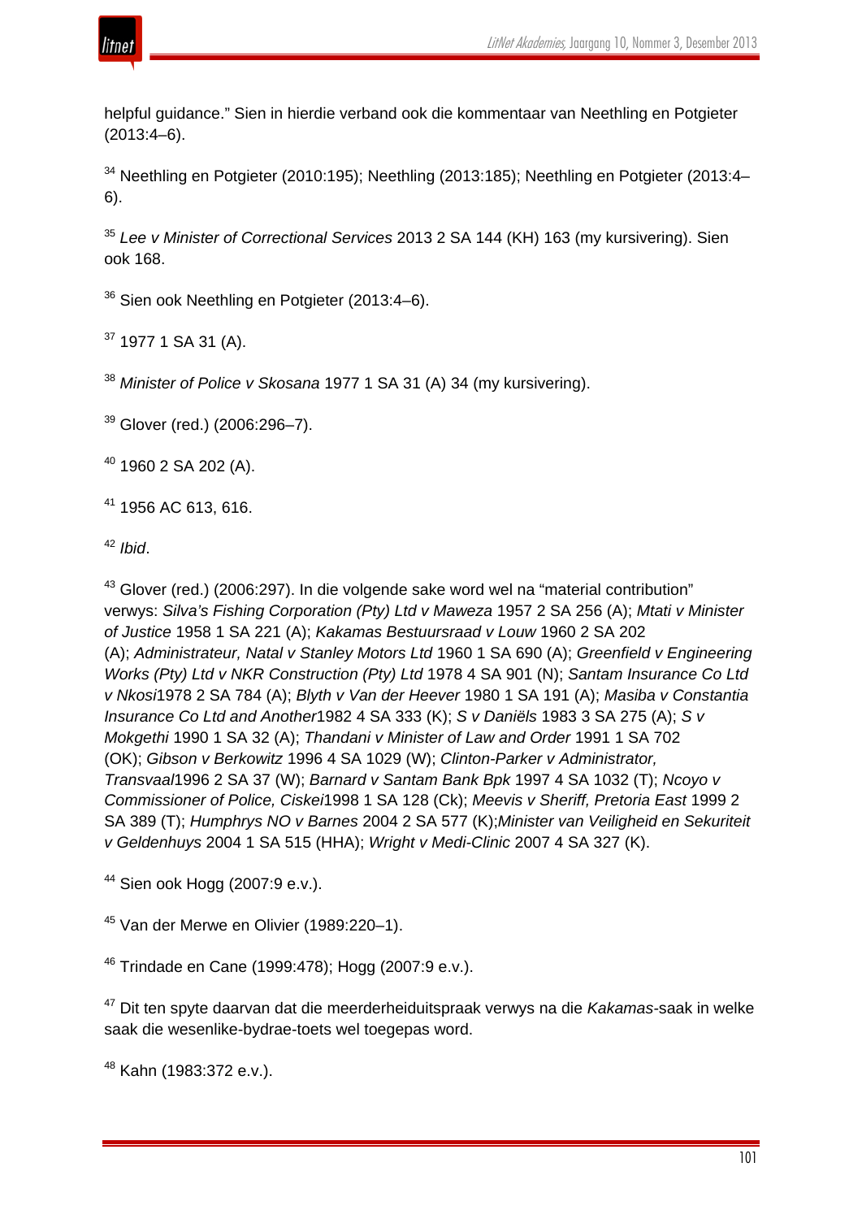helpful guidance." Sien in hierdie verband ook die kommentaar van Neethling en Potgieter (2013:4–6).

[34] Neethling en Potgieter (2010:195); Neethling (2013:185); Neethling en Potgieter (2013:4–6).

[35] *Lee v Minister of Correctional Services* 2013 2 SA 144 (KH) 163 (my kursivering). Sien ook 168.

[36] Sien ook Neethling en Potgieter (2013:4–6).

[37] 1977 1 SA 31 (A).

[38] *Minister of Police v Skosana* 1977 1 SA 31 (A) 34 (my kursivering).

[39] Glover (red.) (2006:296–7).

[40] 1960 2 SA 202 (A).

[41] 1956 AC 613, 616.

[42] *Ibid*.

[43] Glover (red.) (2006:297). In die volgende sake word wel na "material contribution" verwys: *Silva's Fishing Corporation (Pty) Ltd v Maweza* 1957 2 SA 256 (A); *Mtati v Minister of Justice* 1958 1 SA 221 (A); *Kakamas Bestuursraad v Louw* 1960 2 SA 202 (A); *Administrateur, Natal v Stanley Motors Ltd* 1960 1 SA 690 (A); *Greenfield v Engineering Works (Pty) Ltd v NKR Construction (Pty) Ltd* 1978 4 SA 901 (N); *Santam Insurance Co Ltd v Nkosi*1978 2 SA 784 (A); *Blyth v Van der Heever* 1980 1 SA 191 (A); *Masiba v Constantia Insurance Co Ltd and Another*1982 4 SA 333 (K); *S v Daniëls* 1983 3 SA 275 (A); *S v Mokgethi* 1990 1 SA 32 (A); *Thandani v Minister of Law and Order* 1991 1 SA 702 (OK); *Gibson v Berkowitz* 1996 4 SA 1029 (W); *Clinton-Parker v Administrator, Transvaal*1996 2 SA 37 (W); *Barnard v Santam Bank Bpk* 1997 4 SA 1032 (T); *Ncoyo v Commissioner of Police, Ciskei*1998 1 SA 128 (Ck); *Meevis v Sheriff, Pretoria East* 1999 2 SA 389 (T); *Humphrys NO v Barnes* 2004 2 SA 577 (K);*Minister van Veiligheid en Sekuriteit v Geldenhuys* 2004 1 SA 515 (HHA); *Wright v Medi-Clinic* 2007 4 SA 327 (K).

[44] Sien ook Hogg (2007:9 e.v.).

[45] Van der Merwe en Olivier (1989:220–1).

[46] Trindade en Cane (1999:478); Hogg (2007:9 e.v.).

[47] Dit ten spyte daarvan dat die meerderheiduitspraak verwys na die *Kakamas*-saak in welke saak die wesenlike-bydrae-toets wel toegepas word.

[48] Kahn (1983:372 e.v.).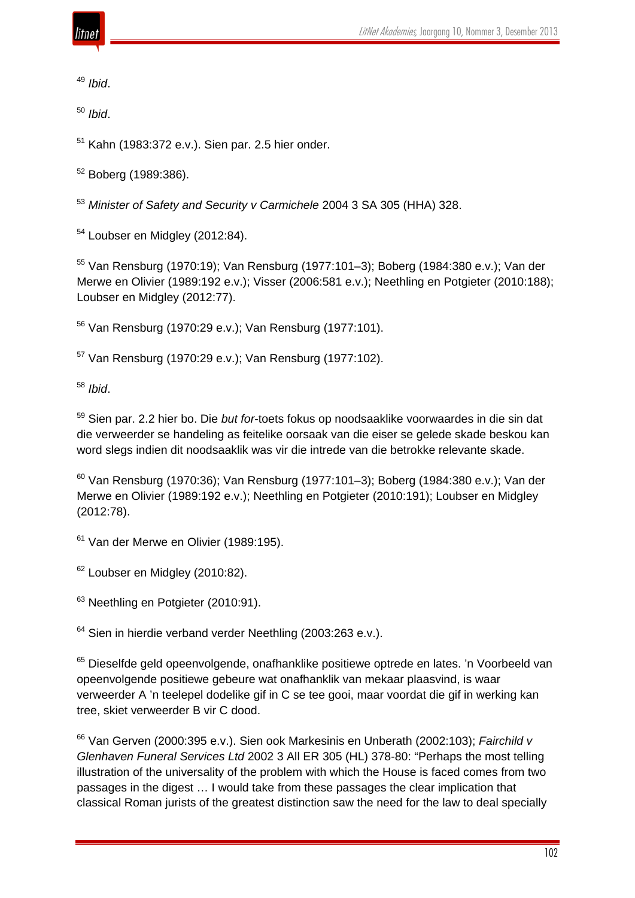[49] *Ibid*.

[50] *Ibid*.

[51] Kahn (1983:372 e.v.). Sien par. 2.5 hier onder.

[52] Boberg (1989:386).

[53] *Minister of Safety and Security v Carmichele* 2004 3 SA 305 (HHA) 328.

[54] Loubser en Midgley (2012:84).

[55] Van Rensburg (1970:19); Van Rensburg (1977:101–3); Boberg (1984:380 e.v.); Van der Merwe en Olivier (1989:192 e.v.); Visser (2006:581 e.v.); Neethling en Potgieter (2010:188); Loubser en Midgley (2012:77).

[56] Van Rensburg (1970:29 e.v.); Van Rensburg (1977:101).

[57] Van Rensburg (1970:29 e.v.); Van Rensburg (1977:102).

[58] *Ibid*.

[59] Sien par. 2.2 hier bo. Die *but for*-toets fokus op noodsaaklike voorwaardes in die sin dat die verweerder se handeling as feitelike oorsaak van die eiser se gelede skade beskou kan word slegs indien dit noodsaaklik was vir die intrede van die betrokke relevante skade.

[60] Van Rensburg (1970:36); Van Rensburg (1977:101–3); Boberg (1984:380 e.v.); Van der Merwe en Olivier (1989:192 e.v.); Neethling en Potgieter (2010:191); Loubser en Midgley (2012:78).

[61] Van der Merwe en Olivier (1989:195).

[62] Loubser en Midgley (2010:82).

[63] Neethling en Potgieter (2010:91).

[64] Sien in hierdie verband verder Neethling (2003:263 e.v.).

[65] Dieselfde geld opeenvolgende, onafhanklike positiewe optrede en lates. 'n Voorbeeld van opeenvolgende positiewe gebeure wat onafhanklik van mekaar plaasvind, is waar verweerder A 'n teelepel dodelike gif in C se tee gooi, maar voordat die gif in werking kan tree, skiet verweerder B vir C dood.

[66] Van Gerven (2000:395 e.v.). Sien ook Markesinis en Unberath (2002:103); *Fairchild v Glenhaven Funeral Services Ltd* 2002 3 All ER 305 (HL) 378-80: "Perhaps the most telling illustration of the universality of the problem with which the House is faced comes from two passages in the digest … I would take from these passages the clear implication that classical Roman jurists of the greatest distinction saw the need for the law to deal specially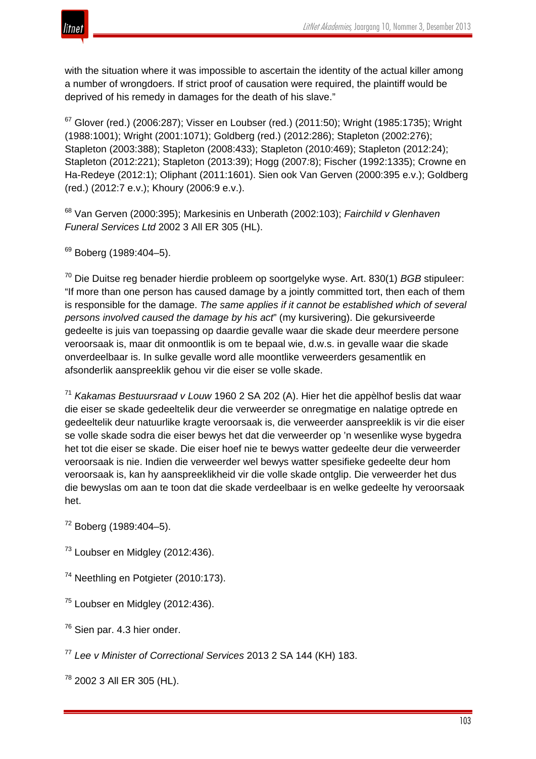with the situation where it was impossible to ascertain the identity of the actual killer among a number of wrongdoers. If strict proof of causation were required, the plaintiff would be deprived of his remedy in damages for the death of his slave."

[67] Glover (red.) (2006:287); Visser en Loubser (red.) (2011:50); Wright (1985:1735); Wright (1988:1001); Wright (2001:1071); Goldberg (red.) (2012:286); Stapleton (2002:276); Stapleton (2003:388); Stapleton (2008:433); Stapleton (2010:469); Stapleton (2012:24); Stapleton (2012:221); Stapleton (2013:39); Hogg (2007:8); Fischer (1992:1335); Crowne en Ha-Redeye (2012:1); Oliphant (2011:1601). Sien ook Van Gerven (2000:395 e.v.); Goldberg (red.) (2012:7 e.v.); Khoury (2006:9 e.v.).

[68] Van Gerven (2000:395); Markesinis en Unberath (2002:103); *Fairchild v Glenhaven Funeral Services Ltd* 2002 3 All ER 305 (HL).

[69] Boberg (1989:404–5).

[70] Die Duitse reg benader hierdie probleem op soortgelyke wyse. Art. 830(1) *BGB* stipuleer: "If more than one person has caused damage by a jointly committed tort, then each of them is responsible for the damage. *The same applies if it cannot be established which of several persons involved caused the damage by his act*" (my kursivering). Die gekursiveerde gedeelte is juis van toepassing op daardie gevalle waar die skade deur meerdere persone veroorsaak is, maar dit onmoontlik is om te bepaal wie, d.w.s. in gevalle waar die skade onverdeelbaar is. In sulke gevalle word alle moontlike verweerders gesamentlik en afsonderlik aanspreeklik gehou vir die eiser se volle skade.

[71] *Kakamas Bestuursraad v Louw* 1960 2 SA 202 (A). Hier het die appèlhof beslis dat waar die eiser se skade gedeeltelik deur die verweerder se onregmatige en nalatige optrede en gedeeltelik deur natuurlike kragte veroorsaak is, die verweerder aanspreeklik is vir die eiser se volle skade sodra die eiser bewys het dat die verweerder op 'n wesenlike wyse bygedra het tot die eiser se skade. Die eiser hoef nie te bewys watter gedeelte deur die verweerder veroorsaak is nie. Indien die verweerder wel bewys watter spesifieke gedeelte deur hom veroorsaak is, kan hy aanspreeklikheid vir die volle skade ontglip. Die verweerder het dus die bewyslas om aan te toon dat die skade verdeelbaar is en welke gedeelte hy veroorsaak het.

[72] Boberg (1989:404–5).

[73] Loubser en Midgley (2012:436).

[74] Neethling en Potgieter (2010:173).

[75] Loubser en Midgley (2012:436).

[76] Sien par. 4.3 hier onder.

[77] *Lee v Minister of Correctional Services* 2013 2 SA 144 (KH) 183.

[78] 2002 3 All ER 305 (HL).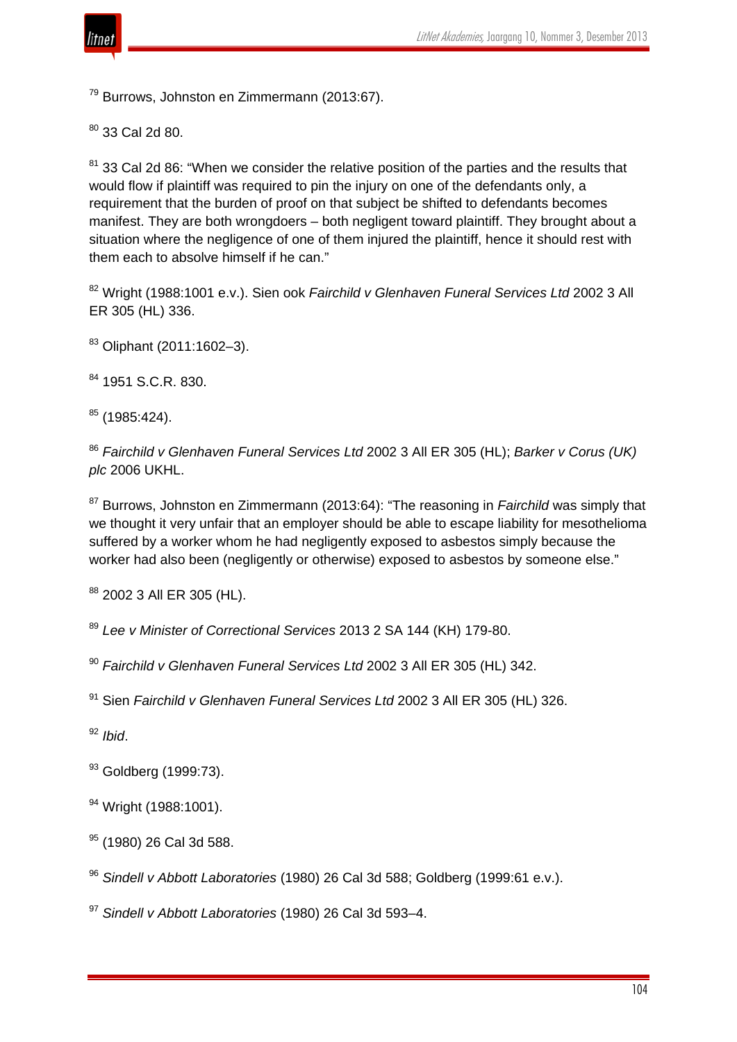[79] Burrows, Johnston en Zimmermann (2013:67).

[80] 33 Cal 2d 80.

[81] 33 Cal 2d 86: "When we consider the relative position of the parties and the results that would flow if plaintiff was required to pin the injury on one of the defendants only, a requirement that the burden of proof on that subject be shifted to defendants becomes manifest. They are both wrongdoers – both negligent toward plaintiff. They brought about a situation where the negligence of one of them injured the plaintiff, hence it should rest with them each to absolve himself if he can."

[82] Wright (1988:1001 e.v.). Sien ook *Fairchild v Glenhaven Funeral Services Ltd* 2002 3 All ER 305 (HL) 336.

[83] Oliphant (2011:1602–3).

[84] 1951 S.C.R. 830.

[85] (1985:424).

[86] *Fairchild v Glenhaven Funeral Services Ltd* 2002 3 All ER 305 (HL); *Barker v Corus (UK) plc* 2006 UKHL.

[87] Burrows, Johnston en Zimmermann (2013:64): "The reasoning in *Fairchild* was simply that we thought it very unfair that an employer should be able to escape liability for mesothelioma suffered by a worker whom he had negligently exposed to asbestos simply because the worker had also been (negligently or otherwise) exposed to asbestos by someone else."

[88] 2002 3 All ER 305 (HL).

[89] *Lee v Minister of Correctional Services* 2013 2 SA 144 (KH) 179-80.

[90] *Fairchild v Glenhaven Funeral Services Ltd* 2002 3 All ER 305 (HL) 342.

[91] Sien *Fairchild v Glenhaven Funeral Services Ltd* 2002 3 All ER 305 (HL) 326.

[92] *Ibid*.

[93] Goldberg (1999:73).

[94] Wright (1988:1001).

[95] (1980) 26 Cal 3d 588.

[96] *Sindell v Abbott Laboratories* (1980) 26 Cal 3d 588; Goldberg (1999:61 e.v.).

[97] *Sindell v Abbott Laboratories* (1980) 26 Cal 3d 593–4.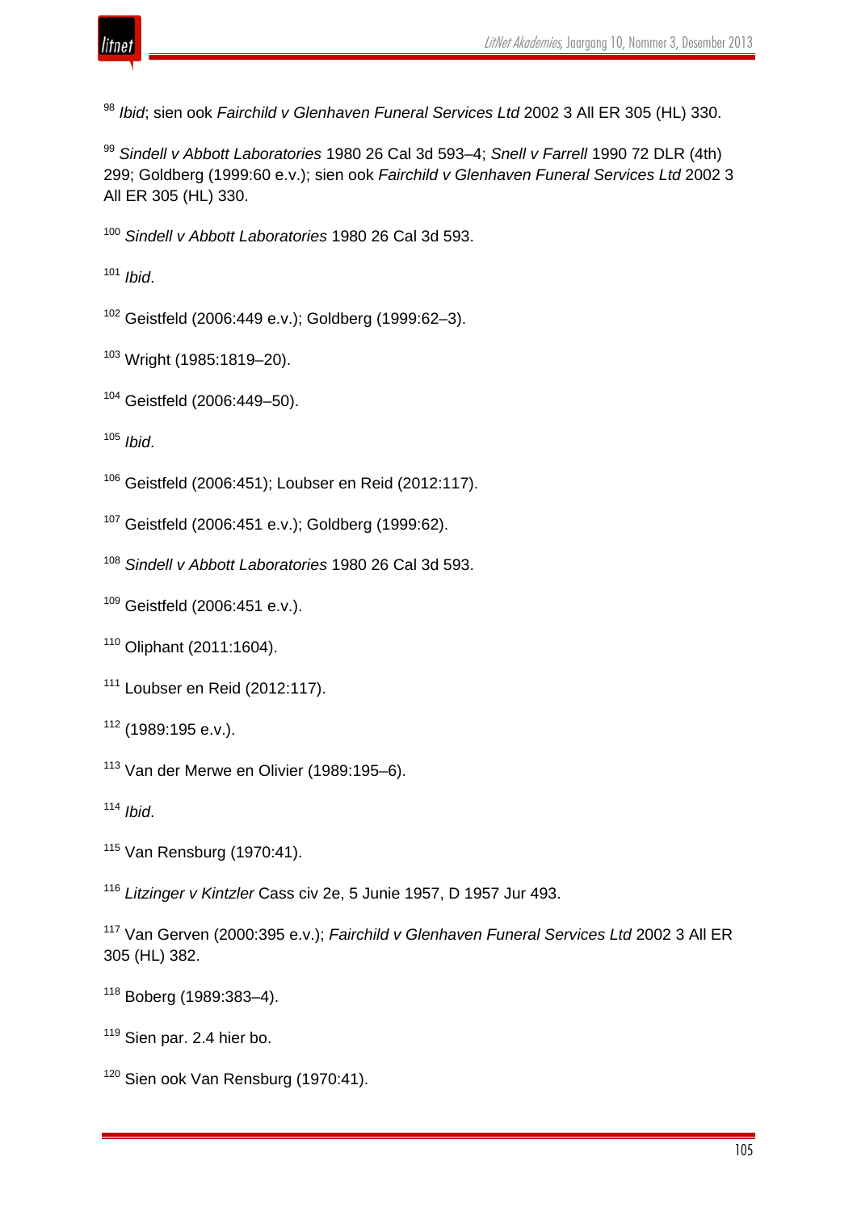[98] *Ibid*; sien ook *Fairchild v Glenhaven Funeral Services Ltd* 2002 3 All ER 305 (HL) 330.

[99] *Sindell v Abbott Laboratories* 1980 26 Cal 3d 593–4; *Snell v Farrell* 1990 72 DLR (4th) 299; Goldberg (1999:60 e.v.); sien ook *Fairchild v Glenhaven Funeral Services Ltd* 2002 3 All ER 305 (HL) 330.

[100] *Sindell v Abbott Laboratories* 1980 26 Cal 3d 593.

[101] *Ibid*.

[102] Geistfeld (2006:449 e.v.); Goldberg (1999:62–3).

[103] Wright (1985:1819–20).

[104] Geistfeld (2006:449–50).

[105] *Ibid*.

[106] Geistfeld (2006:451); Loubser en Reid (2012:117).

[107] Geistfeld (2006:451 e.v.); Goldberg (1999:62).

[108] *Sindell v Abbott Laboratories* 1980 26 Cal 3d 593.

[109] Geistfeld (2006:451 e.v.).

[110] Oliphant (2011:1604).

[111] Loubser en Reid (2012:117).

[112] (1989:195 e.v.).

[113] Van der Merwe en Olivier (1989:195–6).

[114] *Ibid*.

[115] Van Rensburg (1970:41).

[116] *Litzinger v Kintzler* Cass civ 2e, 5 Junie 1957, D 1957 Jur 493.

[117] Van Gerven (2000:395 e.v.); *Fairchild v Glenhaven Funeral Services Ltd* 2002 3 All ER 305 (HL) 382.

[118] Boberg (1989:383–4).

[119] Sien par. 2.4 hier bo.

[120] Sien ook Van Rensburg (1970:41).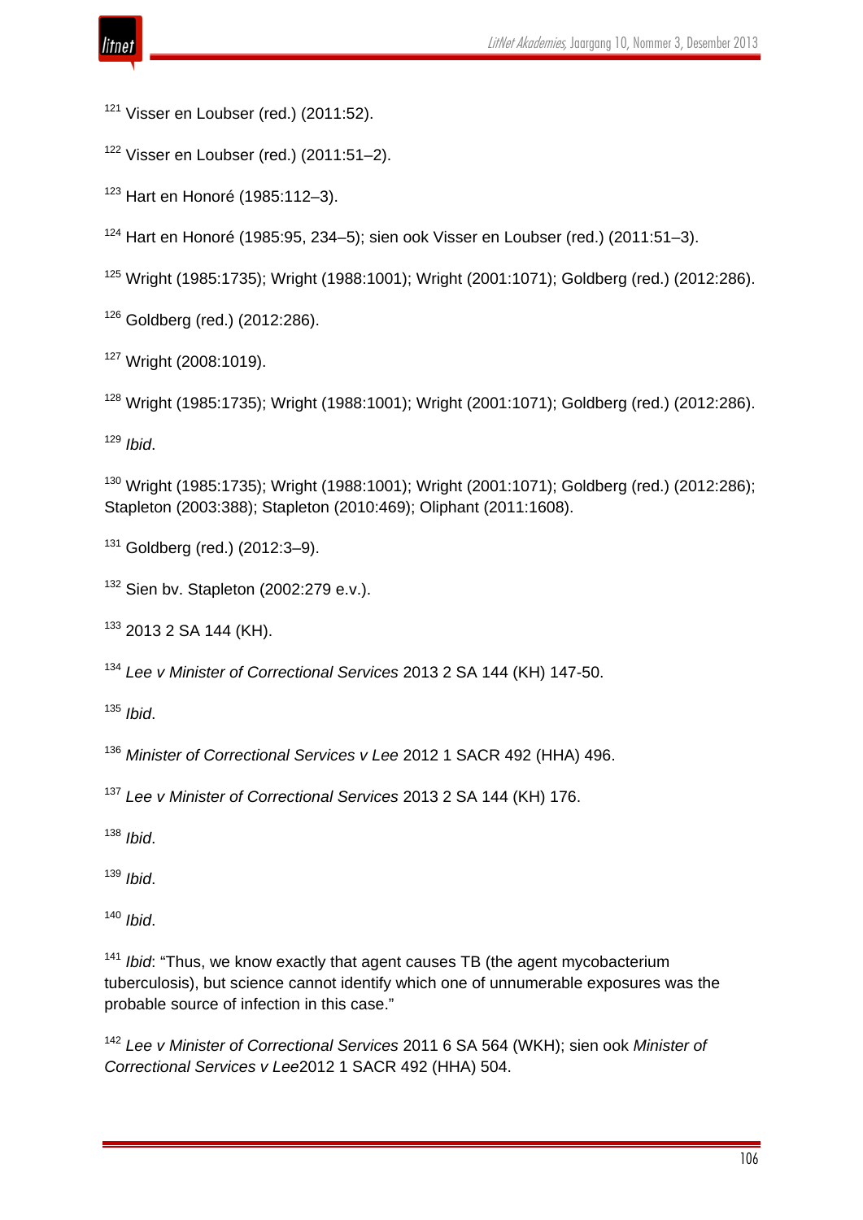[121] Visser en Loubser (red.) (2011:52).

[122] Visser en Loubser (red.) (2011:51–2).

[123] Hart en Honoré (1985:112–3).

[124] Hart en Honoré (1985:95, 234–5); sien ook Visser en Loubser (red.) (2011:51–3).

[125] Wright (1985:1735); Wright (1988:1001); Wright (2001:1071); Goldberg (red.) (2012:286).

[126] Goldberg (red.) (2012:286).

[127] Wright (2008:1019).

[128] Wright (1985:1735); Wright (1988:1001); Wright (2001:1071); Goldberg (red.) (2012:286).

[129] *Ibid*.

[130] Wright (1985:1735); Wright (1988:1001); Wright (2001:1071); Goldberg (red.) (2012:286); Stapleton (2003:388); Stapleton (2010:469); Oliphant (2011:1608).

[131] Goldberg (red.) (2012:3–9).

[132] Sien bv. Stapleton (2002:279 e.v.).

[133] 2013 2 SA 144 (KH).

[134] *Lee v Minister of Correctional Services* 2013 2 SA 144 (KH) 147-50.

[135] *Ibid*.

[136] *Minister of Correctional Services v Lee* 2012 1 SACR 492 (HHA) 496.

[137] *Lee v Minister of Correctional Services* 2013 2 SA 144 (KH) 176.

[138] *Ibid*.

[139] *Ibid*.

[140] *Ibid*.

[141] *Ibid*: "Thus, we know exactly that agent causes TB (the agent mycobacterium tuberculosis), but science cannot identify which one of unnumerable exposures was the probable source of infection in this case."

[142] *Lee v Minister of Correctional Services* 2011 6 SA 564 (WKH); sien ook *Minister of Correctional Services v Lee*2012 1 SACR 492 (HHA) 504.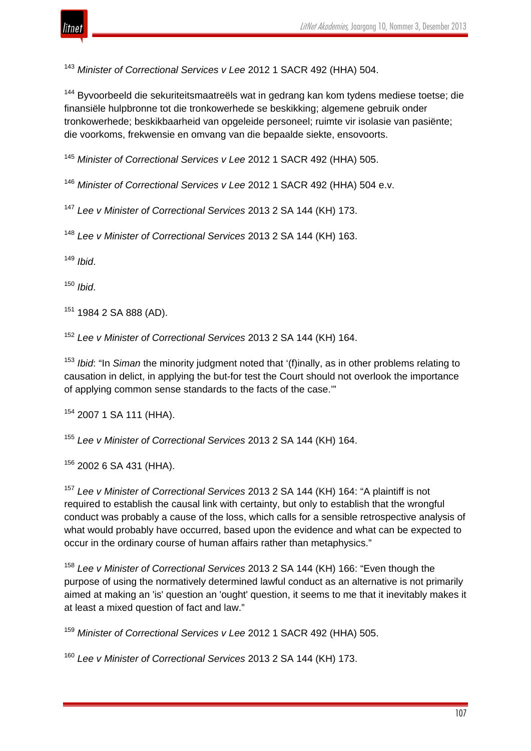[143] *Minister of Correctional Services v Lee* 2012 1 SACR 492 (HHA) 504.

[144] Byvoorbeeld die sekuriteitsmaatreëls wat in gedrang kan kom tydens mediese toetse; die finansiële hulpbronne tot die tronkowerhede se beskikking; algemene gebruik onder tronkowerhede; beskikbaarheid van opgeleide personeel; ruimte vir isolasie van pasiënte; die voorkoms, frekwensie en omvang van die bepaalde siekte, ensovoorts.

[145] *Minister of Correctional Services v Lee* 2012 1 SACR 492 (HHA) 505.

[146] *Minister of Correctional Services v Lee* 2012 1 SACR 492 (HHA) 504 e.v.

[147] *Lee v Minister of Correctional Services* 2013 2 SA 144 (KH) 173.

[148] *Lee v Minister of Correctional Services* 2013 2 SA 144 (KH) 163.

[149] *Ibid*.

[150] *Ibid*.

[151] 1984 2 SA 888 (AD).

[152] *Lee v Minister of Correctional Services* 2013 2 SA 144 (KH) 164.

[153] *Ibid*: "In *Siman* the minority judgment noted that '(f)inally, as in other problems relating to causation in delict, in applying the but-for test the Court should not overlook the importance of applying common sense standards to the facts of the case.'"

[154] 2007 1 SA 111 (HHA).

[155] *Lee v Minister of Correctional Services* 2013 2 SA 144 (KH) 164.

[156] 2002 6 SA 431 (HHA).

[157] *Lee v Minister of Correctional Services* 2013 2 SA 144 (KH) 164: "A plaintiff is not required to establish the causal link with certainty, but only to establish that the wrongful conduct was probably a cause of the loss, which calls for a sensible retrospective analysis of what would probably have occurred, based upon the evidence and what can be expected to occur in the ordinary course of human affairs rather than metaphysics."

[158] *Lee v Minister of Correctional Services* 2013 2 SA 144 (KH) 166: "Even though the purpose of using the normatively determined lawful conduct as an alternative is not primarily aimed at making an 'is' question an 'ought' question, it seems to me that it inevitably makes it at least a mixed question of fact and law."

[159] *Minister of Correctional Services v Lee* 2012 1 SACR 492 (HHA) 505.

[160] *Lee v Minister of Correctional Services* 2013 2 SA 144 (KH) 173.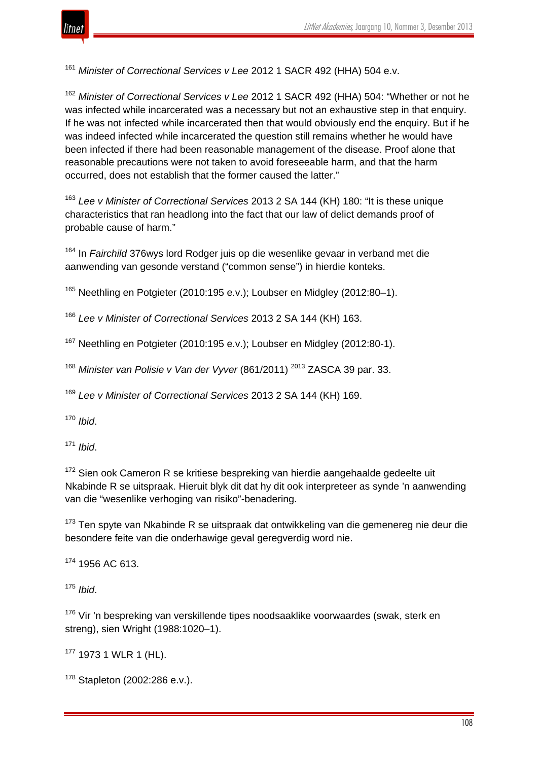[161] *Minister of Correctional Services v Lee* 2012 1 SACR 492 (HHA) 504 e.v.

[162] *Minister of Correctional Services v Lee* 2012 1 SACR 492 (HHA) 504: "Whether or not he was infected while incarcerated was a necessary but not an exhaustive step in that enquiry. If he was not infected while incarcerated then that would obviously end the enquiry. But if he was indeed infected while incarcerated the question still remains whether he would have been infected if there had been reasonable management of the disease. Proof alone that reasonable precautions were not taken to avoid foreseeable harm, and that the harm occurred, does not establish that the former caused the latter."

[163] *Lee v Minister of Correctional Services* 2013 2 SA 144 (KH) 180: "It is these unique characteristics that ran headlong into the fact that our law of delict demands proof of probable cause of harm."

[164] In *Fairchild* 376wys lord Rodger juis op die wesenlike gevaar in verband met die aanwending van gesonde verstand ("common sense") in hierdie konteks.

[165] Neethling en Potgieter (2010:195 e.v.); Loubser en Midgley (2012:80–1).

[166] *Lee v Minister of Correctional Services* 2013 2 SA 144 (KH) 163.

[167] Neethling en Potgieter (2010:195 e.v.); Loubser en Midgley (2012:80-1).

[168] *Minister van Polisie v Van der Vyver* (861/2011) [2013] ZASCA 39 par. 33.

[169] *Lee v Minister of Correctional Services* 2013 2 SA 144 (KH) 169.

[170] *Ibid*.

[171] *Ibid*.

[172] Sien ook Cameron R se kritiese bespreking van hierdie aangehaalde gedeelte uit Nkabinde R se uitspraak. Hieruit blyk dit dat hy dit ook interpreteer as synde 'n aanwending van die "wesenlike verhoging van risiko"-benadering.

[173] Ten spyte van Nkabinde R se uitspraak dat ontwikkeling van die gemenereg nie deur die besondere feite van die onderhawige geval geregverdig word nie.

[174] 1956 AC 613.

[175] *Ibid*.

[176] Vir 'n bespreking van verskillende tipes noodsaaklike voorwaardes (swak, sterk en streng), sien Wright (1988:1020–1).

[177] 1973 1 WLR 1 (HL).

[178] Stapleton (2002:286 e.v.).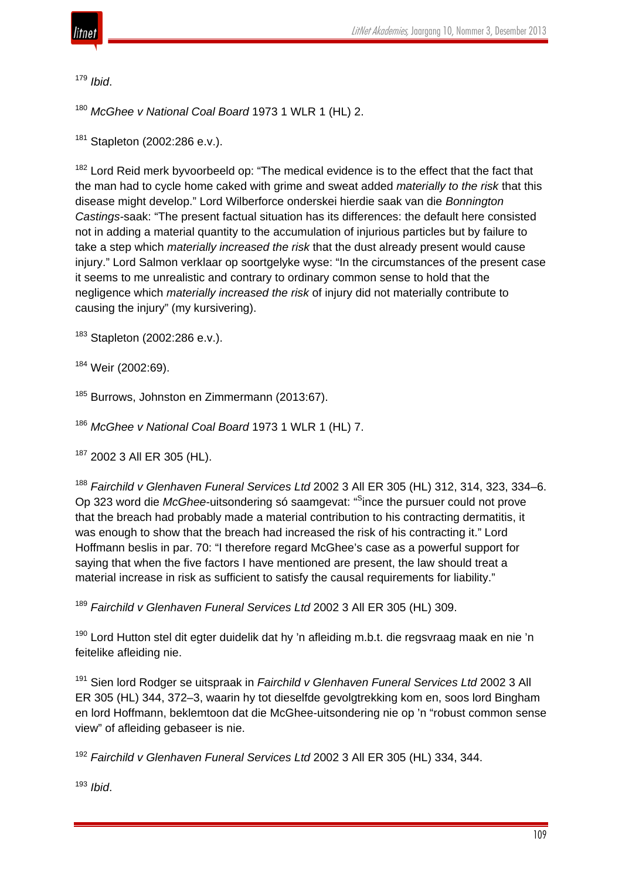[179] *Ibid*.

[180] *McGhee v National Coal Board* 1973 1 WLR 1 (HL) 2.

[181] Stapleton (2002:286 e.v.).

[182] Lord Reid merk byvoorbeeld op: "The medical evidence is to the effect that the fact that the man had to cycle home caked with grime and sweat added *materially to the risk* that this disease might develop." Lord Wilberforce onderskei hierdie saak van die *Bonnington Castings*-saak: "The present factual situation has its differences: the default here consisted not in adding a material quantity to the accumulation of injurious particles but by failure to take a step which *materially increased the risk* that the dust already present would cause injury." Lord Salmon verklaar op soortgelyke wyse: "In the circumstances of the present case it seems to me unrealistic and contrary to ordinary common sense to hold that the negligence which *materially increased the risk* of injury did not materially contribute to causing the injury" (my kursivering).

[183] Stapleton (2002:286 e.v.).

[184] Weir (2002:69).

[185] Burrows, Johnston en Zimmermann (2013:67).

[186] *McGhee v National Coal Board* 1973 1 WLR 1 (HL) 7.

[187] 2002 3 All ER 305 (HL).

[188] *Fairchild v Glenhaven Funeral Services Ltd* 2002 3 All ER 305 (HL) 312, 314, 323, 334–6. Op 323 word die *McGhee*-uitsondering só saamgevat: "Since the pursuer could not prove that the breach had probably made a material contribution to his contracting dermatitis, it was enough to show that the breach had increased the risk of his contracting it." Lord Hoffmann beslis in par. 70: "I therefore regard McGhee's case as a powerful support for saying that when the five factors I have mentioned are present, the law should treat a material increase in risk as sufficient to satisfy the causal requirements for liability."

[189] *Fairchild v Glenhaven Funeral Services Ltd* 2002 3 All ER 305 (HL) 309.

[190] Lord Hutton stel dit egter duidelik dat hy 'n afleiding m.b.t. die regsvraag maak en nie 'n feitelike afleiding nie.

[191] Sien lord Rodger se uitspraak in *Fairchild v Glenhaven Funeral Services Ltd* 2002 3 All ER 305 (HL) 344, 372–3, waarin hy tot dieselfde gevolgtrekking kom en, soos lord Bingham en lord Hoffmann, beklemtoon dat die McGhee-uitsondering nie op 'n "robust common sense view" of afleiding gebaseer is nie.

[192] *Fairchild v Glenhaven Funeral Services Ltd* 2002 3 All ER 305 (HL) 334, 344.

[193] *Ibid*.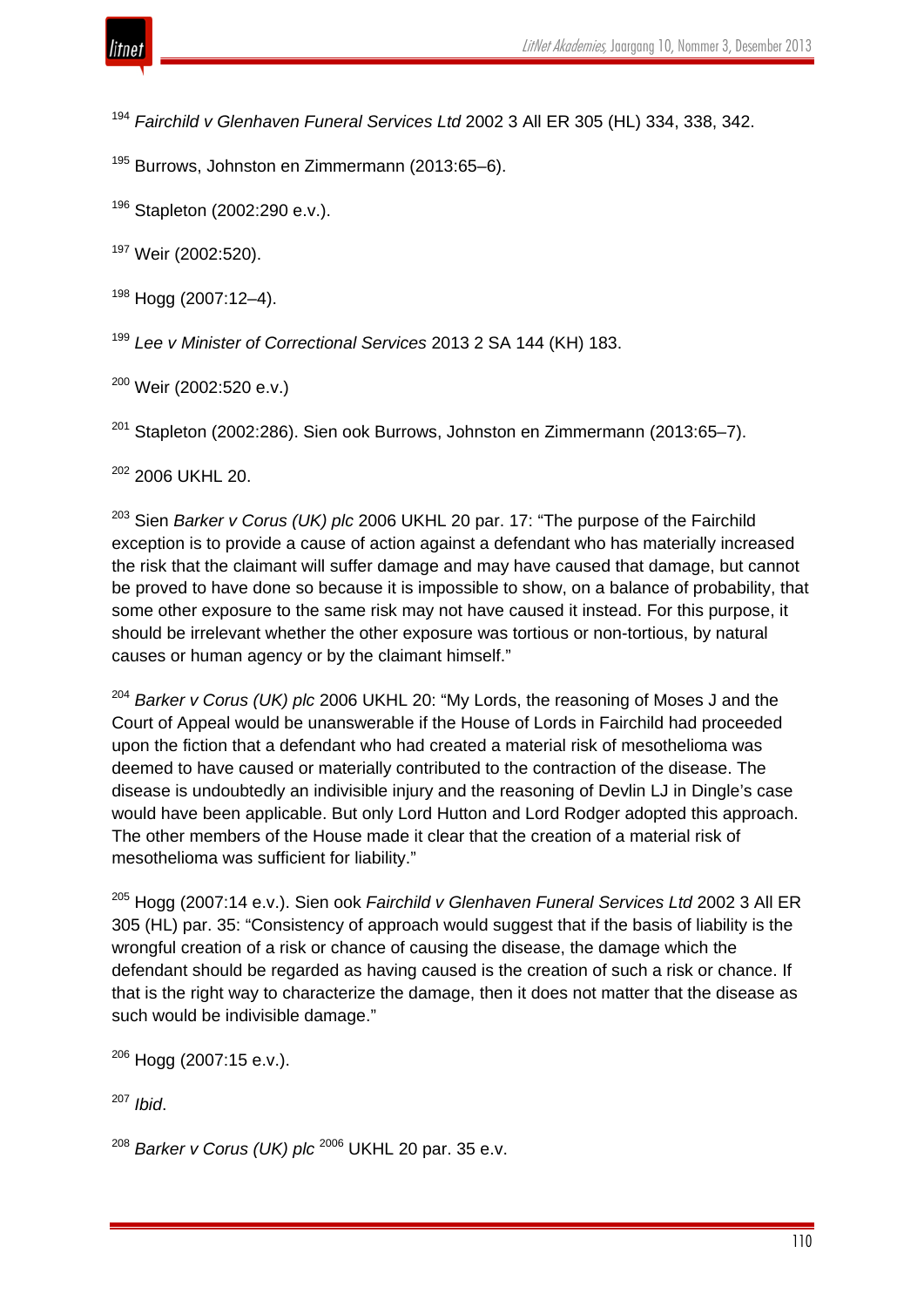[194] *Fairchild v Glenhaven Funeral Services Ltd* 2002 3 All ER 305 (HL) 334, 338, 342.

[195] Burrows, Johnston en Zimmermann (2013:65–6).

[196] Stapleton (2002:290 e.v.).

[197] Weir (2002:520).

[198] Hogg (2007:12–4).

[199] *Lee v Minister of Correctional Services* 2013 2 SA 144 (KH) 183.

[200] Weir (2002:520 e.v.)

[201] Stapleton (2002:286). Sien ook Burrows, Johnston en Zimmermann (2013:65–7).

[202] 2006 UKHL 20.

[203] Sien *Barker v Corus (UK) plc* 2006 UKHL 20 par. 17: "The purpose of the Fairchild exception is to provide a cause of action against a defendant who has materially increased the risk that the claimant will suffer damage and may have caused that damage, but cannot be proved to have done so because it is impossible to show, on a balance of probability, that some other exposure to the same risk may not have caused it instead. For this purpose, it should be irrelevant whether the other exposure was tortious or non-tortious, by natural causes or human agency or by the claimant himself."

[204] *Barker v Corus (UK) plc* 2006 UKHL 20: "My Lords, the reasoning of Moses J and the Court of Appeal would be unanswerable if the House of Lords in Fairchild had proceeded upon the fiction that a defendant who had created a material risk of mesothelioma was deemed to have caused or materially contributed to the contraction of the disease. The disease is undoubtedly an indivisible injury and the reasoning of Devlin LJ in Dingle's case would have been applicable. But only Lord Hutton and Lord Rodger adopted this approach. The other members of the House made it clear that the creation of a material risk of mesothelioma was sufficient for liability."

[205] Hogg (2007:14 e.v.). Sien ook *Fairchild v Glenhaven Funeral Services Ltd* 2002 3 All ER 305 (HL) par. 35: "Consistency of approach would suggest that if the basis of liability is the wrongful creation of a risk or chance of causing the disease, the damage which the defendant should be regarded as having caused is the creation of such a risk or chance. If that is the right way to characterize the damage, then it does not matter that the disease as such would be indivisible damage."

[206] Hogg (2007:15 e.v.).

[207] *Ibid*.

[208] *Barker v Corus (UK) plc* 2006 UKHL 20 par. 35 e.v.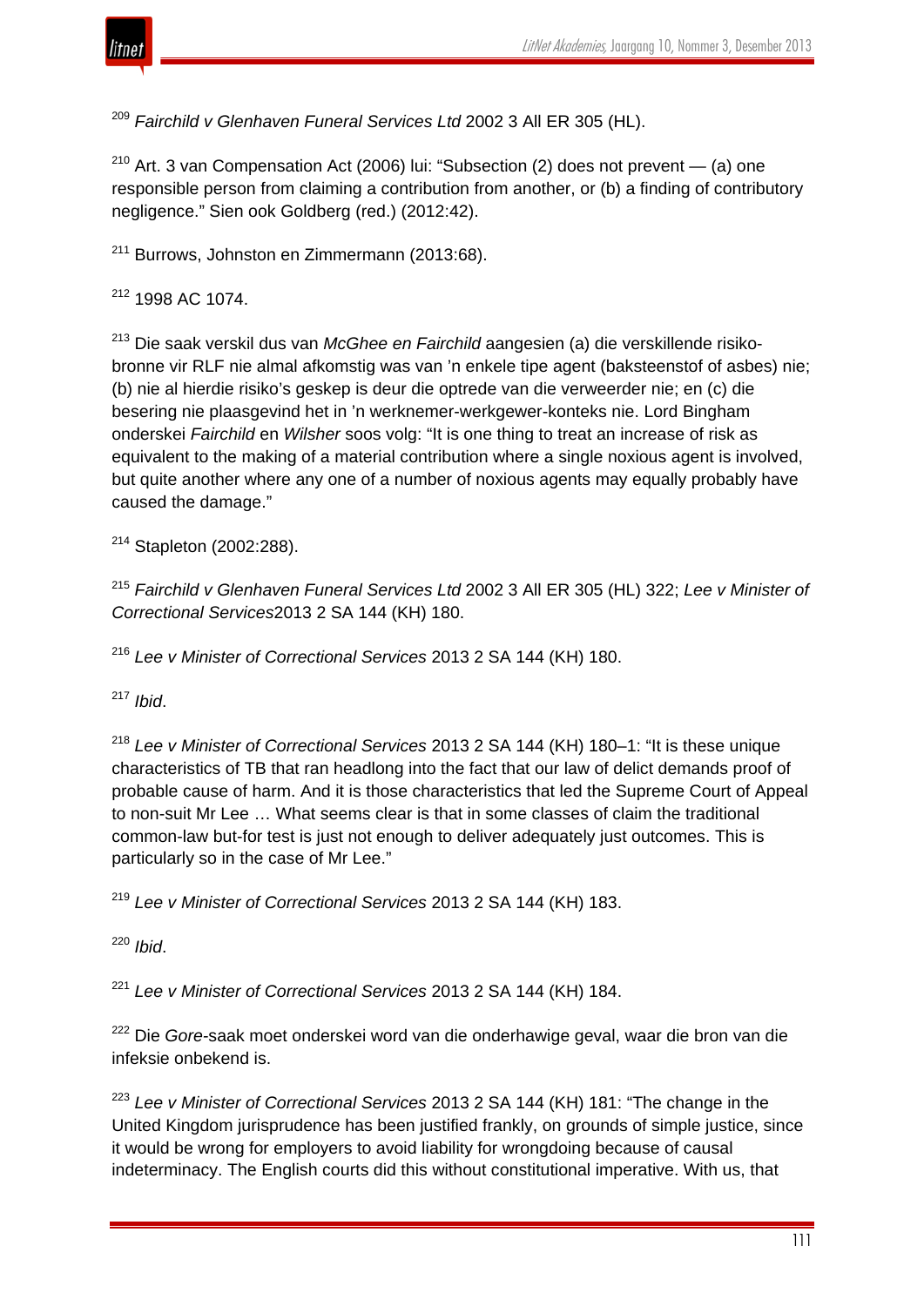[209] *Fairchild v Glenhaven Funeral Services Ltd* 2002 3 All ER 305 (HL).

[210] Art. 3 van Compensation Act (2006) lui: "Subsection (2) does not prevent — (a) one responsible person from claiming a contribution from another, or (b) a finding of contributory negligence." Sien ook Goldberg (red.) (2012:42).

[211] Burrows, Johnston en Zimmermann (2013:68).

[212] 1998 AC 1074.

[213] Die saak verskil dus van *McGhee en Fairchild* aangesien (a) die verskillende risiko-bronne vir RLF nie almal afkomstig was van 'n enkele tipe agent (baksteenstof of asbes) nie; (b) nie al hierdie risiko's geskep is deur die optrede van die verweerder nie; en (c) die besering nie plaasgevind het in 'n werknemer-werkgewer-konteks nie. Lord Bingham onderskei *Fairchild* en *Wilsher* soos volg: "It is one thing to treat an increase of risk as equivalent to the making of a material contribution where a single noxious agent is involved, but quite another where any one of a number of noxious agents may equally probably have caused the damage."

[214] Stapleton (2002:288).

[215] *Fairchild v Glenhaven Funeral Services Ltd* 2002 3 All ER 305 (HL) 322; *Lee v Minister of Correctional Services*2013 2 SA 144 (KH) 180.

[216] *Lee v Minister of Correctional Services* 2013 2 SA 144 (KH) 180.

[217] *Ibid*.

[218] *Lee v Minister of Correctional Services* 2013 2 SA 144 (KH) 180–1: "It is these unique characteristics of TB that ran headlong into the fact that our law of delict demands proof of probable cause of harm. And it is those characteristics that led the Supreme Court of Appeal to non-suit Mr Lee … What seems clear is that in some classes of claim the traditional common-law but-for test is just not enough to deliver adequately just outcomes. This is particularly so in the case of Mr Lee."

[219] *Lee v Minister of Correctional Services* 2013 2 SA 144 (KH) 183.

[220] *Ibid*.

[221] *Lee v Minister of Correctional Services* 2013 2 SA 144 (KH) 184.

[222] Die *Gore*-saak moet onderskei word van die onderhawige geval, waar die bron van die infeksie onbekend is.

[223] *Lee v Minister of Correctional Services* 2013 2 SA 144 (KH) 181: "The change in the United Kingdom jurisprudence has been justified frankly, on grounds of simple justice, since it would be wrong for employers to avoid liability for wrongdoing because of causal indeterminacy. The English courts did this without constitutional imperative. With us, that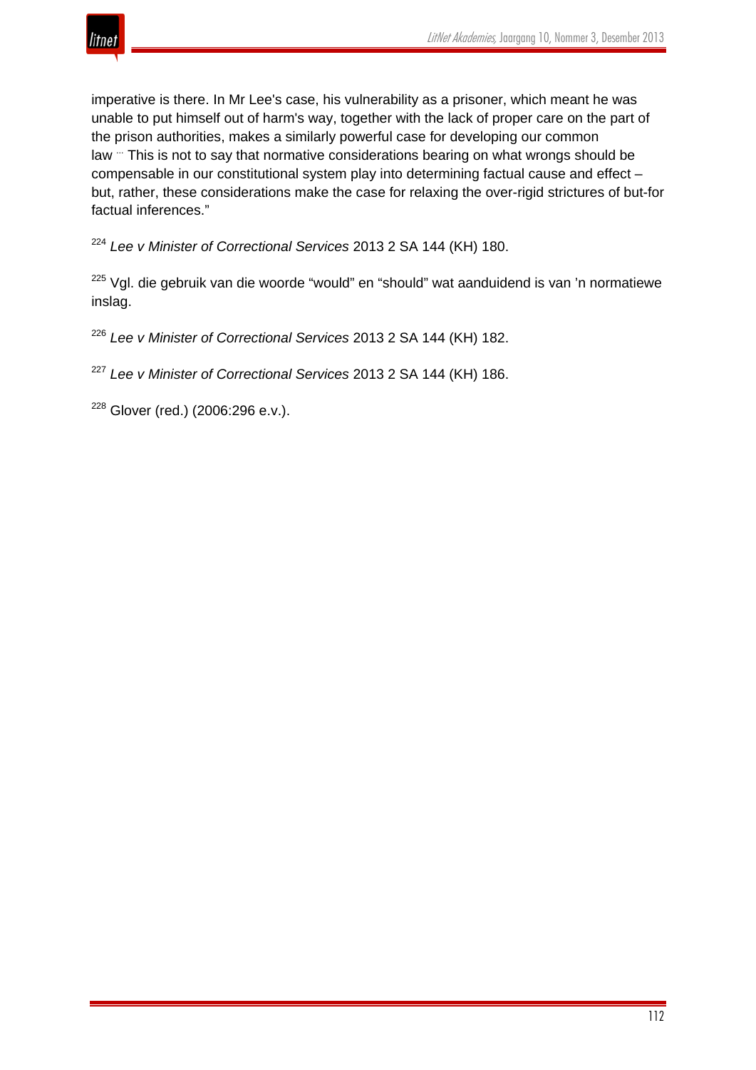imperative is there. In Mr Lee's case, his vulnerability as a prisoner, which meant he was unable to put himself out of harm's way, together with the lack of proper care on the part of the prison authorities, makes a similarly powerful case for developing our common law ... This is not to say that normative considerations bearing on what wrongs should be compensable in our constitutional system play into determining factual cause and effect – but, rather, these considerations make the case for relaxing the over-rigid strictures of but-for factual inferences."

[224] *Lee v Minister of Correctional Services* 2013 2 SA 144 (KH) 180.

[225] Vgl. die gebruik van die woorde "would" en "should" wat aanduidend is van 'n normatiewe inslag.

[226] *Lee v Minister of Correctional Services* 2013 2 SA 144 (KH) 182.

[227] *Lee v Minister of Correctional Services* 2013 2 SA 144 (KH) 186.

[228] Glover (red.) (2006:296 e.v.).